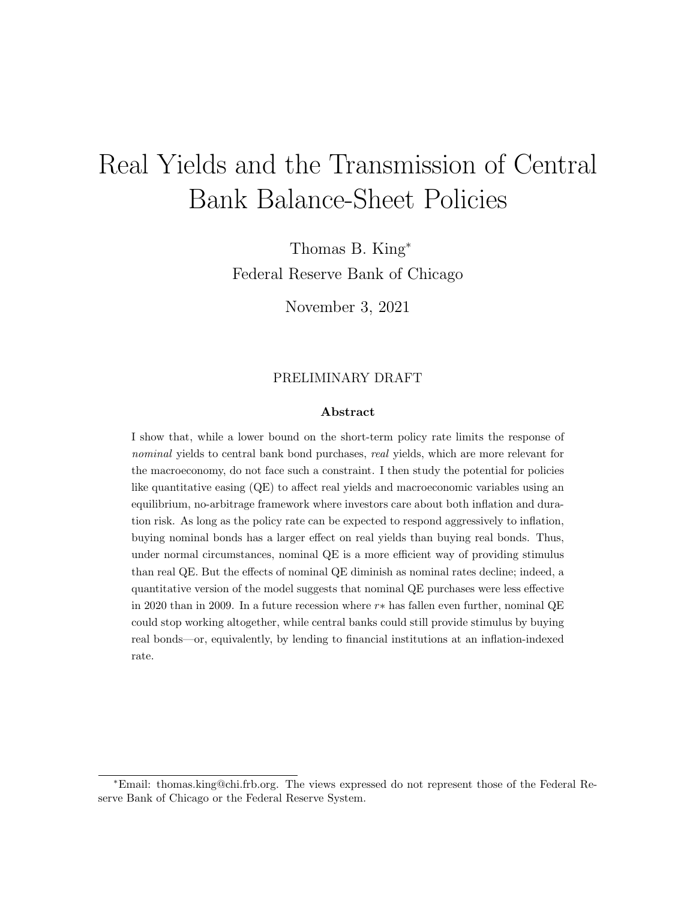# Real Yields and the Transmission of Central Bank Balance-Sheet Policies

Thomas B. King[*]

Federal Reserve Bank of Chicago

November 3, 2021

PRELIMINARY DRAFT

**Abstract**

I show that, while a lower bound on the short-term policy rate limits the response of *nominal* yields to central bank bond purchases, *real* yields, which are more relevant for the macroeconomy, do not face such a constraint. I then study the potential for policies like quantitative easing (QE) to affect real yields and macroeconomic variables using an equilibrium, no-arbitrage framework where investors care about both inflation and duration risk. As long as the policy rate can be expected to respond aggressively to inflation, buying nominal bonds has a larger effect on real yields than buying real bonds. Thus, under normal circumstances, nominal QE is a more efficient way of providing stimulus than real QE. But the effects of nominal QE diminish as nominal rates decline; indeed, a quantitative version of the model suggests that nominal QE purchases were less effective in 2020 than in 2009. In a future recession where $r*$ has fallen even further, nominal QE could stop working altogether, while central banks could still provide stimulus by buying real bonds—or, equivalently, by lending to financial institutions at an inflation-indexed rate.

[*] Email: thomas.king@chi.frb.org. The views expressed do not represent those of the Federal Reserve Bank of Chicago or the Federal Reserve System.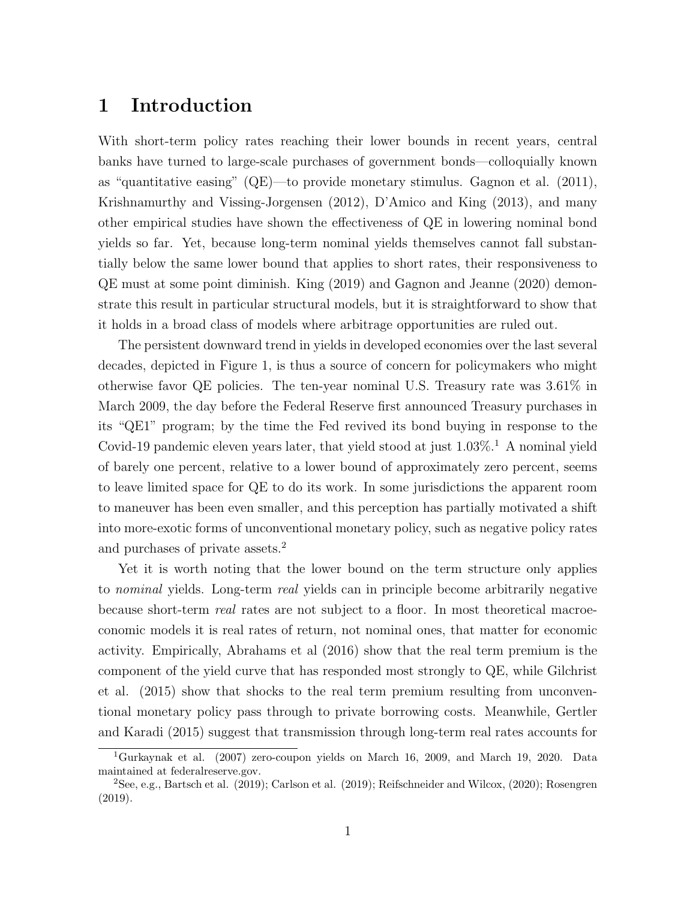# 1 Introduction

With short-term policy rates reaching their lower bounds in recent years, central banks have turned to large-scale purchases of government bonds—colloquially known as "quantitative easing" (QE)—to provide monetary stimulus. Gagnon et al. (2011), Krishnamurthy and Vissing-Jorgensen (2012), D'Amico and King (2013), and many other empirical studies have shown the effectiveness of QE in lowering nominal bond yields so far. Yet, because long-term nominal yields themselves cannot fall substantially below the same lower bound that applies to short rates, their responsiveness to QE must at some point diminish. King (2019) and Gagnon and Jeanne (2020) demonstrate this result in particular structural models, but it is straightforward to show that it holds in a broad class of models where arbitrage opportunities are ruled out.

The persistent downward trend in yields in developed economies over the last several decades, depicted in Figure 1, is thus a source of concern for policymakers who might otherwise favor QE policies. The ten-year nominal U.S. Treasury rate was 3.61% in March 2009, the day before the Federal Reserve first announced Treasury purchases in its "QE1" program; by the time the Fed revived its bond buying in response to the Covid-19 pandemic eleven years later, that yield stood at just 1.03%.[1] A nominal yield of barely one percent, relative to a lower bound of approximately zero percent, seems to leave limited space for QE to do its work. In some jurisdictions the apparent room to maneuver has been even smaller, and this perception has partially motivated a shift into more-exotic forms of unconventional monetary policy, such as negative policy rates and purchases of private assets.[2]

Yet it is worth noting that the lower bound on the term structure only applies to *nominal* yields. Long-term *real* yields can in principle become arbitrarily negative because short-term *real* rates are not subject to a floor. In most theoretical macroeconomic models it is real rates of return, not nominal ones, that matter for economic activity. Empirically, Abrahams et al (2016) show that the real term premium is the component of the yield curve that has responded most strongly to QE, while Gilchrist et al. (2015) show that shocks to the real term premium resulting from unconventional monetary policy pass through to private borrowing costs. Meanwhile, Gertler and Karadi (2015) suggest that transmission through long-term real rates accounts for

[1] Gurkaynak et al. (2007) zero-coupon yields on March 16, 2009, and March 19, 2020. Data maintained at federalreserve.gov.

[2] See, e.g., Bartsch et al. (2019); Carlson et al. (2019); Reifschneider and Wilcox, (2020); Rosengren (2019).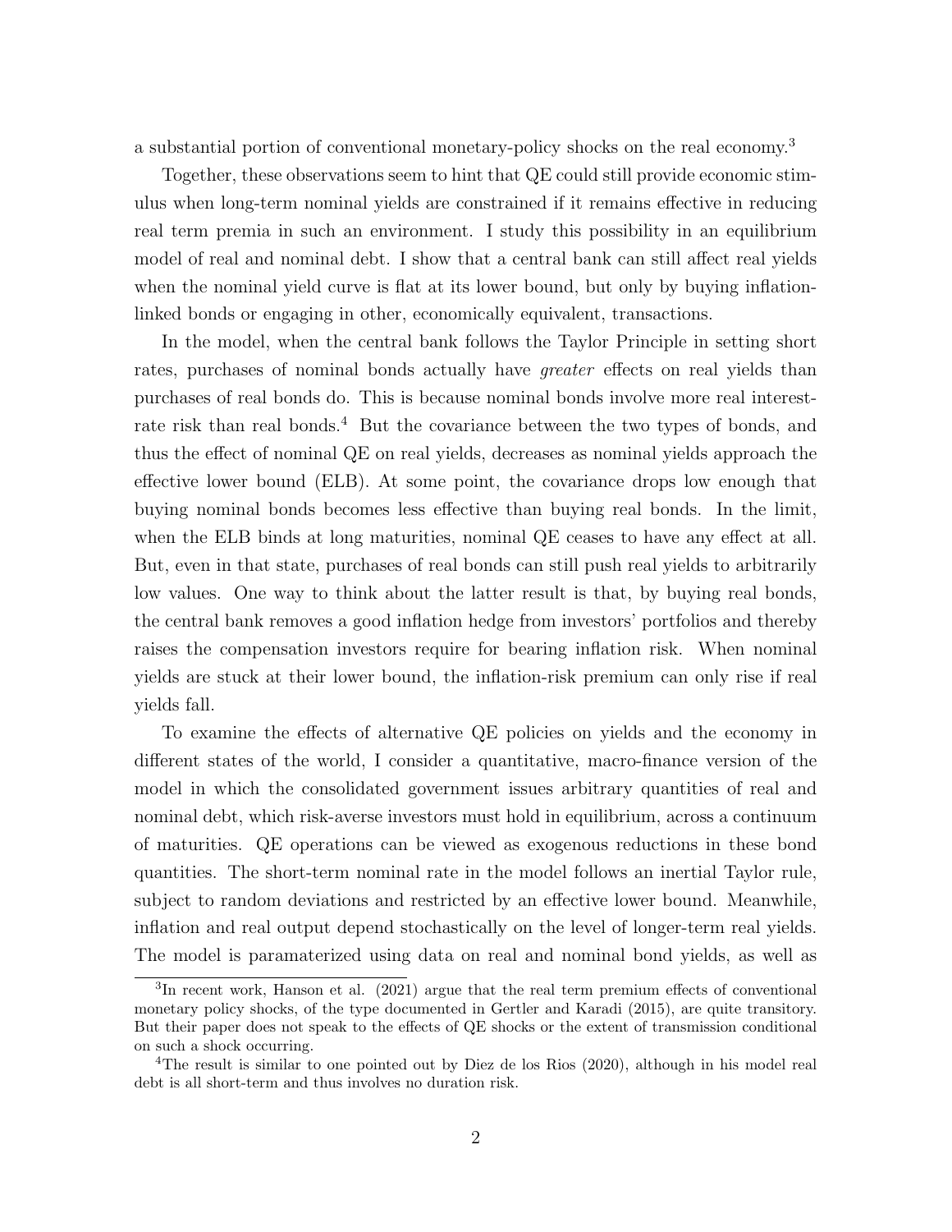a substantial portion of conventional monetary-policy shocks on the real economy.[3]

Together, these observations seem to hint that QE could still provide economic stimulus when long-term nominal yields are constrained if it remains effective in reducing real term premia in such an environment. I study this possibility in an equilibrium model of real and nominal debt. I show that a central bank can still affect real yields when the nominal yield curve is flat at its lower bound, but only by buying inflation-linked bonds or engaging in other, economically equivalent, transactions.

In the model, when the central bank follows the Taylor Principle in setting short rates, purchases of nominal bonds actually have *greater* effects on real yields than purchases of real bonds do. This is because nominal bonds involve more real interest-rate risk than real bonds.[4] But the covariance between the two types of bonds, and thus the effect of nominal QE on real yields, decreases as nominal yields approach the effective lower bound (ELB). At some point, the covariance drops low enough that buying nominal bonds becomes less effective than buying real bonds. In the limit, when the ELB binds at long maturities, nominal QE ceases to have any effect at all. But, even in that state, purchases of real bonds can still push real yields to arbitrarily low values. One way to think about the latter result is that, by buying real bonds, the central bank removes a good inflation hedge from investors' portfolios and thereby raises the compensation investors require for bearing inflation risk. When nominal yields are stuck at their lower bound, the inflation-risk premium can only rise if real yields fall.

To examine the effects of alternative QE policies on yields and the economy in different states of the world, I consider a quantitative, macro-finance version of the model in which the consolidated government issues arbitrary quantities of real and nominal debt, which risk-averse investors must hold in equilibrium, across a continuum of maturities. QE operations can be viewed as exogenous reductions in these bond quantities. The short-term nominal rate in the model follows an inertial Taylor rule, subject to random deviations and restricted by an effective lower bound. Meanwhile, inflation and real output depend stochastically on the level of longer-term real yields. The model is paramaterized using data on real and nominal bond yields, as well as

[3] In recent work, Hanson et al. (2021) argue that the real term premium effects of conventional monetary policy shocks, of the type documented in Gertler and Karadi (2015), are quite transitory. But their paper does not speak to the effects of QE shocks or the extent of transmission conditional on such a shock occurring.

[4] The result is similar to one pointed out by Diez de los Rios (2020), although in his model real debt is all short-term and thus involves no duration risk.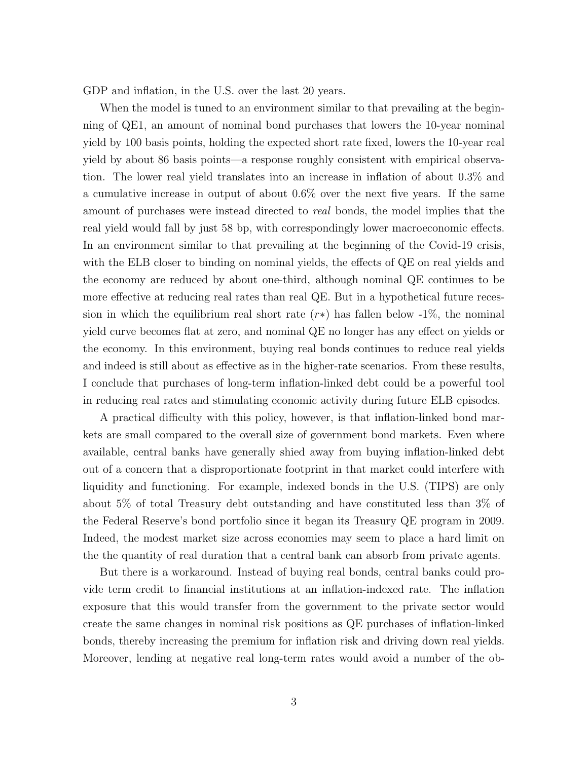GDP and inflation, in the U.S. over the last 20 years.

When the model is tuned to an environment similar to that prevailing at the beginning of QE1, an amount of nominal bond purchases that lowers the 10-year nominal yield by 100 basis points, holding the expected short rate fixed, lowers the 10-year real yield by about 86 basis points—a response roughly consistent with empirical observation. The lower real yield translates into an increase in inflation of about 0.3% and a cumulative increase in output of about 0.6% over the next five years. If the same amount of purchases were instead directed to *real* bonds, the model implies that the real yield would fall by just 58 bp, with correspondingly lower macroeconomic effects. In an environment similar to that prevailing at the beginning of the Covid-19 crisis, with the ELB closer to binding on nominal yields, the effects of QE on real yields and the economy are reduced by about one-third, although nominal QE continues to be more effective at reducing real rates than real QE. But in a hypothetical future recession in which the equilibrium real short rate ($r*$) has fallen below -1%, the nominal yield curve becomes flat at zero, and nominal QE no longer has any effect on yields or the economy. In this environment, buying real bonds continues to reduce real yields and indeed is still about as effective as in the higher-rate scenarios. From these results, I conclude that purchases of long-term inflation-linked debt could be a powerful tool in reducing real rates and stimulating economic activity during future ELB episodes.

A practical difficulty with this policy, however, is that inflation-linked bond markets are small compared to the overall size of government bond markets. Even where available, central banks have generally shied away from buying inflation-linked debt out of a concern that a disproportionate footprint in that market could interfere with liquidity and functioning. For example, indexed bonds in the U.S. (TIPS) are only about 5% of total Treasury debt outstanding and have constituted less than 3% of the Federal Reserve's bond portfolio since it began its Treasury QE program in 2009. Indeed, the modest market size across economies may seem to place a hard limit on the the quantity of real duration that a central bank can absorb from private agents.

But there is a workaround. Instead of buying real bonds, central banks could provide term credit to financial institutions at an inflation-indexed rate. The inflation exposure that this would transfer from the government to the private sector would create the same changes in nominal risk positions as QE purchases of inflation-linked bonds, thereby increasing the premium for inflation risk and driving down real yields. Moreover, lending at negative real long-term rates would avoid a number of the ob-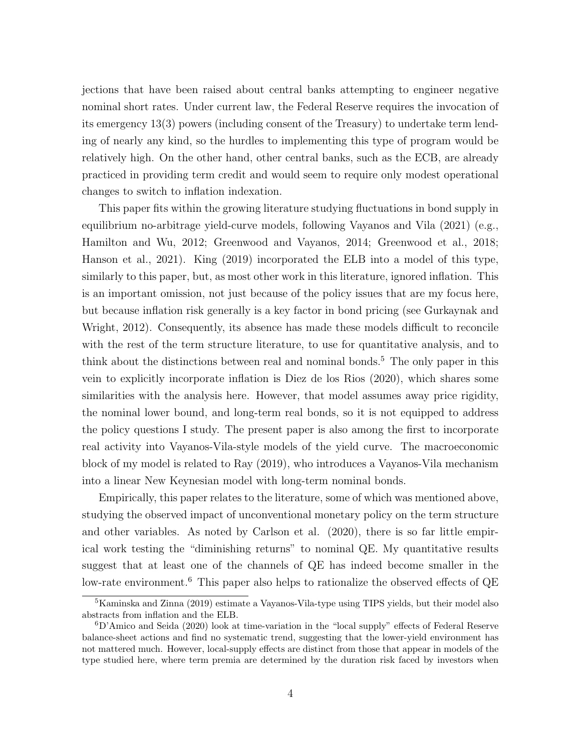jections that have been raised about central banks attempting to engineer negative nominal short rates. Under current law, the Federal Reserve requires the invocation of its emergency 13(3) powers (including consent of the Treasury) to undertake term lending of nearly any kind, so the hurdles to implementing this type of program would be relatively high. On the other hand, other central banks, such as the ECB, are already practiced in providing term credit and would seem to require only modest operational changes to switch to inflation indexation.

This paper fits within the growing literature studying fluctuations in bond supply in equilibrium no-arbitrage yield-curve models, following Vayanos and Vila (2021) (e.g., Hamilton and Wu, 2012; Greenwood and Vayanos, 2014; Greenwood et al., 2018; Hanson et al., 2021). King (2019) incorporated the ELB into a model of this type, similarly to this paper, but, as most other work in this literature, ignored inflation. This is an important omission, not just because of the policy issues that are my focus here, but because inflation risk generally is a key factor in bond pricing (see Gurkaynak and Wright, 2012). Consequently, its absence has made these models difficult to reconcile with the rest of the term structure literature, to use for quantitative analysis, and to think about the distinctions between real and nominal bonds.[5] The only paper in this vein to explicitly incorporate inflation is Diez de los Rios (2020), which shares some similarities with the analysis here. However, that model assumes away price rigidity, the nominal lower bound, and long-term real bonds, so it is not equipped to address the policy questions I study. The present paper is also among the first to incorporate real activity into Vayanos-Vila-style models of the yield curve. The macroeconomic block of my model is related to Ray (2019), who introduces a Vayanos-Vila mechanism into a linear New Keynesian model with long-term nominal bonds.

Empirically, this paper relates to the literature, some of which was mentioned above, studying the observed impact of unconventional monetary policy on the term structure and other variables. As noted by Carlson et al. (2020), there is so far little empirical work testing the "diminishing returns" to nominal QE. My quantitative results suggest that at least one of the channels of QE has indeed become smaller in the low-rate environment.[6] This paper also helps to rationalize the observed effects of QE

[5] Kaminska and Zinna (2019) estimate a Vayanos-Vila-type using TIPS yields, but their model also abstracts from inflation and the ELB.

[6] D'Amico and Seida (2020) look at time-variation in the "local supply" effects of Federal Reserve balance-sheet actions and find no systematic trend, suggesting that the lower-yield environment has not mattered much. However, local-supply effects are distinct from those that appear in models of the type studied here, where term premia are determined by the duration risk faced by investors when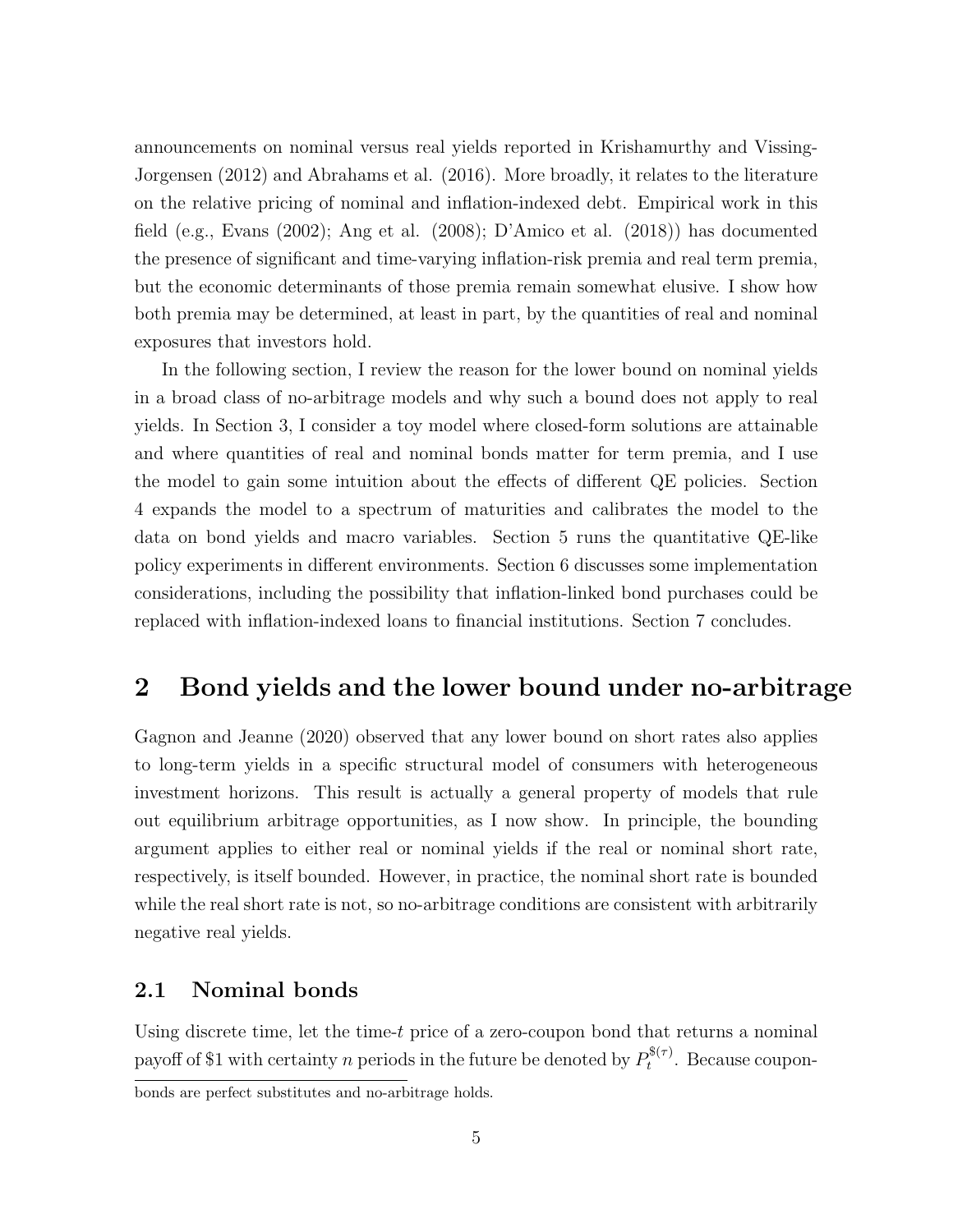announcements on nominal versus real yields reported in Krishamurthy and Vissing-Jorgensen (2012) and Abrahams et al. (2016). More broadly, it relates to the literature on the relative pricing of nominal and inflation-indexed debt. Empirical work in this field (e.g., Evans (2002); Ang et al. (2008); D'Amico et al. (2018)) has documented the presence of significant and time-varying inflation-risk premia and real term premia, but the economic determinants of those premia remain somewhat elusive. I show how both premia may be determined, at least in part, by the quantities of real and nominal exposures that investors hold.

In the following section, I review the reason for the lower bound on nominal yields in a broad class of no-arbitrage models and why such a bound does not apply to real yields. In Section 3, I consider a toy model where closed-form solutions are attainable and where quantities of real and nominal bonds matter for term premia, and I use the model to gain some intuition about the effects of different QE policies. Section 4 expands the model to a spectrum of maturities and calibrates the model to the data on bond yields and macro variables. Section 5 runs the quantitative QE-like policy experiments in different environments. Section 6 discusses some implementation considerations, including the possibility that inflation-linked bond purchases could be replaced with inflation-indexed loans to financial institutions. Section 7 concludes.

## 2 Bond yields and the lower bound under no-arbitrage

Gagnon and Jeanne (2020) observed that any lower bound on short rates also applies to long-term yields in a specific structural model of consumers with heterogeneous investment horizons. This result is actually a general property of models that rule out equilibrium arbitrage opportunities, as I now show. In principle, the bounding argument applies to either real or nominal yields if the real or nominal short rate, respectively, is itself bounded. However, in practice, the nominal short rate is bounded while the real short rate is not, so no-arbitrage conditions are consistent with arbitrarily negative real yields.

### 2.1 Nominal bonds

Using discrete time, let the time-$t$ price of a zero-coupon bond that returns a nominal payoff of \$1 with certainty $n$ periods in the future be denoted by $P_t^{\$(\tau)}$. Because coupon-

bonds are perfect substitutes and no-arbitrage holds.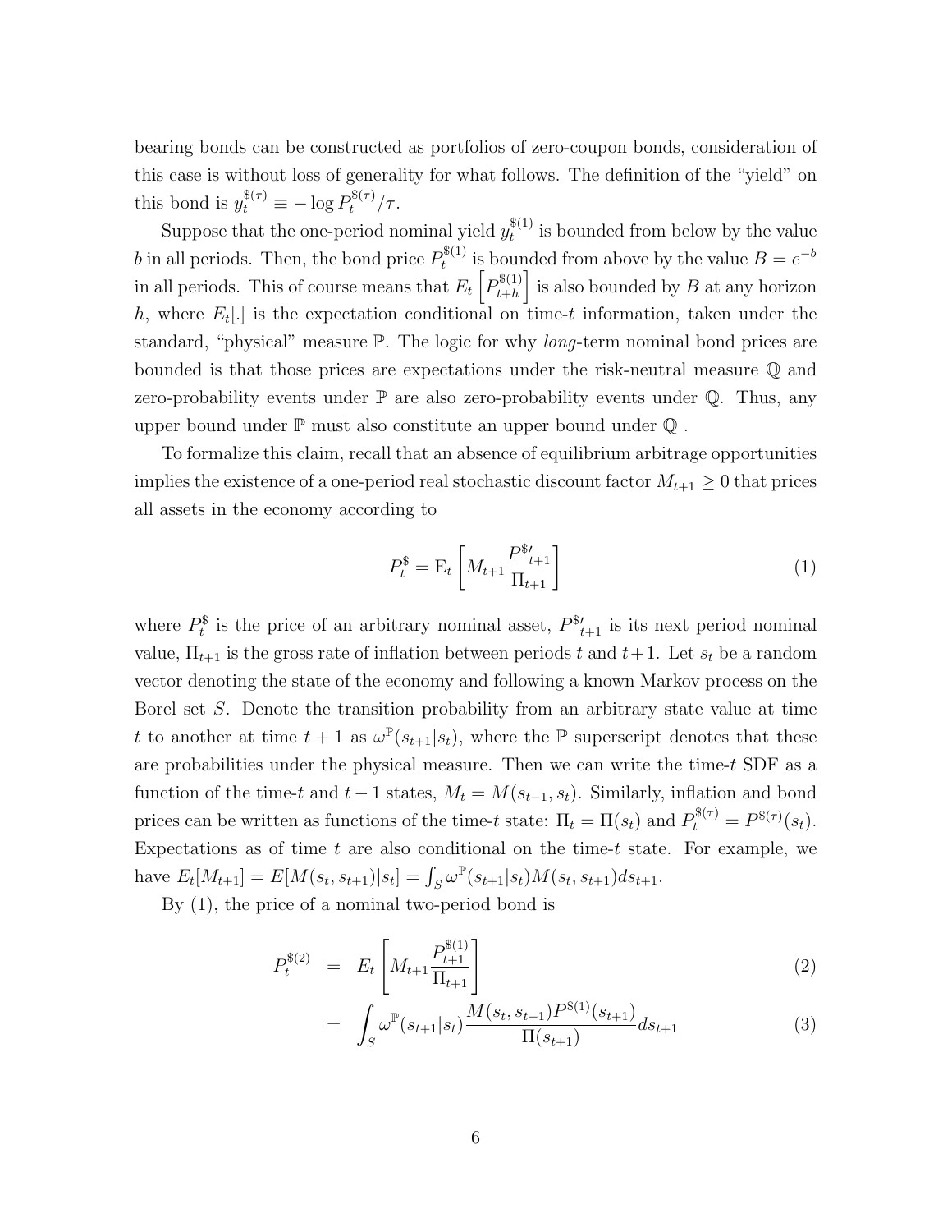bearing bonds can be constructed as portfolios of zero-coupon bonds, consideration of this case is without loss of generality for what follows. The definition of the "yield" on this bond is $y_t^{\$(\tau)} \equiv -\log P_t^{\$(\tau)}/\tau$.

Suppose that the one-period nominal yield $y_t^{\$(1)}$ is bounded from below by the value $b$ in all periods. Then, the bond price $P_t^{\$(1)}$ is bounded from above by the value $B = e^{-b}$ in all periods. This of course means that $E_t\left[P_{t+h}^{\$(1)}\right]$ is also bounded by $B$ at any horizon $h$, where $E_t[.]$ is the expectation conditional on time-$t$ information, taken under the standard, "physical" measure $\mathbb{P}$. The logic for why *long*-term nominal bond prices are bounded is that those prices are expectations under the risk-neutral measure $\mathbb{Q}$ and zero-probability events under $\mathbb{P}$ are also zero-probability events under $\mathbb{Q}$. Thus, any upper bound under $\mathbb{P}$ must also constitute an upper bound under $\mathbb{Q}$ .

To formalize this claim, recall that an absence of equilibrium arbitrage opportunities implies the existence of a one-period real stochastic discount factor $M_{t+1} \geq 0$ that prices all assets in the economy according to

$$P_t^{\$} = \mathrm{E}_t\left[M_{t+1}\frac{P^{\$\prime}_{t+1}}{\Pi_{t+1}}\right] \tag{1}$$

where $P_t^{\$}$ is the price of an arbitrary nominal asset, $P^{\$\prime}_{t+1}$ is its next period nominal value, $\Pi_{t+1}$ is the gross rate of inflation between periods $t$ and $t+1$. Let $s_t$ be a random vector denoting the state of the economy and following a known Markov process on the Borel set $S$. Denote the transition probability from an arbitrary state value at time $t$ to another at time $t+1$ as $\omega^{\mathbb{P}}(s_{t+1}|s_t)$, where the $\mathbb{P}$ superscript denotes that these are probabilities under the physical measure. Then we can write the time-$t$ SDF as a function of the time-$t$ and $t-1$ states, $M_t = M(s_{t-1}, s_t)$. Similarly, inflation and bond prices can be written as functions of the time-$t$ state: $\Pi_t = \Pi(s_t)$ and $P_t^{\$(\tau)} = P^{\$(\tau)}(s_t)$. Expectations as of time $t$ are also conditional on the time-$t$ state. For example, we have $E_t[M_{t+1}] = E[M(s_t, s_{t+1})|s_t] = \int_S \omega^{\mathbb{P}}(s_{t+1}|s_t)M(s_t, s_{t+1})ds_{t+1}$.

By (1), the price of a nominal two-period bond is

$$P_t^{\$(2)} = E_t\left[M_{t+1}\frac{P_{t+1}^{\$(1)}}{\Pi_{t+1}}\right] \tag{2}$$

$$= \int_S \omega^{\mathbb{P}}(s_{t+1}|s_t)\frac{M(s_t, s_{t+1})P^{\$(1)}(s_{t+1})}{\Pi(s_{t+1})}ds_{t+1} \tag{3}$$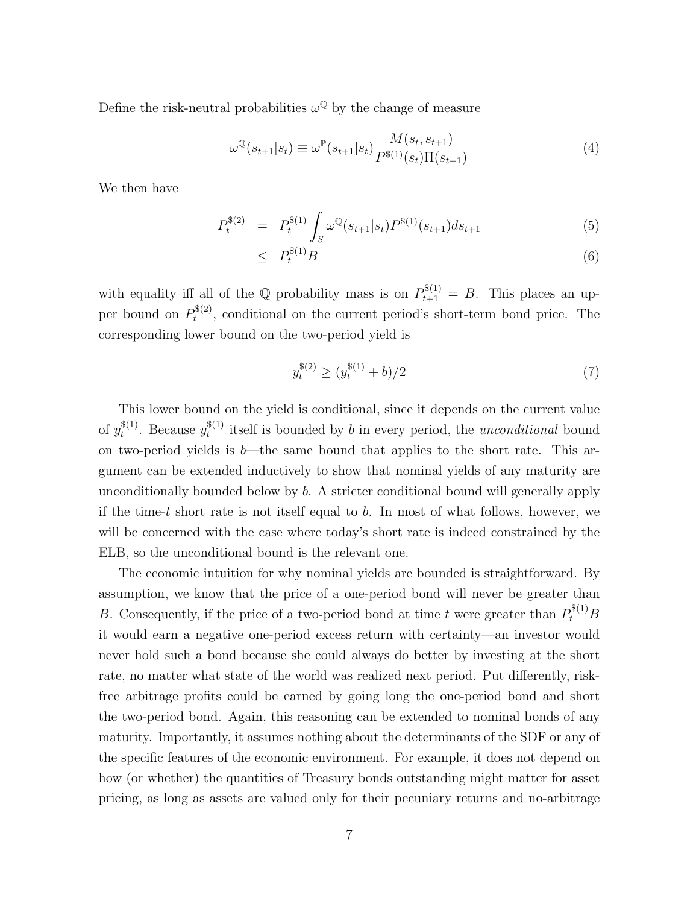Define the risk-neutral probabilities $\omega^{\mathbb{Q}}$ by the change of measure

$$\omega^{\mathbb{Q}}(s_{t+1}|s_t) \equiv \omega^{\mathbb{P}}(s_{t+1}|s_t) \frac{M(s_t, s_{t+1})}{P^{\$(1)}(s_t)\Pi(s_{t+1})} \tag{4}$$

We then have

$$\begin{aligned} P_t^{\$(2)} &= P_t^{\$(1)} \int_S \omega^{\mathbb{Q}}(s_{t+1}|s_t) P^{\$(1)}(s_{t+1}) ds_{t+1} & (5) \\ &\leq P_t^{\$(1)} B & (6) \end{aligned}$$

with equality iff all of the $\mathbb{Q}$ probability mass is on $P_{t+1}^{\$(1)} = B$. This places an upper bound on $P_t^{\$(2)}$, conditional on the current period's short-term bond price. The corresponding lower bound on the two-period yield is

$$y_t^{\$(2)} \geq (y_t^{\$(1)} + b)/2 \tag{7}$$

This lower bound on the yield is conditional, since it depends on the current value of $y_t^{\$(1)}$. Because $y_t^{\$(1)}$ itself is bounded by $b$ in every period, the *unconditional* bound on two-period yields is $b$—the same bound that applies to the short rate. This argument can be extended inductively to show that nominal yields of any maturity are unconditionally bounded below by $b$. A stricter conditional bound will generally apply if the time-$t$ short rate is not itself equal to $b$. In most of what follows, however, we will be concerned with the case where today's short rate is indeed constrained by the ELB, so the unconditional bound is the relevant one.

The economic intuition for why nominal yields are bounded is straightforward. By assumption, we know that the price of a one-period bond will never be greater than $B$. Consequently, if the price of a two-period bond at time $t$ were greater than $P_t^{\$(1)}B$ it would earn a negative one-period excess return with certainty—an investor would never hold such a bond because she could always do better by investing at the short rate, no matter what state of the world was realized next period. Put differently, risk-free arbitrage profits could be earned by going long the one-period bond and short the two-period bond. Again, this reasoning can be extended to nominal bonds of any maturity. Importantly, it assumes nothing about the determinants of the SDF or any of the specific features of the economic environment. For example, it does not depend on how (or whether) the quantities of Treasury bonds outstanding might matter for asset pricing, as long as assets are valued only for their pecuniary returns and no-arbitrage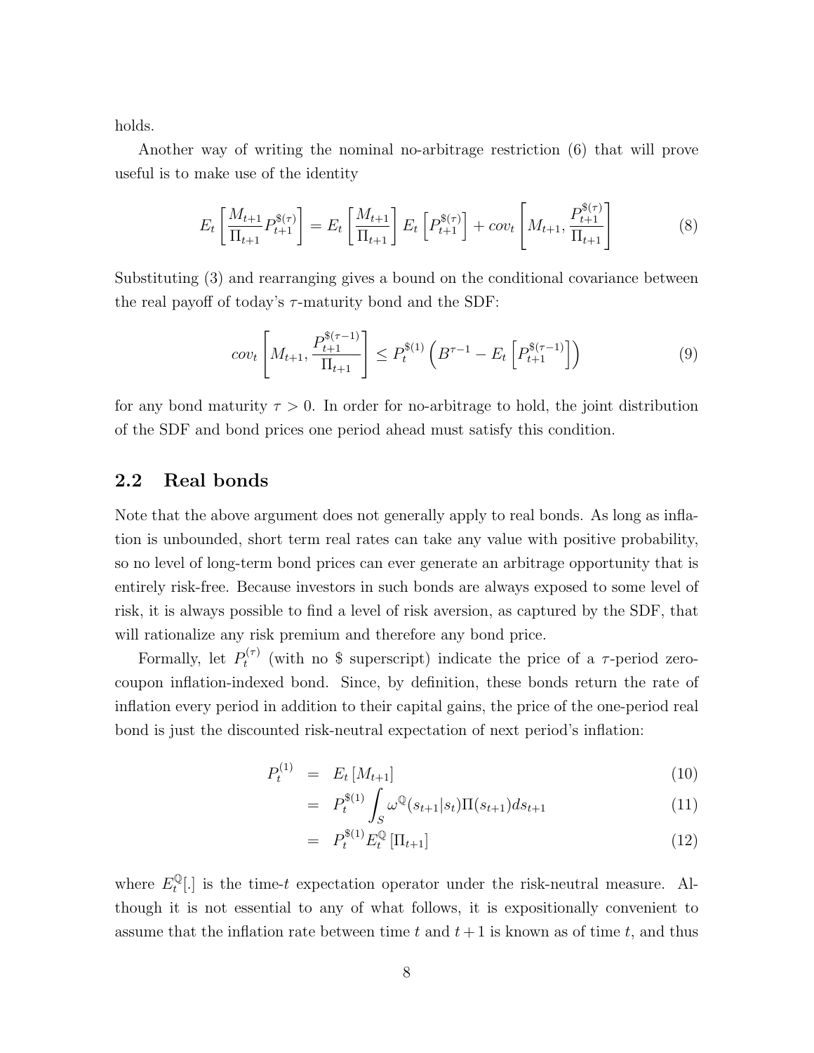holds.

Another way of writing the nominal no-arbitrage restriction (6) that will prove useful is to make use of the identity

$$E_t\left[\frac{M_{t+1}}{\Pi_{t+1}} P_{t+1}^{\$(\tau)}\right] = E_t\left[\frac{M_{t+1}}{\Pi_{t+1}}\right] E_t\left[P_{t+1}^{\$(\tau)}\right] + cov_t\left[M_{t+1}, \frac{P_{t+1}^{\$(\tau)}}{\Pi_{t+1}}\right] \tag{8}$$

Substituting (3) and rearranging gives a bound on the conditional covariance between the real payoff of today's $\tau$-maturity bond and the SDF:

$$cov_t\left[M_{t+1}, \frac{P_{t+1}^{\$(\tau-1)}}{\Pi_{t+1}}\right] \leq P_t^{\$(1)}\left(B^{\tau-1} - E_t\left[P_{t+1}^{\$(\tau-1)}\right]\right) \tag{9}$$

for any bond maturity $\tau > 0$. In order for no-arbitrage to hold, the joint distribution of the SDF and bond prices one period ahead must satisfy this condition.

## 2.2 Real bonds

Note that the above argument does not generally apply to real bonds. As long as inflation is unbounded, short term real rates can take any value with positive probability, so no level of long-term bond prices can ever generate an arbitrage opportunity that is entirely risk-free. Because investors in such bonds are always exposed to some level of risk, it is always possible to find a level of risk aversion, as captured by the SDF, that will rationalize any risk premium and therefore any bond price.

Formally, let $P_t^{(\tau)}$ (with no \$ superscript) indicate the price of a $\tau$-period zero-coupon inflation-indexed bond. Since, by definition, these bonds return the rate of inflation every period in addition to their capital gains, the price of the one-period real bond is just the discounted risk-neutral expectation of next period's inflation:

$$\begin{aligned}
P_t^{(1)} &= E_t\left[M_{t+1}\right] && (10)\\
&= P_t^{\$(1)} \int_S \omega^{\mathbb{Q}}(s_{t+1}|s_t)\Pi(s_{t+1})ds_{t+1} && (11)\\
&= P_t^{\$(1)} E_t^{\mathbb{Q}}\left[\Pi_{t+1}\right] && (12)
\end{aligned}$$

where $E_t^{\mathbb{Q}}[.]$ is the time-$t$ expectation operator under the risk-neutral measure. Although it is not essential to any of what follows, it is expositionally convenient to assume that the inflation rate between time $t$ and $t+1$ is known as of time $t$, and thus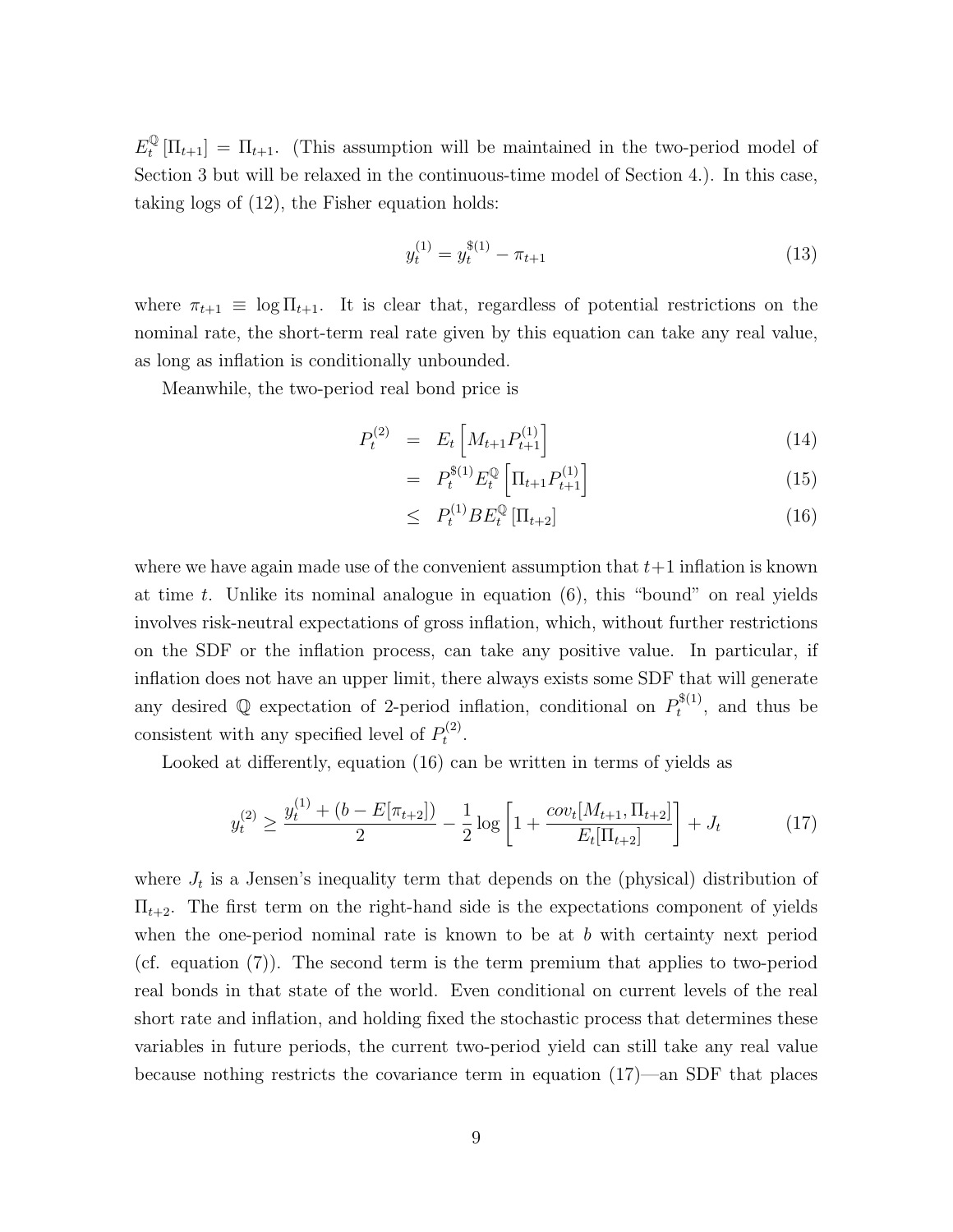$E_t^{\mathbb{Q}}[\Pi_{t+1}] = \Pi_{t+1}$. (This assumption will be maintained in the two-period model of Section 3 but will be relaxed in the continuous-time model of Section 4.). In this case, taking logs of (12), the Fisher equation holds:

$$y_t^{(1)} = y_t^{\$(1)} - \pi_{t+1} \tag{13}$$

where $\pi_{t+1} \equiv \log \Pi_{t+1}$. It is clear that, regardless of potential restrictions on the nominal rate, the short-term real rate given by this equation can take any real value, as long as inflation is conditionally unbounded.

Meanwhile, the two-period real bond price is

$$\begin{aligned} P_t^{(2)} &= E_t\left[M_{t+1}P_{t+1}^{(1)}\right] & (14) \\ &= P_t^{\$(1)} E_t^{\mathbb{Q}}\left[\Pi_{t+1}P_{t+1}^{(1)}\right] & (15) \\ &\leq P_t^{(1)} B E_t^{\mathbb{Q}}\left[\Pi_{t+2}\right] & (16) \end{aligned}$$

where we have again made use of the convenient assumption that $t+1$ inflation is known at time $t$. Unlike its nominal analogue in equation (6), this "bound" on real yields involves risk-neutral expectations of gross inflation, which, without further restrictions on the SDF or the inflation process, can take any positive value. In particular, if inflation does not have an upper limit, there always exists some SDF that will generate any desired $\mathbb{Q}$ expectation of 2-period inflation, conditional on $P_t^{\$(1)}$, and thus be consistent with any specified level of $P_t^{(2)}$.

Looked at differently, equation (16) can be written in terms of yields as

$$y_t^{(2)} \geq \frac{y_t^{(1)} + (b - E[\pi_{t+2}])}{2} - \frac{1}{2}\log\left[1 + \frac{cov_t[M_{t+1}, \Pi_{t+2}]}{E_t[\Pi_{t+2}]}\right] + J_t \tag{17}$$

where $J_t$ is a Jensen's inequality term that depends on the (physical) distribution of $\Pi_{t+2}$. The first term on the right-hand side is the expectations component of yields when the one-period nominal rate is known to be at $b$ with certainty next period (cf. equation (7)). The second term is the term premium that applies to two-period real bonds in that state of the world. Even conditional on current levels of the real short rate and inflation, and holding fixed the stochastic process that determines these variables in future periods, the current two-period yield can still take any real value because nothing restricts the covariance term in equation (17)—an SDF that places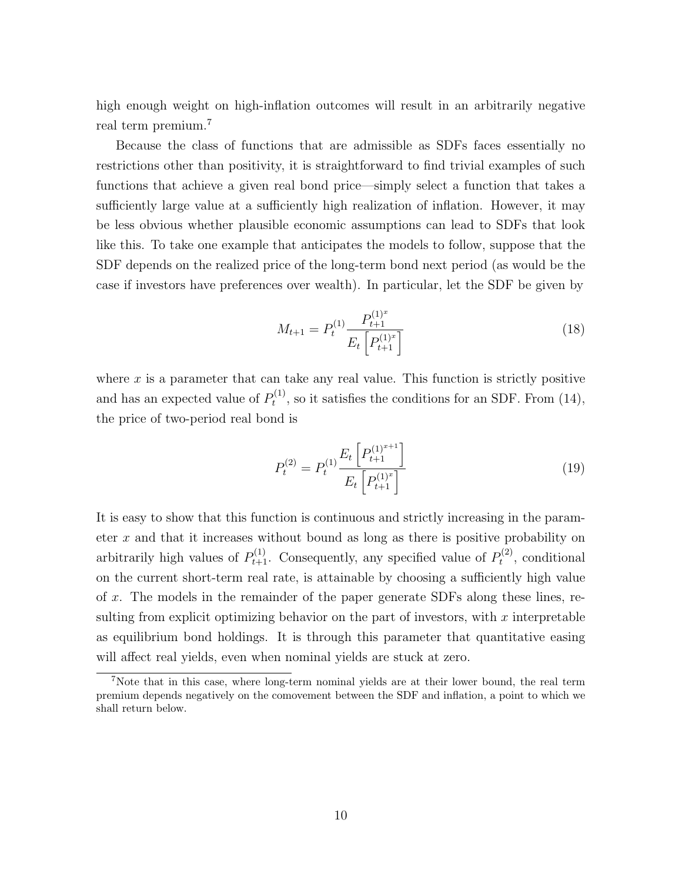high enough weight on high-inflation outcomes will result in an arbitrarily negative real term premium.[7]

Because the class of functions that are admissible as SDFs faces essentially no restrictions other than positivity, it is straightforward to find trivial examples of such functions that achieve a given real bond price—simply select a function that takes a sufficiently large value at a sufficiently high realization of inflation. However, it may be less obvious whether plausible economic assumptions can lead to SDFs that look like this. To take one example that anticipates the models to follow, suppose that the SDF depends on the realized price of the long-term bond next period (as would be the case if investors have preferences over wealth). In particular, let the SDF be given by

$$M_{t+1} = P_t^{(1)} \frac{P_{t+1}^{(1)^x}}{E_t\left[P_{t+1}^{(1)^x}\right]} \tag{18}$$

where $x$ is a parameter that can take any real value. This function is strictly positive and has an expected value of $P_t^{(1)}$, so it satisfies the conditions for an SDF. From (14), the price of two-period real bond is

$$P_t^{(2)} = P_t^{(1)} \frac{E_t\left[P_{t+1}^{(1)^{x+1}}\right]}{E_t\left[P_{t+1}^{(1)^x}\right]} \tag{19}$$

It is easy to show that this function is continuous and strictly increasing in the parameter $x$ and that it increases without bound as long as there is positive probability on arbitrarily high values of $P_{t+1}^{(1)}$. Consequently, any specified value of $P_t^{(2)}$, conditional on the current short-term real rate, is attainable by choosing a sufficiently high value of $x$. The models in the remainder of the paper generate SDFs along these lines, resulting from explicit optimizing behavior on the part of investors, with $x$ interpretable as equilibrium bond holdings. It is through this parameter that quantitative easing will affect real yields, even when nominal yields are stuck at zero.

[7] Note that in this case, where long-term nominal yields are at their lower bound, the real term premium depends negatively on the comovement between the SDF and inflation, a point to which we shall return below.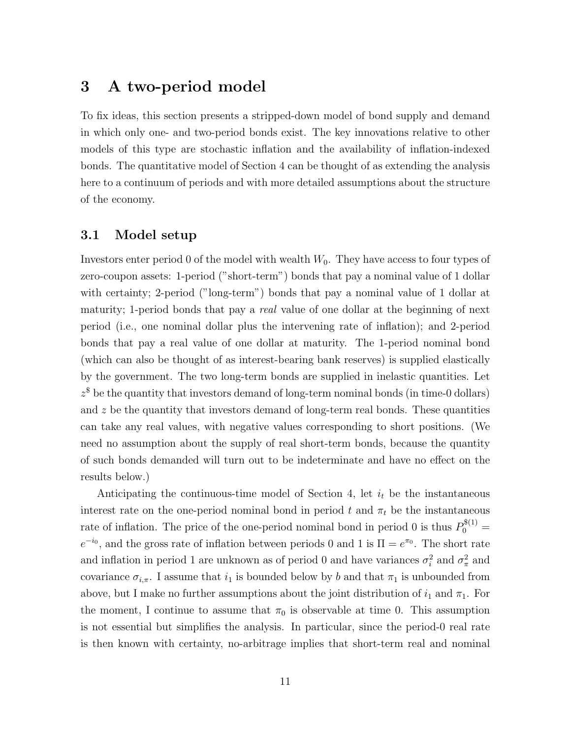# 3 A two-period model

To fix ideas, this section presents a stripped-down model of bond supply and demand in which only one- and two-period bonds exist. The key innovations relative to other models of this type are stochastic inflation and the availability of inflation-indexed bonds. The quantitative model of Section 4 can be thought of as extending the analysis here to a continuum of periods and with more detailed assumptions about the structure of the economy.

## 3.1 Model setup

Investors enter period 0 of the model with wealth $W_0$. They have access to four types of zero-coupon assets: 1-period ("short-term") bonds that pay a nominal value of 1 dollar with certainty; 2-period ("long-term") bonds that pay a nominal value of 1 dollar at maturity; 1-period bonds that pay a *real* value of one dollar at the beginning of next period (i.e., one nominal dollar plus the intervening rate of inflation); and 2-period bonds that pay a real value of one dollar at maturity. The 1-period nominal bond (which can also be thought of as interest-bearing bank reserves) is supplied elastically by the government. The two long-term bonds are supplied in inelastic quantities. Let $z^{\$}$ be the quantity that investors demand of long-term nominal bonds (in time-0 dollars) and $z$ be the quantity that investors demand of long-term real bonds. These quantities can take any real values, with negative values corresponding to short positions. (We need no assumption about the supply of real short-term bonds, because the quantity of such bonds demanded will turn out to be indeterminate and have no effect on the results below.)

Anticipating the continuous-time model of Section 4, let $i_t$ be the instantaneous interest rate on the one-period nominal bond in period $t$ and $\pi_t$ be the instantaneous rate of inflation. The price of the one-period nominal bond in period 0 is thus $P_0^{\$(1)} = e^{-i_0}$, and the gross rate of inflation between periods 0 and 1 is $\Pi = e^{\pi_0}$. The short rate and inflation in period 1 are unknown as of period 0 and have variances $\sigma_i^2$ and $\sigma_\pi^2$ and covariance $\sigma_{i,\pi}$. I assume that $i_1$ is bounded below by $b$ and that $\pi_1$ is unbounded from above, but I make no further assumptions about the joint distribution of $i_1$ and $\pi_1$. For the moment, I continue to assume that $\pi_0$ is observable at time 0. This assumption is not essential but simplifies the analysis. In particular, since the period-0 real rate is then known with certainty, no-arbitrage implies that short-term real and nominal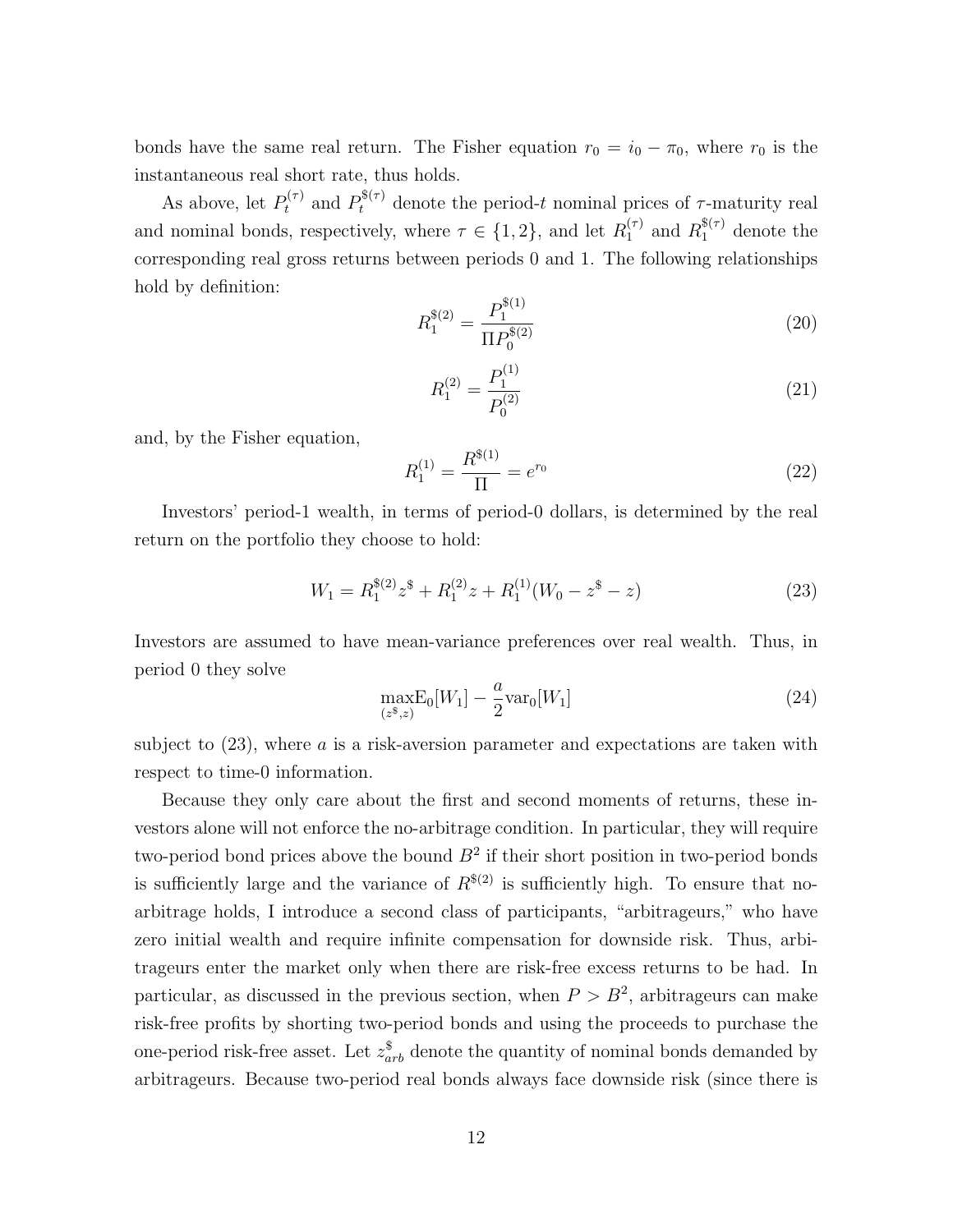bonds have the same real return. The Fisher equation $r_0 = i_0 - \pi_0$, where $r_0$ is the instantaneous real short rate, thus holds.

As above, let $P_t^{(\tau)}$ and $P_t^{\$(\tau)}$ denote the period-$t$ nominal prices of $\tau$-maturity real and nominal bonds, respectively, where $\tau \in \{1, 2\}$, and let $R_1^{(\tau)}$ and $R_1^{\$(\tau)}$ denote the corresponding real gross returns between periods 0 and 1. The following relationships hold by definition:

$$R_1^{\$(2)} = \frac{P_1^{\$(1)}}{\Pi P_0^{\$(2)}} \tag{20}$$

$$R_1^{(2)} = \frac{P_1^{(1)}}{P_0^{(2)}} \tag{21}$$

and, by the Fisher equation,

$$R_1^{(1)} = \frac{R^{\$(1)}}{\Pi} = e^{r_0} \tag{22}$$

Investors' period-1 wealth, in terms of period-0 dollars, is determined by the real return on the portfolio they choose to hold:

$$W_1 = R_1^{\$(2)} z^\$ + R_1^{(2)} z + R_1^{(1)} (W_0 - z^\$ - z) \tag{23}$$

Investors are assumed to have mean-variance preferences over real wealth. Thus, in period 0 they solve

$$\max_{(z^\$, z)} \mathrm{E}_0[W_1] - \frac{a}{2} \mathrm{var}_0[W_1] \tag{24}$$

subject to (23), where $a$ is a risk-aversion parameter and expectations are taken with respect to time-0 information.

Because they only care about the first and second moments of returns, these investors alone will not enforce the no-arbitrage condition. In particular, they will require two-period bond prices above the bound $B^2$ if their short position in two-period bonds is sufficiently large and the variance of $R^{\$(2)}$ is sufficiently high. To ensure that no-arbitrage holds, I introduce a second class of participants, "arbitrageurs," who have zero initial wealth and require infinite compensation for downside risk. Thus, arbitrageurs enter the market only when there are risk-free excess returns to be had. In particular, as discussed in the previous section, when $P > B^2$, arbitrageurs can make risk-free profits by shorting two-period bonds and using the proceeds to purchase the one-period risk-free asset. Let $z^\$_{arb}$ denote the quantity of nominal bonds demanded by arbitrageurs. Because two-period real bonds always face downside risk (since there is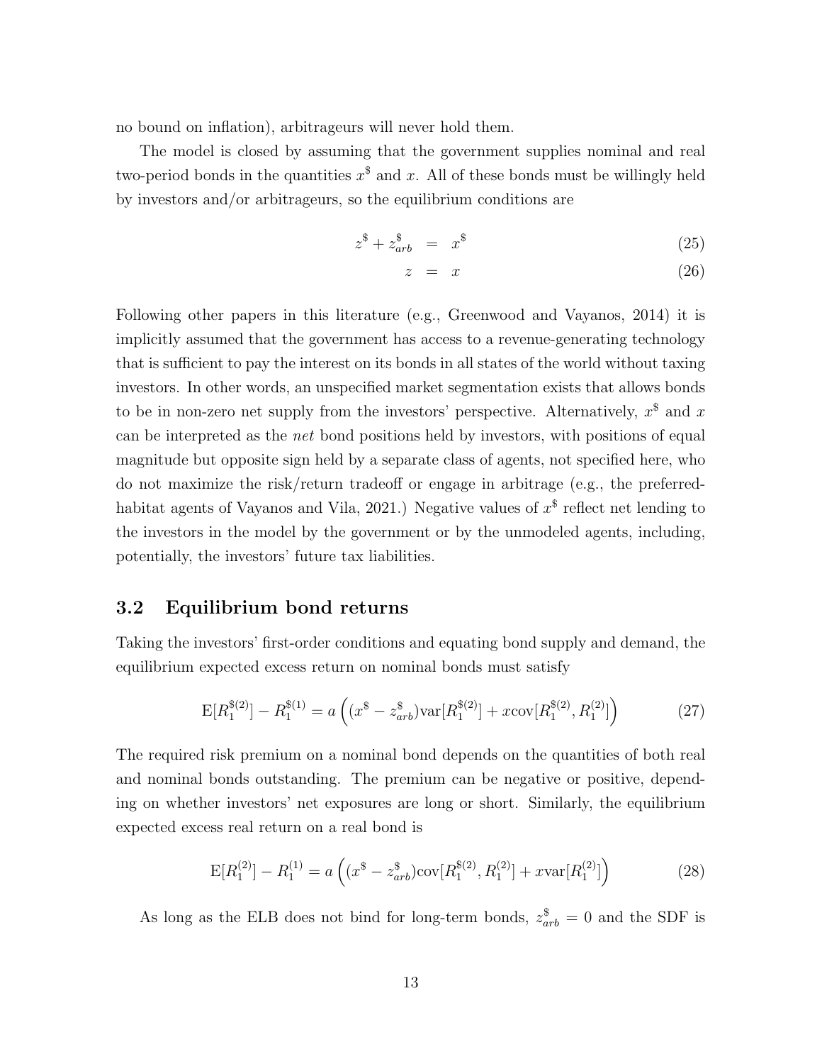no bound on inflation), arbitrageurs will never hold them.

The model is closed by assuming that the government supplies nominal and real two-period bonds in the quantities $x^\$$ and $x$. All of these bonds must be willingly held by investors and/or arbitrageurs, so the equilibrium conditions are

$$z^\$ + z^\$_{arb} = x^\$ \tag{25}$$

$$z = x \tag{26}$$

Following other papers in this literature (e.g., Greenwood and Vayanos, 2014) it is implicitly assumed that the government has access to a revenue-generating technology that is sufficient to pay the interest on its bonds in all states of the world without taxing investors. In other words, an unspecified market segmentation exists that allows bonds to be in non-zero net supply from the investors' perspective. Alternatively, $x^\$$ and $x$ can be interpreted as the *net* bond positions held by investors, with positions of equal magnitude but opposite sign held by a separate class of agents, not specified here, who do not maximize the risk/return tradeoff or engage in arbitrage (e.g., the preferred-habitat agents of Vayanos and Vila, 2021.) Negative values of $x^\$$ reflect net lending to the investors in the model by the government or by the unmodeled agents, including, potentially, the investors' future tax liabilities.

## 3.2 Equilibrium bond returns

Taking the investors' first-order conditions and equating bond supply and demand, the equilibrium expected excess return on nominal bonds must satisfy

$$\mathrm{E}[R_1^{\$(2)}] - R_1^{\$(1)} = a\left((x^\$ - z^\$_{arb})\mathrm{var}[R_1^{\$(2)}] + x\mathrm{cov}[R_1^{\$(2)}, R_1^{(2)}]\right) \tag{27}$$

The required risk premium on a nominal bond depends on the quantities of both real and nominal bonds outstanding. The premium can be negative or positive, depending on whether investors' net exposures are long or short. Similarly, the equilibrium expected excess real return on a real bond is

$$\mathrm{E}[R_1^{(2)}] - R_1^{(1)} = a\left((x^\$ - z^\$_{arb})\mathrm{cov}[R_1^{\$(2)}, R_1^{(2)}] + x\mathrm{var}[R_1^{(2)}]\right) \tag{28}$$

As long as the ELB does not bind for long-term bonds, $z^\$_{arb} = 0$ and the SDF is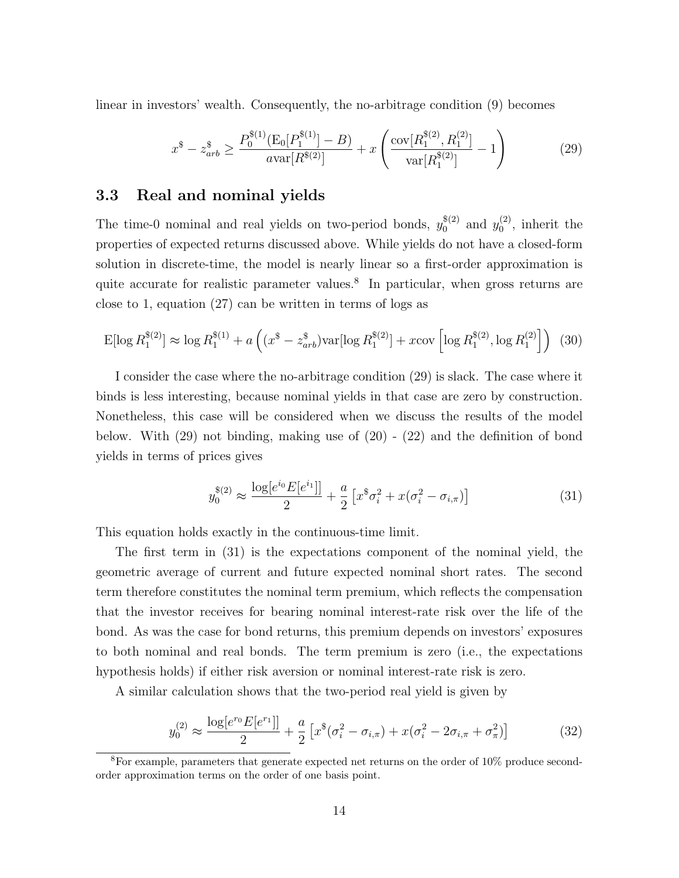linear in investors' wealth. Consequently, the no-arbitrage condition (9) becomes

$$x^{\$} - z^{\$}_{arb} \geq \frac{P^{\$(1)}_0 (\mathrm{E}_0[P^{\$(1)}_1] - B)}{a \mathrm{var}[R^{\$(2)}]} + x \left( \frac{\mathrm{cov}[R^{\$(2)}_1, R^{(2)}_1]}{\mathrm{var}[R^{\$(2)}_1]} - 1 \right) \tag{29}$$

### 3.3 Real and nominal yields

The time-0 nominal and real yields on two-period bonds, $y^{\$(2)}_0$ and $y^{(2)}_0$, inherit the properties of expected returns discussed above. While yields do not have a closed-form solution in discrete-time, the model is nearly linear so a first-order approximation is quite accurate for realistic parameter values.[8] In particular, when gross returns are close to 1, equation (27) can be written in terms of logs as

$$\mathrm{E}[\log R^{\$(2)}_1] \approx \log R^{\$(1)}_1 + a \left( (x^{\$} - z^{\$}_{arb}) \mathrm{var}[\log R^{\$(2)}_1] + x \mathrm{cov}\left[ \log R^{\$(2)}_1, \log R^{(2)}_1 \right] \right) \tag{30}$$

I consider the case where the no-arbitrage condition (29) is slack. The case where it binds is less interesting, because nominal yields in that case are zero by construction. Nonetheless, this case will be considered when we discuss the results of the model below. With (29) not binding, making use of (20) - (22) and the definition of bond yields in terms of prices gives

$$y^{\$(2)}_0 \approx \frac{\log[e^{i_0} E[e^{i_1}]]}{2} + \frac{a}{2} \left[ x^{\$} \sigma^2_i + x(\sigma^2_i - \sigma_{i,\pi}) \right] \tag{31}$$

This equation holds exactly in the continuous-time limit.

The first term in (31) is the expectations component of the nominal yield, the geometric average of current and future expected nominal short rates. The second term therefore constitutes the nominal term premium, which reflects the compensation that the investor receives for bearing nominal interest-rate risk over the life of the bond. As was the case for bond returns, this premium depends on investors' exposures to both nominal and real bonds. The term premium is zero (i.e., the expectations hypothesis holds) if either risk aversion or nominal interest-rate risk is zero.

A similar calculation shows that the two-period real yield is given by

$$y^{(2)}_0 \approx \frac{\log[e^{r_0} E[e^{r_1}]]}{2} + \frac{a}{2} \left[ x^{\$}(\sigma^2_i - \sigma_{i,\pi}) + x(\sigma^2_i - 2\sigma_{i,\pi} + \sigma^2_\pi) \right] \tag{32}$$

[8] For example, parameters that generate expected net returns on the order of 10% produce second-order approximation terms on the order of one basis point.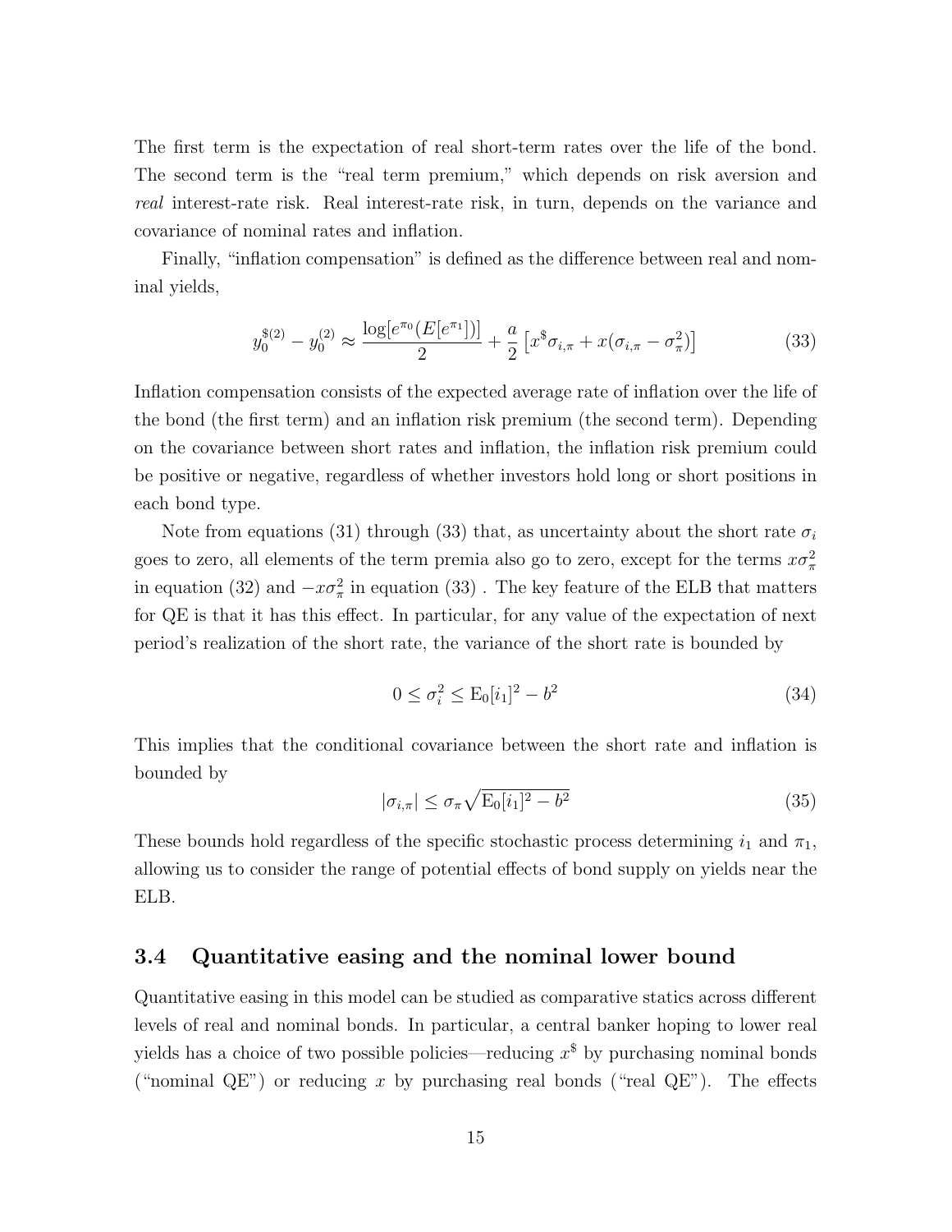The first term is the expectation of real short-term rates over the life of the bond. The second term is the "real term premium," which depends on risk aversion and *real* interest-rate risk. Real interest-rate risk, in turn, depends on the variance and covariance of nominal rates and inflation.

Finally, "inflation compensation" is defined as the difference between real and nominal yields,

$$y_0^{\$(2)} - y_0^{(2)} \approx \frac{\log[e^{\pi_0}(E[e^{\pi_1}])]}{2} + \frac{a}{2}\left[x^{\$}\sigma_{i,\pi} + x(\sigma_{i,\pi} - \sigma_\pi^2)\right] \tag{33}$$

Inflation compensation consists of the expected average rate of inflation over the life of the bond (the first term) and an inflation risk premium (the second term). Depending on the covariance between short rates and inflation, the inflation risk premium could be positive or negative, regardless of whether investors hold long or short positions in each bond type.

Note from equations (31) through (33) that, as uncertainty about the short rate $\sigma_i$ goes to zero, all elements of the term premia also go to zero, except for the terms $x\sigma_\pi^2$ in equation (32) and $-x\sigma_\pi^2$ in equation (33) . The key feature of the ELB that matters for QE is that it has this effect. In particular, for any value of the expectation of next period's realization of the short rate, the variance of the short rate is bounded by

$$0 \leq \sigma_i^2 \leq \mathrm{E}_0[i_1]^2 - b^2 \tag{34}$$

This implies that the conditional covariance between the short rate and inflation is bounded by

$$|\sigma_{i,\pi}| \leq \sigma_\pi \sqrt{\mathrm{E}_0[i_1]^2 - b^2} \tag{35}$$

These bounds hold regardless of the specific stochastic process determining $i_1$ and $\pi_1$, allowing us to consider the range of potential effects of bond supply on yields near the ELB.

### 3.4 Quantitative easing and the nominal lower bound

Quantitative easing in this model can be studied as comparative statics across different levels of real and nominal bonds. In particular, a central banker hoping to lower real yields has a choice of two possible policies—reducing $x^{\$}$ by purchasing nominal bonds ("nominal QE") or reducing $x$ by purchasing real bonds ("real QE"). The effects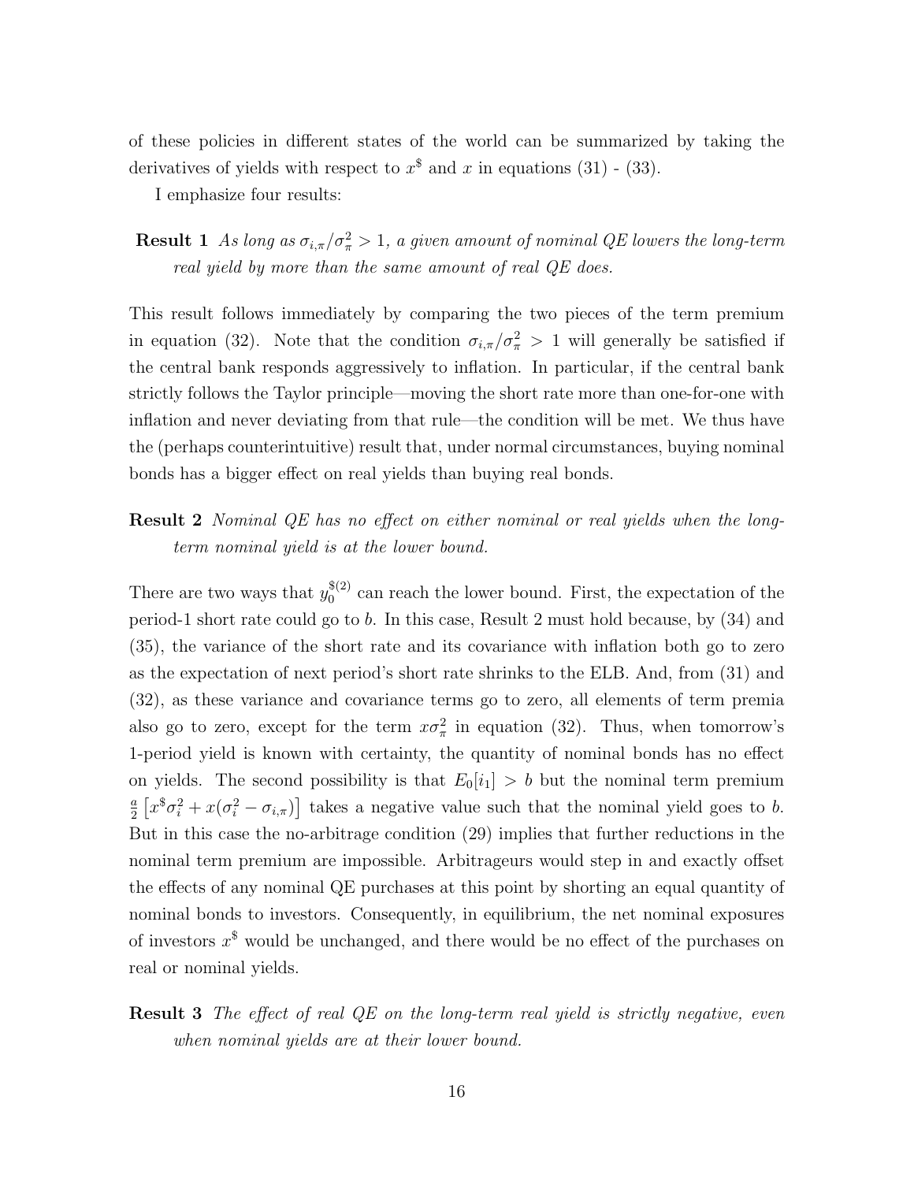of these policies in different states of the world can be summarized by taking the derivatives of yields with respect to $x^{\$}$ and $x$ in equations (31) - (33).

I emphasize four results:

**Result 1** *As long as $\sigma_{i,\pi}/\sigma_{\pi}^2 > 1$, a given amount of nominal QE lowers the long-term real yield by more than the same amount of real QE does.*

This result follows immediately by comparing the two pieces of the term premium in equation (32). Note that the condition $\sigma_{i,\pi}/\sigma_{\pi}^2 > 1$ will generally be satisfied if the central bank responds aggressively to inflation. In particular, if the central bank strictly follows the Taylor principle—moving the short rate more than one-for-one with inflation and never deviating from that rule—the condition will be met. We thus have the (perhaps counterintuitive) result that, under normal circumstances, buying nominal bonds has a bigger effect on real yields than buying real bonds.

**Result 2** *Nominal QE has no effect on either nominal or real yields when the long-term nominal yield is at the lower bound.*

There are two ways that $y_0^{\$(2)}$ can reach the lower bound. First, the expectation of the period-1 short rate could go to $b$. In this case, Result 2 must hold because, by (34) and (35), the variance of the short rate and its covariance with inflation both go to zero as the expectation of next period's short rate shrinks to the ELB. And, from (31) and (32), as these variance and covariance terms go to zero, all elements of term premia also go to zero, except for the term $x\sigma_{\pi}^2$ in equation (32). Thus, when tomorrow's 1-period yield is known with certainty, the quantity of nominal bonds has no effect on yields. The second possibility is that $E_0[i_1] > b$ but the nominal term premium $\frac{a}{2}\left[x^{\$}\sigma_i^2 + x(\sigma_i^2 - \sigma_{i,\pi})\right]$ takes a negative value such that the nominal yield goes to $b$. But in this case the no-arbitrage condition (29) implies that further reductions in the nominal term premium are impossible. Arbitrageurs would step in and exactly offset the effects of any nominal QE purchases at this point by shorting an equal quantity of nominal bonds to investors. Consequently, in equilibrium, the net nominal exposures of investors $x^{\$}$ would be unchanged, and there would be no effect of the purchases on real or nominal yields.

**Result 3** *The effect of real QE on the long-term real yield is strictly negative, even when nominal yields are at their lower bound.*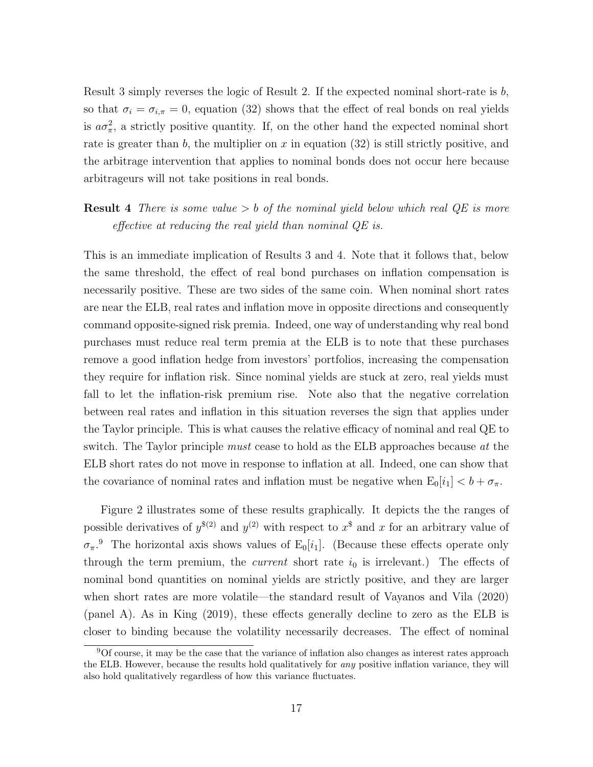Result 3 simply reverses the logic of Result 2. If the expected nominal short-rate is $b$, so that $\sigma_i = \sigma_{i,\pi} = 0$, equation (32) shows that the effect of real bonds on real yields is $a\sigma_\pi^2$, a strictly positive quantity. If, on the other hand the expected nominal short rate is greater than $b$, the multiplier on $x$ in equation (32) is still strictly positive, and the arbitrage intervention that applies to nominal bonds does not occur here because arbitrageurs will not take positions in real bonds.

**Result 4** *There is some value $> b$ of the nominal yield below which real QE is more effective at reducing the real yield than nominal QE is.*

This is an immediate implication of Results 3 and 4. Note that it follows that, below the same threshold, the effect of real bond purchases on inflation compensation is necessarily positive. These are two sides of the same coin. When nominal short rates are near the ELB, real rates and inflation move in opposite directions and consequently command opposite-signed risk premia. Indeed, one way of understanding why real bond purchases must reduce real term premia at the ELB is to note that these purchases remove a good inflation hedge from investors' portfolios, increasing the compensation they require for inflation risk. Since nominal yields are stuck at zero, real yields must fall to let the inflation-risk premium rise. Note also that the negative correlation between real rates and inflation in this situation reverses the sign that applies under the Taylor principle. This is what causes the relative efficacy of nominal and real QE to switch. The Taylor principle *must* cease to hold as the ELB approaches because *at* the ELB short rates do not move in response to inflation at all. Indeed, one can show that the covariance of nominal rates and inflation must be negative when $\mathrm{E}_0[i_1] < b + \sigma_\pi$.

Figure 2 illustrates some of these results graphically. It depicts the the ranges of possible derivatives of $y^{\$(2)}$ and $y^{(2)}$ with respect to $x^{\$}$ and $x$ for an arbitrary value of $\sigma_\pi$.[9] The horizontal axis shows values of $\mathrm{E}_0[i_1]$. (Because these effects operate only through the term premium, the *current* short rate $i_0$ is irrelevant.) The effects of nominal bond quantities on nominal yields are strictly positive, and they are larger when short rates are more volatile—the standard result of Vayanos and Vila (2020) (panel A). As in King (2019), these effects generally decline to zero as the ELB is closer to binding because the volatility necessarily decreases. The effect of nominal

[9] Of course, it may be the case that the variance of inflation also changes as interest rates approach the ELB. However, because the results hold qualitatively for *any* positive inflation variance, they will also hold qualitatively regardless of how this variance fluctuates.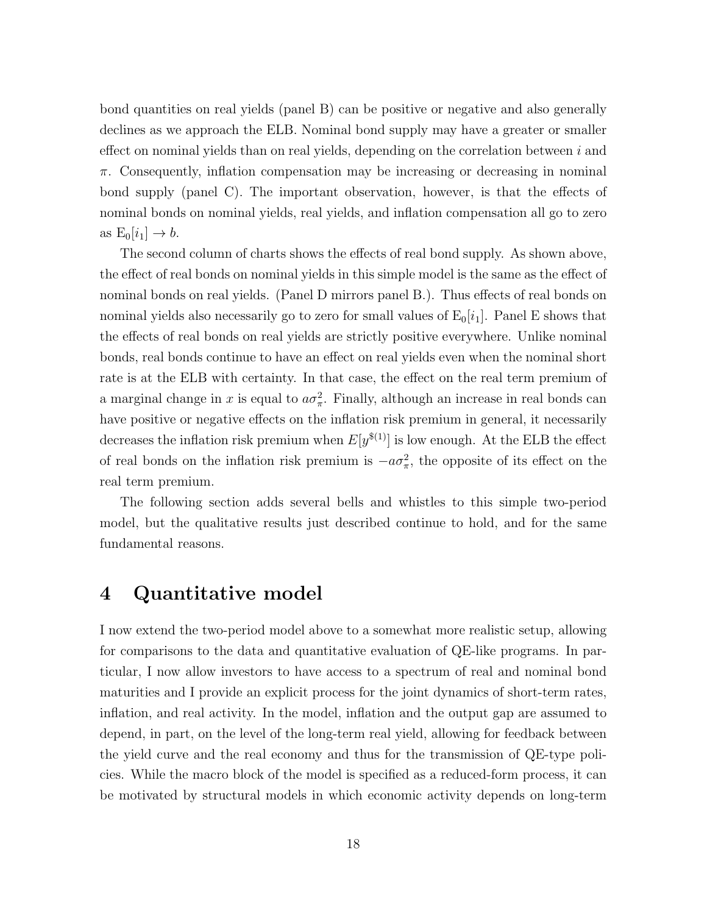bond quantities on real yields (panel B) can be positive or negative and also generally declines as we approach the ELB. Nominal bond supply may have a greater or smaller effect on nominal yields than on real yields, depending on the correlation between $i$ and $\pi$. Consequently, inflation compensation may be increasing or decreasing in nominal bond supply (panel C). The important observation, however, is that the effects of nominal bonds on nominal yields, real yields, and inflation compensation all go to zero as $\mathrm{E}_0[i_1] \to b$.

The second column of charts shows the effects of real bond supply. As shown above, the effect of real bonds on nominal yields in this simple model is the same as the effect of nominal bonds on real yields. (Panel D mirrors panel B.). Thus effects of real bonds on nominal yields also necessarily go to zero for small values of $\mathrm{E}_0[i_1]$. Panel E shows that the effects of real bonds on real yields are strictly positive everywhere. Unlike nominal bonds, real bonds continue to have an effect on real yields even when the nominal short rate is at the ELB with certainty. In that case, the effect on the real term premium of a marginal change in $x$ is equal to $a\sigma_\pi^2$. Finally, although an increase in real bonds can have positive or negative effects on the inflation risk premium in general, it necessarily decreases the inflation risk premium when $E[y^{\$(1)}]$ is low enough. At the ELB the effect of real bonds on the inflation risk premium is $-a\sigma_\pi^2$, the opposite of its effect on the real term premium.

The following section adds several bells and whistles to this simple two-period model, but the qualitative results just described continue to hold, and for the same fundamental reasons.

# 4 Quantitative model

I now extend the two-period model above to a somewhat more realistic setup, allowing for comparisons to the data and quantitative evaluation of QE-like programs. In particular, I now allow investors to have access to a spectrum of real and nominal bond maturities and I provide an explicit process for the joint dynamics of short-term rates, inflation, and real activity. In the model, inflation and the output gap are assumed to depend, in part, on the level of the long-term real yield, allowing for feedback between the yield curve and the real economy and thus for the transmission of QE-type policies. While the macro block of the model is specified as a reduced-form process, it can be motivated by structural models in which economic activity depends on long-term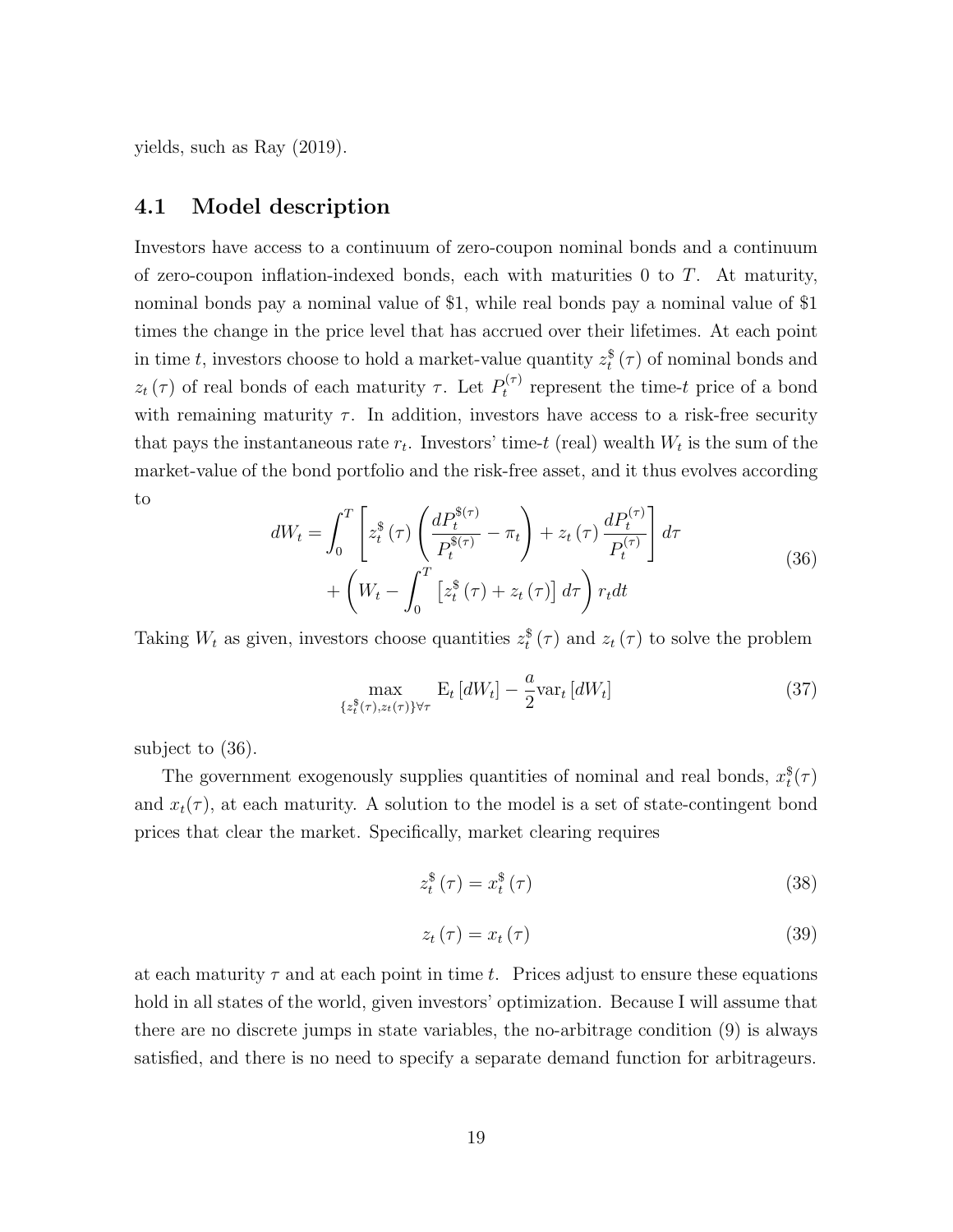yields, such as Ray (2019).

## 4.1 Model description

Investors have access to a continuum of zero-coupon nominal bonds and a continuum of zero-coupon inflation-indexed bonds, each with maturities 0 to $T$. At maturity, nominal bonds pay a nominal value of \$1, while real bonds pay a nominal value of \$1 times the change in the price level that has accrued over their lifetimes. At each point in time $t$, investors choose to hold a market-value quantity $z_t^{\$}(\tau)$ of nominal bonds and $z_t(\tau)$ of real bonds of each maturity $\tau$. Let $P_t^{(\tau)}$ represent the time-$t$ price of a bond with remaining maturity $\tau$. In addition, investors have access to a risk-free security that pays the instantaneous rate $r_t$. Investors' time-$t$ (real) wealth $W_t$ is the sum of the market-value of the bond portfolio and the risk-free asset, and it thus evolves according to

$$
\begin{aligned}
dW_t = &\int_0^T \left[ z_t^{\$}(\tau) \left( \frac{dP_t^{\$(\tau)}}{P_t^{\$(\tau)}} - \pi_t \right) + z_t(\tau) \frac{dP_t^{(\tau)}}{P_t^{(\tau)}} \right] d\tau \\
&+ \left( W_t - \int_0^T \left[ z_t^{\$}(\tau) + z_t(\tau) \right] d\tau \right) r_t dt
\end{aligned}
\tag{36}
$$

Taking $W_t$ as given, investors choose quantities $z_t^{\$}(\tau)$ and $z_t(\tau)$ to solve the problem

$$
\max_{\{z_t^{\$}(\tau), z_t(\tau)\}\forall\tau} \mathrm{E}_t[dW_t] - \frac{a}{2}\mathrm{var}_t[dW_t] \tag{37}
$$

subject to (36).

The government exogenously supplies quantities of nominal and real bonds, $x_t^{\$}(\tau)$ and $x_t(\tau)$, at each maturity. A solution to the model is a set of state-contingent bond prices that clear the market. Specifically, market clearing requires

$$
z_t^{\$}(\tau) = x_t^{\$}(\tau) \tag{38}
$$

$$
z_t(\tau) = x_t(\tau) \tag{39}
$$

at each maturity $\tau$ and at each point in time $t$. Prices adjust to ensure these equations hold in all states of the world, given investors' optimization. Because I will assume that there are no discrete jumps in state variables, the no-arbitrage condition (9) is always satisfied, and there is no need to specify a separate demand function for arbitrageurs.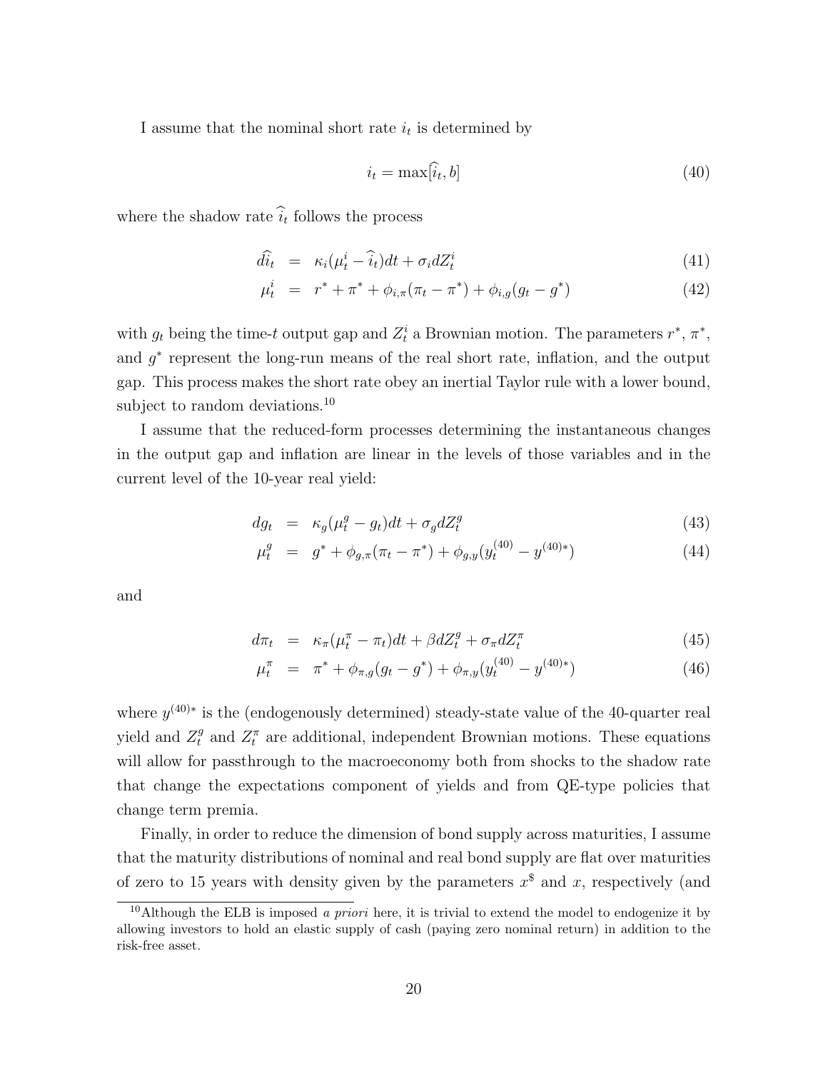I assume that the nominal short rate $i_t$ is determined by

$$i_t = \max[\widehat{i}_t, b] \tag{40}$$

where the shadow rate $\widehat{i}_t$ follows the process

$$d\widehat{i}_t = \kappa_i(\mu_t^i - \widehat{i}_t)dt + \sigma_i dZ_t^i \tag{41}$$

$$\mu_t^i = r^* + \pi^* + \phi_{i,\pi}(\pi_t - \pi^*) + \phi_{i,g}(g_t - g^*) \tag{42}$$

with $g_t$ being the time-$t$ output gap and $Z_t^i$ a Brownian motion. The parameters $r^*$, $\pi^*$, and $g^*$ represent the long-run means of the real short rate, inflation, and the output gap. This process makes the short rate obey an inertial Taylor rule with a lower bound, subject to random deviations.[10]

I assume that the reduced-form processes determining the instantaneous changes in the output gap and inflation are linear in the levels of those variables and in the current level of the 10-year real yield:

$$dg_t = \kappa_g(\mu_t^g - g_t)dt + \sigma_g dZ_t^g \tag{43}$$

$$\mu_t^g = g^* + \phi_{g,\pi}(\pi_t - \pi^*) + \phi_{g,y}(y_t^{(40)} - y^{(40)*}) \tag{44}$$

and

$$d\pi_t = \kappa_\pi(\mu_t^\pi - \pi_t)dt + \beta dZ_t^g + \sigma_\pi dZ_t^\pi \tag{45}$$

$$\mu_t^\pi = \pi^* + \phi_{\pi,g}(g_t - g^*) + \phi_{\pi,y}(y_t^{(40)} - y^{(40)*}) \tag{46}$$

where $y^{(40)*}$ is the (endogenously determined) steady-state value of the 40-quarter real yield and $Z_t^g$ and $Z_t^\pi$ are additional, independent Brownian motions. These equations will allow for passthrough to the macroeconomy both from shocks to the shadow rate that change the expectations component of yields and from QE-type policies that change term premia.

Finally, in order to reduce the dimension of bond supply across maturities, I assume that the maturity distributions of nominal and real bond supply are flat over maturities of zero to 15 years with density given by the parameters $x^{\$}$ and $x$, respectively (and

[10] Although the ELB is imposed *a priori* here, it is trivial to extend the model to endogenize it by allowing investors to hold an elastic supply of cash (paying zero nominal return) in addition to the risk-free asset.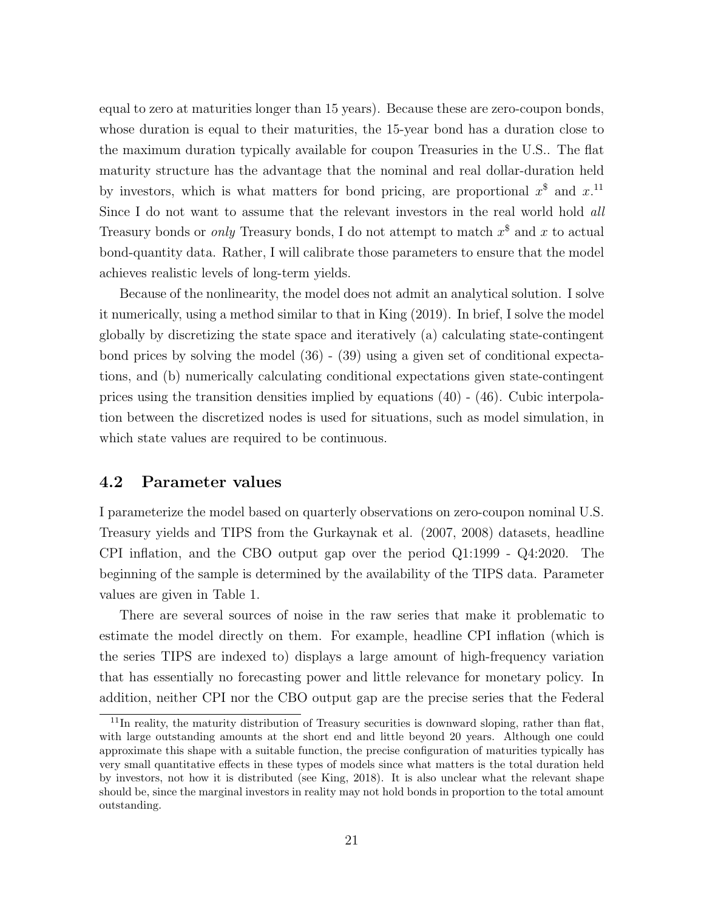equal to zero at maturities longer than 15 years). Because these are zero-coupon bonds, whose duration is equal to their maturities, the 15-year bond has a duration close to the maximum duration typically available for coupon Treasuries in the U.S.. The flat maturity structure has the advantage that the nominal and real dollar-duration held by investors, which is what matters for bond pricing, are proportional $x^{\$}$ and $x$.[11] Since I do not want to assume that the relevant investors in the real world hold *all* Treasury bonds or *only* Treasury bonds, I do not attempt to match $x^{\$}$ and $x$ to actual bond-quantity data. Rather, I will calibrate those parameters to ensure that the model achieves realistic levels of long-term yields.

Because of the nonlinearity, the model does not admit an analytical solution. I solve it numerically, using a method similar to that in King (2019). In brief, I solve the model globally by discretizing the state space and iteratively (a) calculating state-contingent bond prices by solving the model (36) - (39) using a given set of conditional expectations, and (b) numerically calculating conditional expectations given state-contingent prices using the transition densities implied by equations (40) - (46). Cubic interpolation between the discretized nodes is used for situations, such as model simulation, in which state values are required to be continuous.

## 4.2 Parameter values

I parameterize the model based on quarterly observations on zero-coupon nominal U.S. Treasury yields and TIPS from the Gurkaynak et al. (2007, 2008) datasets, headline CPI inflation, and the CBO output gap over the period Q1:1999 - Q4:2020. The beginning of the sample is determined by the availability of the TIPS data. Parameter values are given in Table 1.

There are several sources of noise in the raw series that make it problematic to estimate the model directly on them. For example, headline CPI inflation (which is the series TIPS are indexed to) displays a large amount of high-frequency variation that has essentially no forecasting power and little relevance for monetary policy. In addition, neither CPI nor the CBO output gap are the precise series that the Federal

[11] In reality, the maturity distribution of Treasury securities is downward sloping, rather than flat, with large outstanding amounts at the short end and little beyond 20 years. Although one could approximate this shape with a suitable function, the precise configuration of maturities typically has very small quantitative effects in these types of models since what matters is the total duration held by investors, not how it is distributed (see King, 2018). It is also unclear what the relevant shape should be, since the marginal investors in reality may not hold bonds in proportion to the total amount outstanding.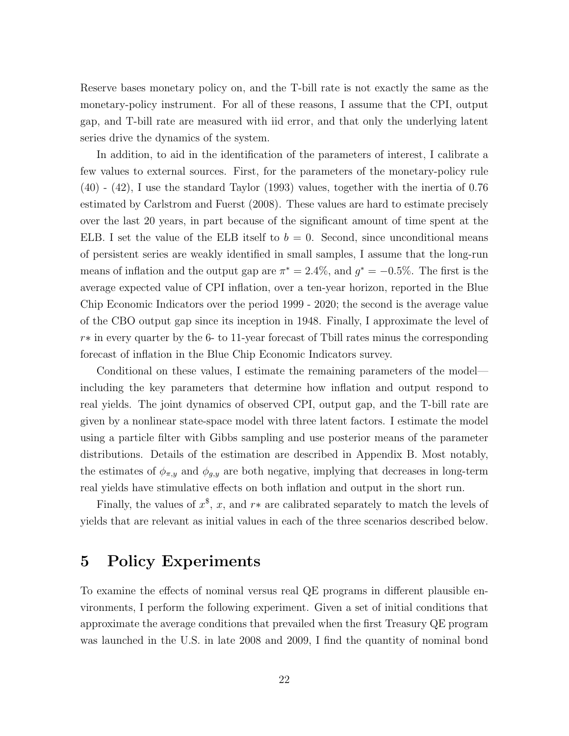Reserve bases monetary policy on, and the T-bill rate is not exactly the same as the monetary-policy instrument. For all of these reasons, I assume that the CPI, output gap, and T-bill rate are measured with iid error, and that only the underlying latent series drive the dynamics of the system.

In addition, to aid in the identification of the parameters of interest, I calibrate a few values to external sources. First, for the parameters of the monetary-policy rule (40) - (42), I use the standard Taylor (1993) values, together with the inertia of 0.76 estimated by Carlstrom and Fuerst (2008). These values are hard to estimate precisely over the last 20 years, in part because of the significant amount of time spent at the ELB. I set the value of the ELB itself to $b = 0$. Second, since unconditional means of persistent series are weakly identified in small samples, I assume that the long-run means of inflation and the output gap are $\pi^* = 2.4\%$, and $g^* = -0.5\%$. The first is the average expected value of CPI inflation, over a ten-year horizon, reported in the Blue Chip Economic Indicators over the period 1999 - 2020; the second is the average value of the CBO output gap since its inception in 1948. Finally, I approximate the level of $r*$ in every quarter by the 6- to 11-year forecast of Tbill rates minus the corresponding forecast of inflation in the Blue Chip Economic Indicators survey.

Conditional on these values, I estimate the remaining parameters of the model—including the key parameters that determine how inflation and output respond to real yields. The joint dynamics of observed CPI, output gap, and the T-bill rate are given by a nonlinear state-space model with three latent factors. I estimate the model using a particle filter with Gibbs sampling and use posterior means of the parameter distributions. Details of the estimation are described in Appendix B. Most notably, the estimates of $\phi_{\pi,y}$ and $\phi_{g,y}$ are both negative, implying that decreases in long-term real yields have stimulative effects on both inflation and output in the short run.

Finally, the values of $x^{\$}$, $x$, and $r*$ are calibrated separately to match the levels of yields that are relevant as initial values in each of the three scenarios described below.

# 5 Policy Experiments

To examine the effects of nominal versus real QE programs in different plausible environments, I perform the following experiment. Given a set of initial conditions that approximate the average conditions that prevailed when the first Treasury QE program was launched in the U.S. in late 2008 and 2009, I find the quantity of nominal bond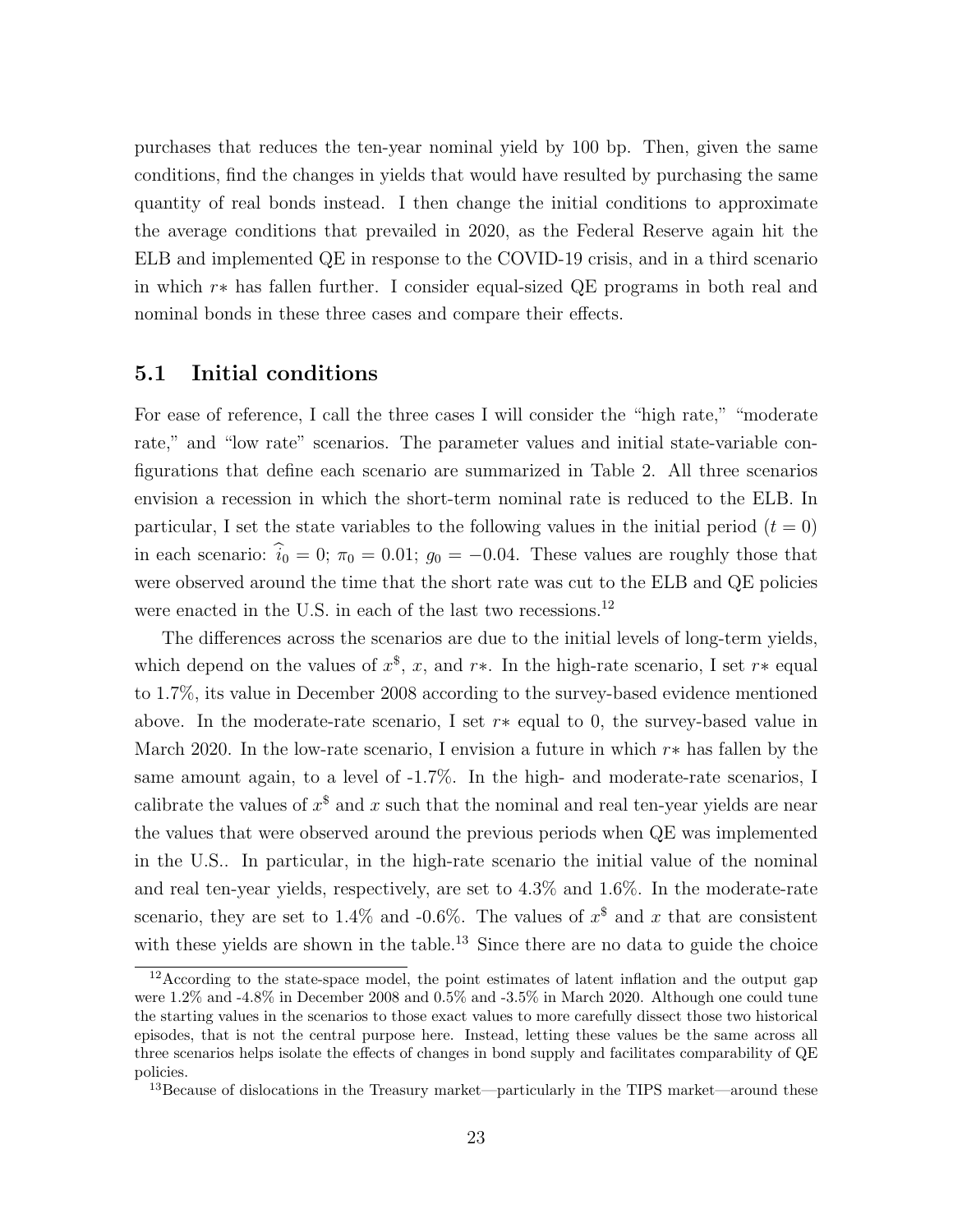purchases that reduces the ten-year nominal yield by 100 bp. Then, given the same conditions, find the changes in yields that would have resulted by purchasing the same quantity of real bonds instead. I then change the initial conditions to approximate the average conditions that prevailed in 2020, as the Federal Reserve again hit the ELB and implemented QE in response to the COVID-19 crisis, and in a third scenario in which $r*$ has fallen further. I consider equal-sized QE programs in both real and nominal bonds in these three cases and compare their effects.

## 5.1 Initial conditions

For ease of reference, I call the three cases I will consider the "high rate," "moderate rate," and "low rate" scenarios. The parameter values and initial state-variable configurations that define each scenario are summarized in Table 2. All three scenarios envision a recession in which the short-term nominal rate is reduced to the ELB. In particular, I set the state variables to the following values in the initial period ($t = 0$) in each scenario: $\widehat{i}_0 = 0$; $\pi_0 = 0.01$; $g_0 = -0.04$. These values are roughly those that were observed around the time that the short rate was cut to the ELB and QE policies were enacted in the U.S. in each of the last two recessions.[12]

The differences across the scenarios are due to the initial levels of long-term yields, which depend on the values of $x^{\$}$, $x$, and $r*$. In the high-rate scenario, I set $r*$ equal to 1.7%, its value in December 2008 according to the survey-based evidence mentioned above. In the moderate-rate scenario, I set $r*$ equal to 0, the survey-based value in March 2020. In the low-rate scenario, I envision a future in which $r*$ has fallen by the same amount again, to a level of -1.7%. In the high- and moderate-rate scenarios, I calibrate the values of $x^{\$}$ and $x$ such that the nominal and real ten-year yields are near the values that were observed around the previous periods when QE was implemented in the U.S.. In particular, in the high-rate scenario the initial value of the nominal and real ten-year yields, respectively, are set to 4.3% and 1.6%. In the moderate-rate scenario, they are set to 1.4% and -0.6%. The values of $x^{\$}$ and $x$ that are consistent with these yields are shown in the table.[13] Since there are no data to guide the choice

[12] According to the state-space model, the point estimates of latent inflation and the output gap were 1.2% and -4.8% in December 2008 and 0.5% and -3.5% in March 2020. Although one could tune the starting values in the scenarios to those exact values to more carefully dissect those two historical episodes, that is not the central purpose here. Instead, letting these values be the same across all three scenarios helps isolate the effects of changes in bond supply and facilitates comparability of QE policies.

[13] Because of dislocations in the Treasury market—particularly in the TIPS market—around these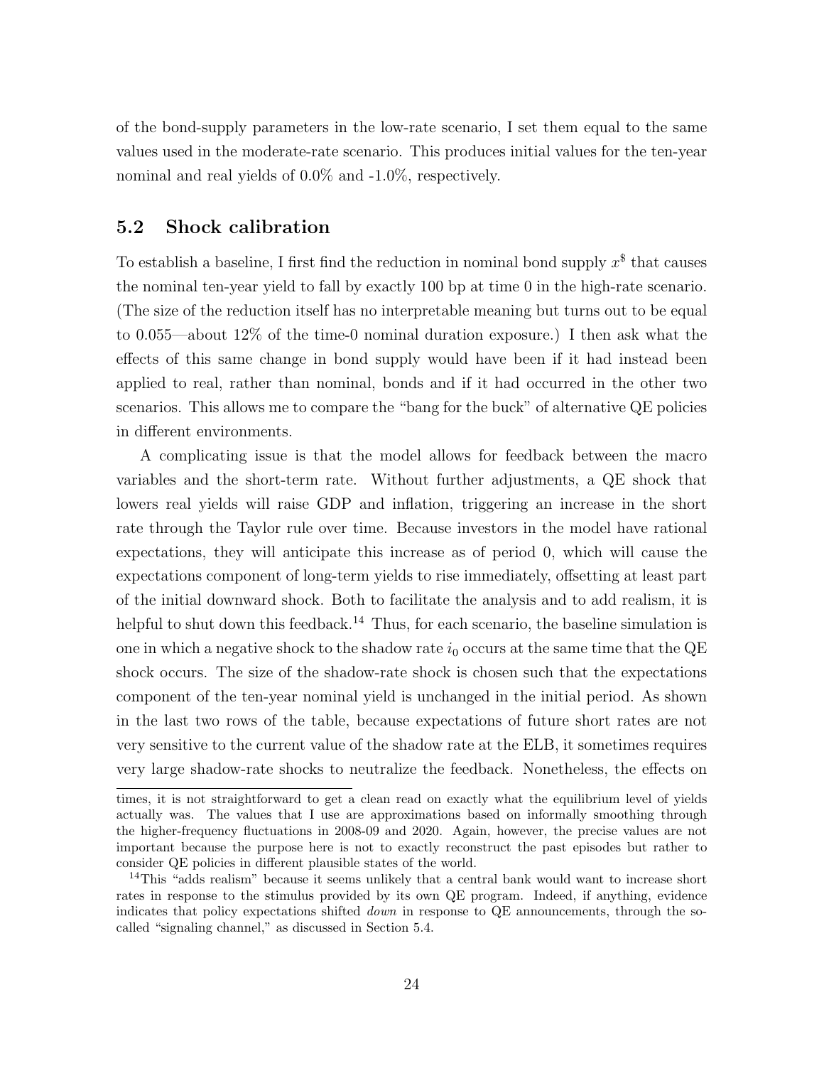of the bond-supply parameters in the low-rate scenario, I set them equal to the same values used in the moderate-rate scenario. This produces initial values for the ten-year nominal and real yields of 0.0% and -1.0%, respectively.

### 5.2 Shock calibration

To establish a baseline, I first find the reduction in nominal bond supply $x^{\$}$ that causes the nominal ten-year yield to fall by exactly 100 bp at time 0 in the high-rate scenario. (The size of the reduction itself has no interpretable meaning but turns out to be equal to 0.055—about 12% of the time-0 nominal duration exposure.) I then ask what the effects of this same change in bond supply would have been if it had instead been applied to real, rather than nominal, bonds and if it had occurred in the other two scenarios. This allows me to compare the "bang for the buck" of alternative QE policies in different environments.

A complicating issue is that the model allows for feedback between the macro variables and the short-term rate. Without further adjustments, a QE shock that lowers real yields will raise GDP and inflation, triggering an increase in the short rate through the Taylor rule over time. Because investors in the model have rational expectations, they will anticipate this increase as of period 0, which will cause the expectations component of long-term yields to rise immediately, offsetting at least part of the initial downward shock. Both to facilitate the analysis and to add realism, it is helpful to shut down this feedback.[14] Thus, for each scenario, the baseline simulation is one in which a negative shock to the shadow rate $i_0$ occurs at the same time that the QE shock occurs. The size of the shadow-rate shock is chosen such that the expectations component of the ten-year nominal yield is unchanged in the initial period. As shown in the last two rows of the table, because expectations of future short rates are not very sensitive to the current value of the shadow rate at the ELB, it sometimes requires very large shadow-rate shocks to neutralize the feedback. Nonetheless, the effects on

times, it is not straightforward to get a clean read on exactly what the equilibrium level of yields actually was. The values that I use are approximations based on informally smoothing through the higher-frequency fluctuations in 2008-09 and 2020. Again, however, the precise values are not important because the purpose here is not to exactly reconstruct the past episodes but rather to consider QE policies in different plausible states of the world.

[14] This "adds realism" because it seems unlikely that a central bank would want to increase short rates in response to the stimulus provided by its own QE program. Indeed, if anything, evidence indicates that policy expectations shifted *down* in response to QE announcements, through the so-called "signaling channel," as discussed in Section 5.4.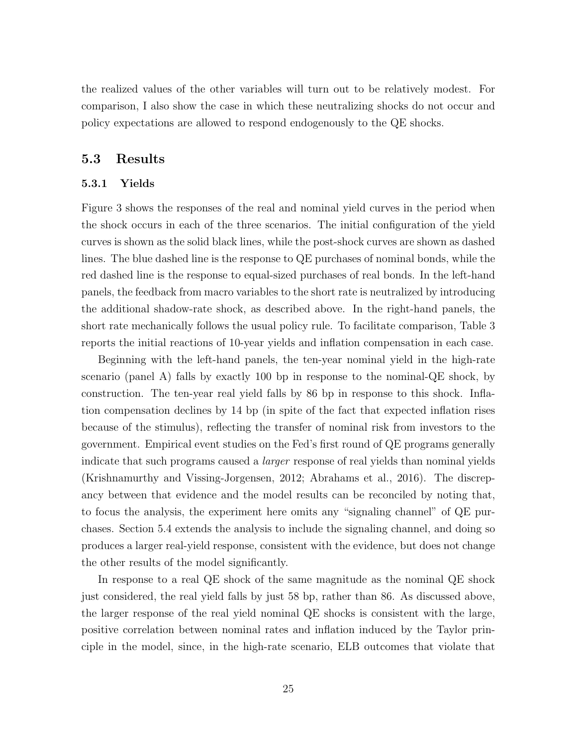the realized values of the other variables will turn out to be relatively modest. For comparison, I also show the case in which these neutralizing shocks do not occur and policy expectations are allowed to respond endogenously to the QE shocks.

## 5.3 Results

### 5.3.1 Yields

Figure 3 shows the responses of the real and nominal yield curves in the period when the shock occurs in each of the three scenarios. The initial configuration of the yield curves is shown as the solid black lines, while the post-shock curves are shown as dashed lines. The blue dashed line is the response to QE purchases of nominal bonds, while the red dashed line is the response to equal-sized purchases of real bonds. In the left-hand panels, the feedback from macro variables to the short rate is neutralized by introducing the additional shadow-rate shock, as described above. In the right-hand panels, the short rate mechanically follows the usual policy rule. To facilitate comparison, Table 3 reports the initial reactions of 10-year yields and inflation compensation in each case.

Beginning with the left-hand panels, the ten-year nominal yield in the high-rate scenario (panel A) falls by exactly 100 bp in response to the nominal-QE shock, by construction. The ten-year real yield falls by 86 bp in response to this shock. Inflation compensation declines by 14 bp (in spite of the fact that expected inflation rises because of the stimulus), reflecting the transfer of nominal risk from investors to the government. Empirical event studies on the Fed's first round of QE programs generally indicate that such programs caused a *larger* response of real yields than nominal yields (Krishnamurthy and Vissing-Jorgensen, 2012; Abrahams et al., 2016). The discrepancy between that evidence and the model results can be reconciled by noting that, to focus the analysis, the experiment here omits any "signaling channel" of QE purchases. Section 5.4 extends the analysis to include the signaling channel, and doing so produces a larger real-yield response, consistent with the evidence, but does not change the other results of the model significantly.

In response to a real QE shock of the same magnitude as the nominal QE shock just considered, the real yield falls by just 58 bp, rather than 86. As discussed above, the larger response of the real yield nominal QE shocks is consistent with the large, positive correlation between nominal rates and inflation induced by the Taylor principle in the model, since, in the high-rate scenario, ELB outcomes that violate that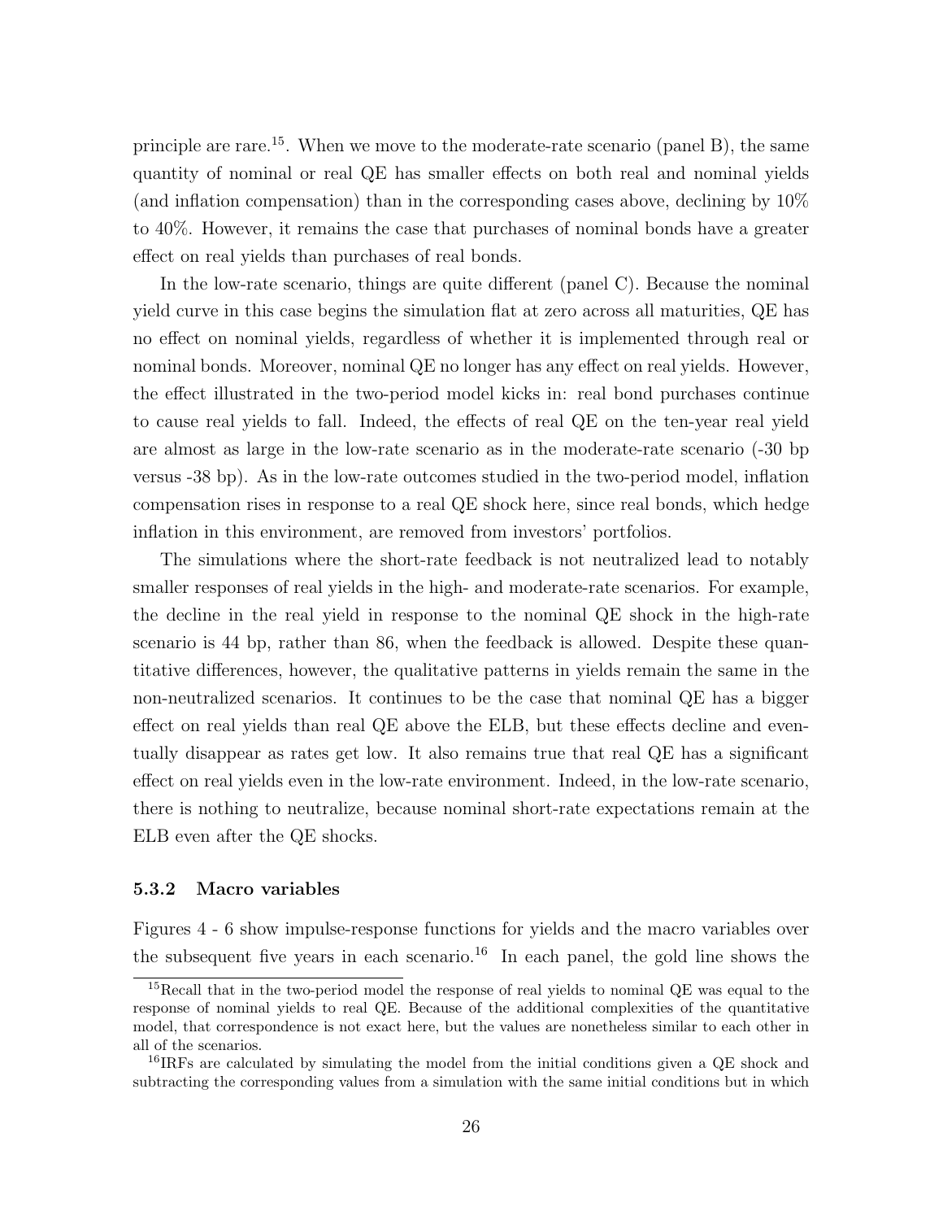principle are rare.[15]. When we move to the moderate-rate scenario (panel B), the same quantity of nominal or real QE has smaller effects on both real and nominal yields (and inflation compensation) than in the corresponding cases above, declining by 10% to 40%. However, it remains the case that purchases of nominal bonds have a greater effect on real yields than purchases of real bonds.

In the low-rate scenario, things are quite different (panel C). Because the nominal yield curve in this case begins the simulation flat at zero across all maturities, QE has no effect on nominal yields, regardless of whether it is implemented through real or nominal bonds. Moreover, nominal QE no longer has any effect on real yields. However, the effect illustrated in the two-period model kicks in: real bond purchases continue to cause real yields to fall. Indeed, the effects of real QE on the ten-year real yield are almost as large in the low-rate scenario as in the moderate-rate scenario (-30 bp versus -38 bp). As in the low-rate outcomes studied in the two-period model, inflation compensation rises in response to a real QE shock here, since real bonds, which hedge inflation in this environment, are removed from investors' portfolios.

The simulations where the short-rate feedback is not neutralized lead to notably smaller responses of real yields in the high- and moderate-rate scenarios. For example, the decline in the real yield in response to the nominal QE shock in the high-rate scenario is 44 bp, rather than 86, when the feedback is allowed. Despite these quantitative differences, however, the qualitative patterns in yields remain the same in the non-neutralized scenarios. It continues to be the case that nominal QE has a bigger effect on real yields than real QE above the ELB, but these effects decline and eventually disappear as rates get low. It also remains true that real QE has a significant effect on real yields even in the low-rate environment. Indeed, in the low-rate scenario, there is nothing to neutralize, because nominal short-rate expectations remain at the ELB even after the QE shocks.

### 5.3.2 Macro variables

Figures 4 - 6 show impulse-response functions for yields and the macro variables over the subsequent five years in each scenario.[16] In each panel, the gold line shows the

[15] Recall that in the two-period model the response of real yields to nominal QE was equal to the response of nominal yields to real QE. Because of the additional complexities of the quantitative model, that correspondence is not exact here, but the values are nonetheless similar to each other in all of the scenarios.

[16] IRFs are calculated by simulating the model from the initial conditions given a QE shock and subtracting the corresponding values from a simulation with the same initial conditions but in which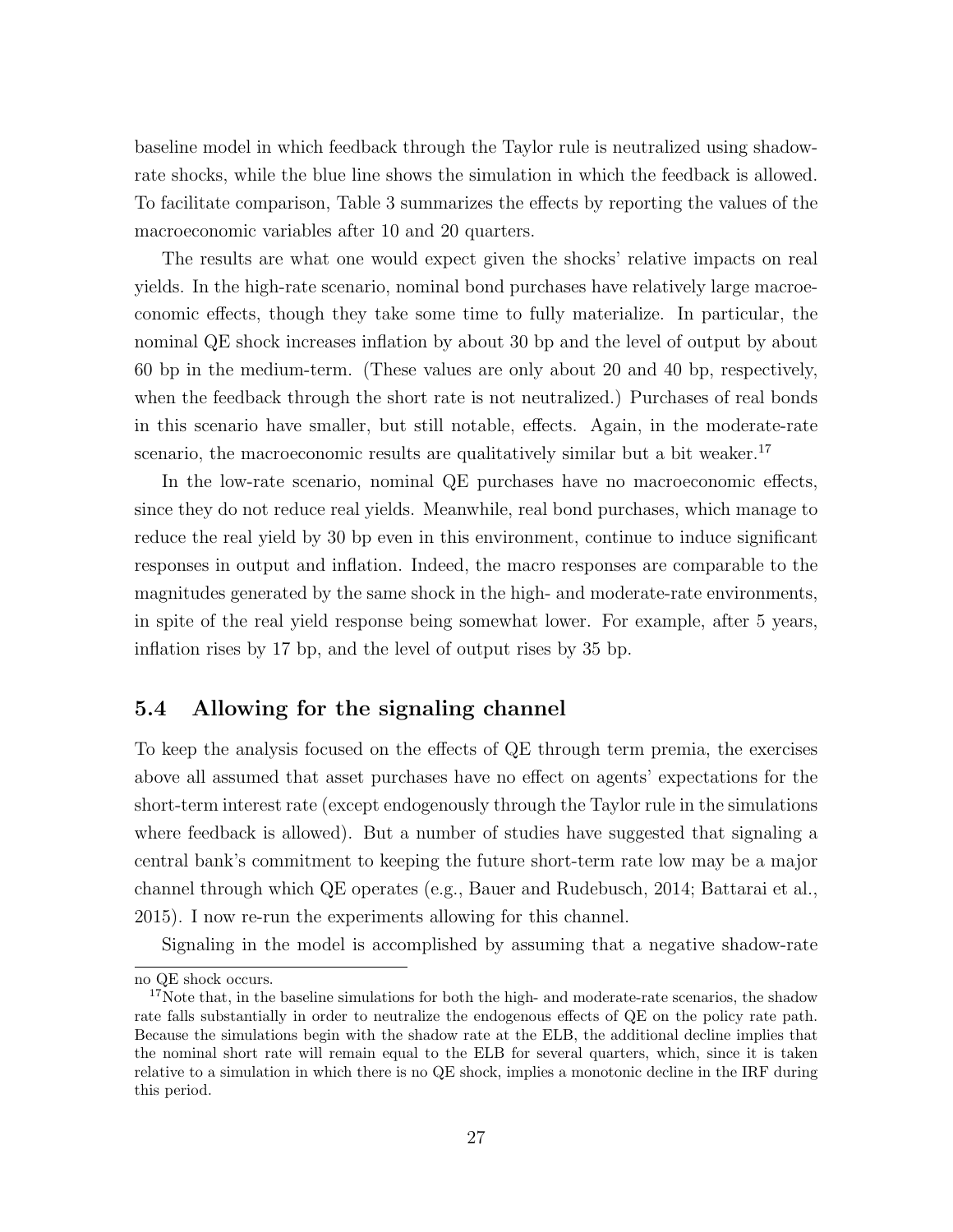baseline model in which feedback through the Taylor rule is neutralized using shadow-rate shocks, while the blue line shows the simulation in which the feedback is allowed. To facilitate comparison, Table 3 summarizes the effects by reporting the values of the macroeconomic variables after 10 and 20 quarters.

The results are what one would expect given the shocks' relative impacts on real yields. In the high-rate scenario, nominal bond purchases have relatively large macroeconomic effects, though they take some time to fully materialize. In particular, the nominal QE shock increases inflation by about 30 bp and the level of output by about 60 bp in the medium-term. (These values are only about 20 and 40 bp, respectively, when the feedback through the short rate is not neutralized.) Purchases of real bonds in this scenario have smaller, but still notable, effects. Again, in the moderate-rate scenario, the macroeconomic results are qualitatively similar but a bit weaker.[17]

In the low-rate scenario, nominal QE purchases have no macroeconomic effects, since they do not reduce real yields. Meanwhile, real bond purchases, which manage to reduce the real yield by 30 bp even in this environment, continue to induce significant responses in output and inflation. Indeed, the macro responses are comparable to the magnitudes generated by the same shock in the high- and moderate-rate environments, in spite of the real yield response being somewhat lower. For example, after 5 years, inflation rises by 17 bp, and the level of output rises by 35 bp.

## 5.4 Allowing for the signaling channel

To keep the analysis focused on the effects of QE through term premia, the exercises above all assumed that asset purchases have no effect on agents' expectations for the short-term interest rate (except endogenously through the Taylor rule in the simulations where feedback is allowed). But a number of studies have suggested that signaling a central bank's commitment to keeping the future short-term rate low may be a major channel through which QE operates (e.g., Bauer and Rudebusch, 2014; Battarai et al., 2015). I now re-run the experiments allowing for this channel.

Signaling in the model is accomplished by assuming that a negative shadow-rate

no QE shock occurs.

[17] Note that, in the baseline simulations for both the high- and moderate-rate scenarios, the shadow rate falls substantially in order to neutralize the endogenous effects of QE on the policy rate path. Because the simulations begin with the shadow rate at the ELB, the additional decline implies that the nominal short rate will remain equal to the ELB for several quarters, which, since it is taken relative to a simulation in which there is no QE shock, implies a monotonic decline in the IRF during this period.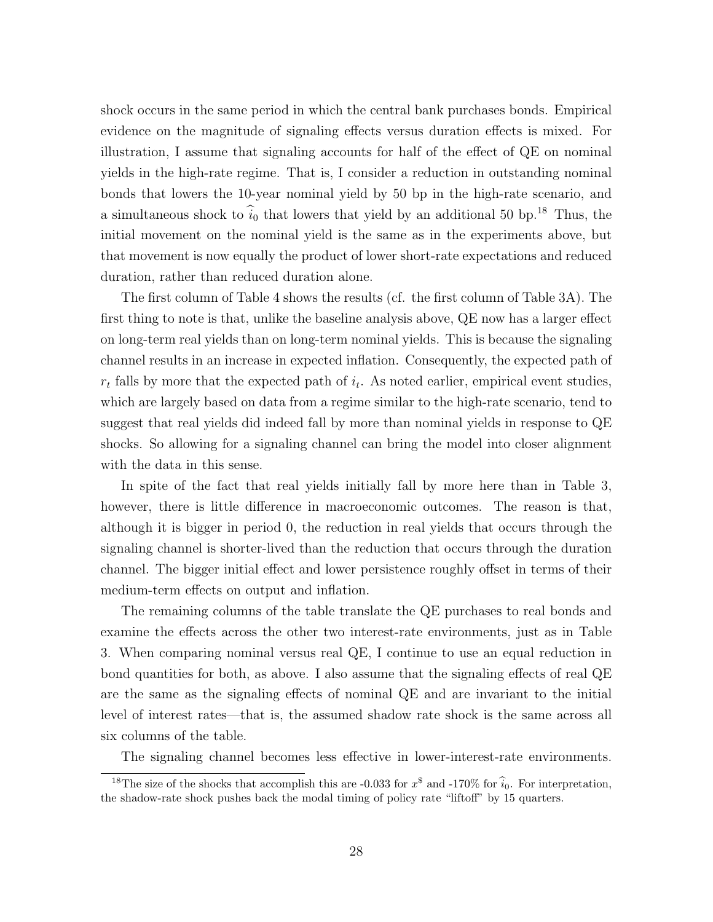shock occurs in the same period in which the central bank purchases bonds. Empirical evidence on the magnitude of signaling effects versus duration effects is mixed. For illustration, I assume that signaling accounts for half of the effect of QE on nominal yields in the high-rate regime. That is, I consider a reduction in outstanding nominal bonds that lowers the 10-year nominal yield by 50 bp in the high-rate scenario, and a simultaneous shock to $\widehat{i}_0$ that lowers that yield by an additional 50 bp.[18] Thus, the initial movement on the nominal yield is the same as in the experiments above, but that movement is now equally the product of lower short-rate expectations and reduced duration, rather than reduced duration alone.

The first column of Table 4 shows the results (cf. the first column of Table 3A). The first thing to note is that, unlike the baseline analysis above, QE now has a larger effect on long-term real yields than on long-term nominal yields. This is because the signaling channel results in an increase in expected inflation. Consequently, the expected path of $r_t$ falls by more that the expected path of $i_t$. As noted earlier, empirical event studies, which are largely based on data from a regime similar to the high-rate scenario, tend to suggest that real yields did indeed fall by more than nominal yields in response to QE shocks. So allowing for a signaling channel can bring the model into closer alignment with the data in this sense.

In spite of the fact that real yields initially fall by more here than in Table 3, however, there is little difference in macroeconomic outcomes. The reason is that, although it is bigger in period 0, the reduction in real yields that occurs through the signaling channel is shorter-lived than the reduction that occurs through the duration channel. The bigger initial effect and lower persistence roughly offset in terms of their medium-term effects on output and inflation.

The remaining columns of the table translate the QE purchases to real bonds and examine the effects across the other two interest-rate environments, just as in Table 3. When comparing nominal versus real QE, I continue to use an equal reduction in bond quantities for both, as above. I also assume that the signaling effects of real QE are the same as the signaling effects of nominal QE and are invariant to the initial level of interest rates—that is, the assumed shadow rate shock is the same across all six columns of the table.

The signaling channel becomes less effective in lower-interest-rate environments.

[18] The size of the shocks that accomplish this are -0.033 for $x^{\$}$ and -170% for $\widehat{i}_0$. For interpretation, the shadow-rate shock pushes back the modal timing of policy rate "liftoff" by 15 quarters.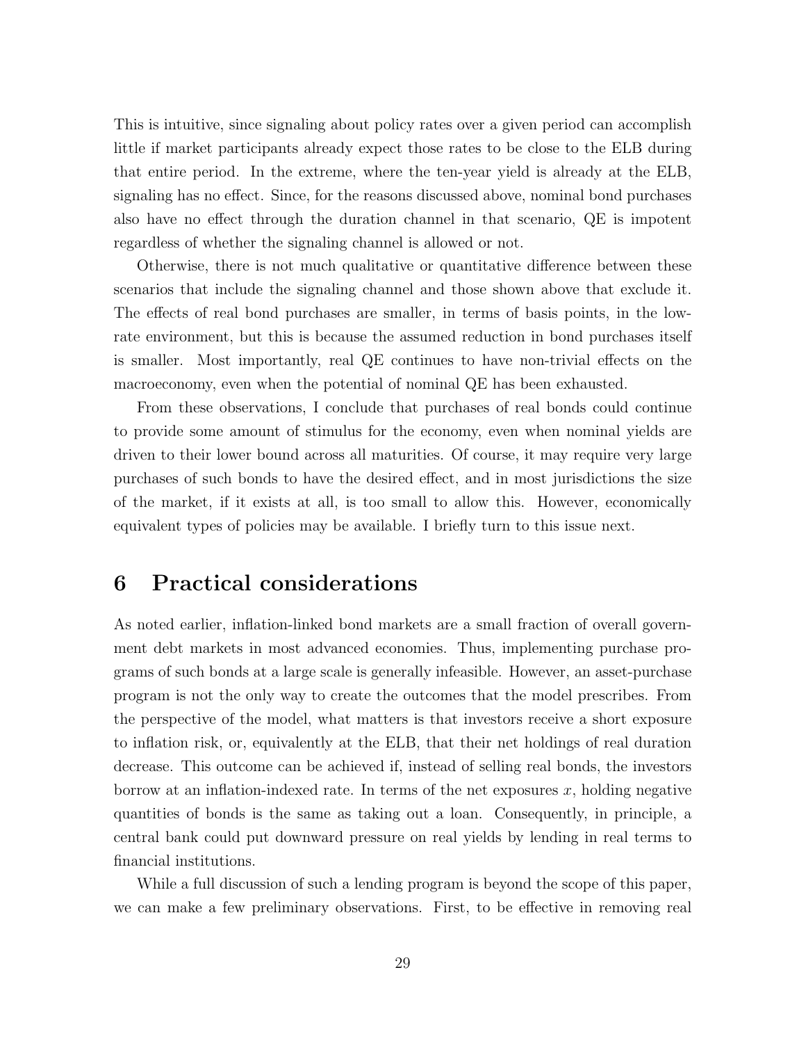This is intuitive, since signaling about policy rates over a given period can accomplish little if market participants already expect those rates to be close to the ELB during that entire period. In the extreme, where the ten-year yield is already at the ELB, signaling has no effect. Since, for the reasons discussed above, nominal bond purchases also have no effect through the duration channel in that scenario, QE is impotent regardless of whether the signaling channel is allowed or not.

Otherwise, there is not much qualitative or quantitative difference between these scenarios that include the signaling channel and those shown above that exclude it. The effects of real bond purchases are smaller, in terms of basis points, in the low-rate environment, but this is because the assumed reduction in bond purchases itself is smaller. Most importantly, real QE continues to have non-trivial effects on the macroeconomy, even when the potential of nominal QE has been exhausted.

From these observations, I conclude that purchases of real bonds could continue to provide some amount of stimulus for the economy, even when nominal yields are driven to their lower bound across all maturities. Of course, it may require very large purchases of such bonds to have the desired effect, and in most jurisdictions the size of the market, if it exists at all, is too small to allow this. However, economically equivalent types of policies may be available. I briefly turn to this issue next.

# 6 Practical considerations

As noted earlier, inflation-linked bond markets are a small fraction of overall government debt markets in most advanced economies. Thus, implementing purchase programs of such bonds at a large scale is generally infeasible. However, an asset-purchase program is not the only way to create the outcomes that the model prescribes. From the perspective of the model, what matters is that investors receive a short exposure to inflation risk, or, equivalently at the ELB, that their net holdings of real duration decrease. This outcome can be achieved if, instead of selling real bonds, the investors borrow at an inflation-indexed rate. In terms of the net exposures $x$, holding negative quantities of bonds is the same as taking out a loan. Consequently, in principle, a central bank could put downward pressure on real yields by lending in real terms to financial institutions.

While a full discussion of such a lending program is beyond the scope of this paper, we can make a few preliminary observations. First, to be effective in removing real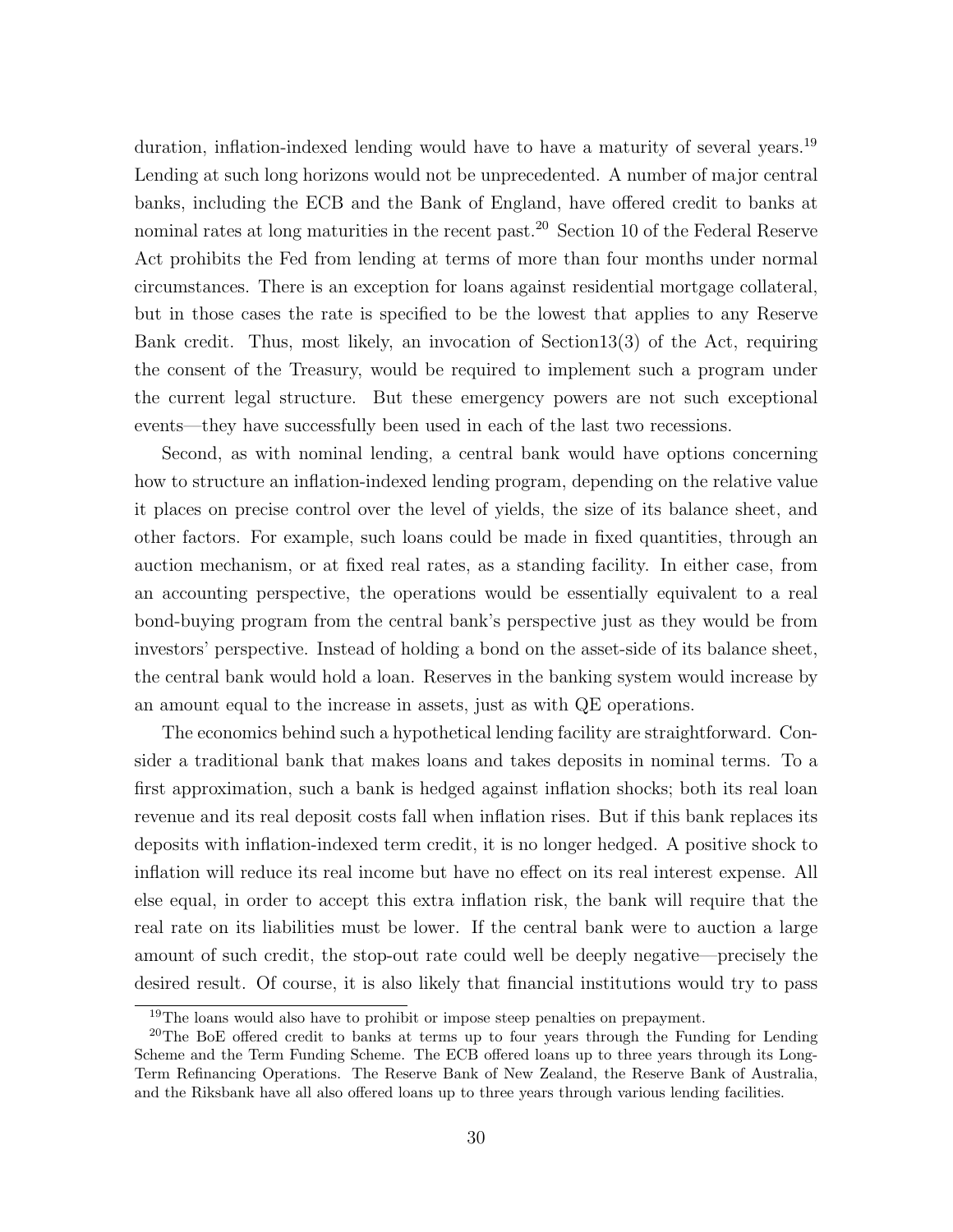duration, inflation-indexed lending would have to have a maturity of several years.[19] Lending at such long horizons would not be unprecedented. A number of major central banks, including the ECB and the Bank of England, have offered credit to banks at nominal rates at long maturities in the recent past.[20] Section 10 of the Federal Reserve Act prohibits the Fed from lending at terms of more than four months under normal circumstances. There is an exception for loans against residential mortgage collateral, but in those cases the rate is specified to be the lowest that applies to any Reserve Bank credit. Thus, most likely, an invocation of Section13(3) of the Act, requiring the consent of the Treasury, would be required to implement such a program under the current legal structure. But these emergency powers are not such exceptional events—they have successfully been used in each of the last two recessions.

Second, as with nominal lending, a central bank would have options concerning how to structure an inflation-indexed lending program, depending on the relative value it places on precise control over the level of yields, the size of its balance sheet, and other factors. For example, such loans could be made in fixed quantities, through an auction mechanism, or at fixed real rates, as a standing facility. In either case, from an accounting perspective, the operations would be essentially equivalent to a real bond-buying program from the central bank's perspective just as they would be from investors' perspective. Instead of holding a bond on the asset-side of its balance sheet, the central bank would hold a loan. Reserves in the banking system would increase by an amount equal to the increase in assets, just as with QE operations.

The economics behind such a hypothetical lending facility are straightforward. Consider a traditional bank that makes loans and takes deposits in nominal terms. To a first approximation, such a bank is hedged against inflation shocks; both its real loan revenue and its real deposit costs fall when inflation rises. But if this bank replaces its deposits with inflation-indexed term credit, it is no longer hedged. A positive shock to inflation will reduce its real income but have no effect on its real interest expense. All else equal, in order to accept this extra inflation risk, the bank will require that the real rate on its liabilities must be lower. If the central bank were to auction a large amount of such credit, the stop-out rate could well be deeply negative—precisely the desired result. Of course, it is also likely that financial institutions would try to pass

[19]The loans would also have to prohibit or impose steep penalties on prepayment.

[20]The BoE offered credit to banks at terms up to four years through the Funding for Lending Scheme and the Term Funding Scheme. The ECB offered loans up to three years through its Long-Term Refinancing Operations. The Reserve Bank of New Zealand, the Reserve Bank of Australia, and the Riksbank have all also offered loans up to three years through various lending facilities.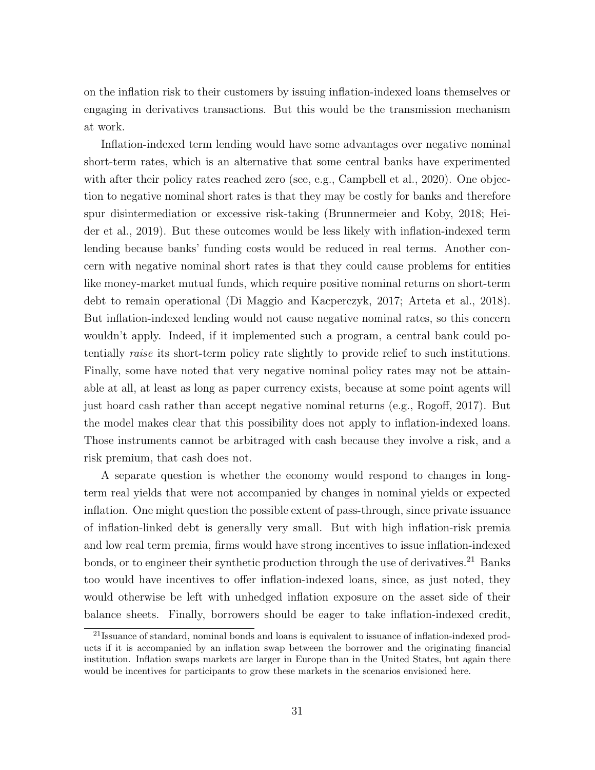on the inflation risk to their customers by issuing inflation-indexed loans themselves or engaging in derivatives transactions. But this would be the transmission mechanism at work.

Inflation-indexed term lending would have some advantages over negative nominal short-term rates, which is an alternative that some central banks have experimented with after their policy rates reached zero (see, e.g., Campbell et al., 2020). One objection to negative nominal short rates is that they may be costly for banks and therefore spur disintermediation or excessive risk-taking (Brunnermeier and Koby, 2018; Heider et al., 2019). But these outcomes would be less likely with inflation-indexed term lending because banks' funding costs would be reduced in real terms. Another concern with negative nominal short rates is that they could cause problems for entities like money-market mutual funds, which require positive nominal returns on short-term debt to remain operational (Di Maggio and Kacperczyk, 2017; Arteta et al., 2018). But inflation-indexed lending would not cause negative nominal rates, so this concern wouldn't apply. Indeed, if it implemented such a program, a central bank could potentially *raise* its short-term policy rate slightly to provide relief to such institutions. Finally, some have noted that very negative nominal policy rates may not be attainable at all, at least as long as paper currency exists, because at some point agents will just hoard cash rather than accept negative nominal returns (e.g., Rogoff, 2017). But the model makes clear that this possibility does not apply to inflation-indexed loans. Those instruments cannot be arbitraged with cash because they involve a risk, and a risk premium, that cash does not.

A separate question is whether the economy would respond to changes in long-term real yields that were not accompanied by changes in nominal yields or expected inflation. One might question the possible extent of pass-through, since private issuance of inflation-linked debt is generally very small. But with high inflation-risk premia and low real term premia, firms would have strong incentives to issue inflation-indexed bonds, or to engineer their synthetic production through the use of derivatives.[21] Banks too would have incentives to offer inflation-indexed loans, since, as just noted, they would otherwise be left with unhedged inflation exposure on the asset side of their balance sheets. Finally, borrowers should be eager to take inflation-indexed credit,

[21] Issuance of standard, nominal bonds and loans is equivalent to issuance of inflation-indexed products if it is accompanied by an inflation swap between the borrower and the originating financial institution. Inflation swaps markets are larger in Europe than in the United States, but again there would be incentives for participants to grow these markets in the scenarios envisioned here.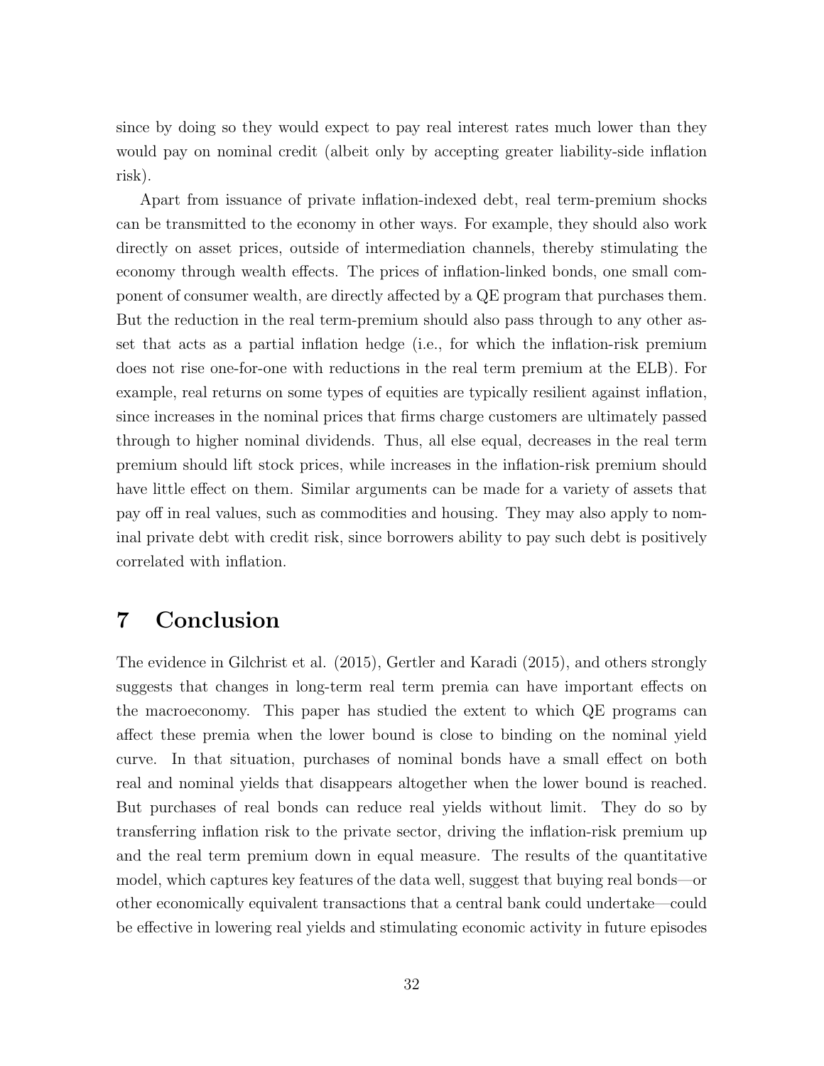since by doing so they would expect to pay real interest rates much lower than they would pay on nominal credit (albeit only by accepting greater liability-side inflation risk).

Apart from issuance of private inflation-indexed debt, real term-premium shocks can be transmitted to the economy in other ways. For example, they should also work directly on asset prices, outside of intermediation channels, thereby stimulating the economy through wealth effects. The prices of inflation-linked bonds, one small component of consumer wealth, are directly affected by a QE program that purchases them. But the reduction in the real term-premium should also pass through to any other asset that acts as a partial inflation hedge (i.e., for which the inflation-risk premium does not rise one-for-one with reductions in the real term premium at the ELB). For example, real returns on some types of equities are typically resilient against inflation, since increases in the nominal prices that firms charge customers are ultimately passed through to higher nominal dividends. Thus, all else equal, decreases in the real term premium should lift stock prices, while increases in the inflation-risk premium should have little effect on them. Similar arguments can be made for a variety of assets that pay off in real values, such as commodities and housing. They may also apply to nominal private debt with credit risk, since borrowers ability to pay such debt is positively correlated with inflation.

# 7 Conclusion

The evidence in Gilchrist et al. (2015), Gertler and Karadi (2015), and others strongly suggests that changes in long-term real term premia can have important effects on the macroeconomy. This paper has studied the extent to which QE programs can affect these premia when the lower bound is close to binding on the nominal yield curve. In that situation, purchases of nominal bonds have a small effect on both real and nominal yields that disappears altogether when the lower bound is reached. But purchases of real bonds can reduce real yields without limit. They do so by transferring inflation risk to the private sector, driving the inflation-risk premium up and the real term premium down in equal measure. The results of the quantitative model, which captures key features of the data well, suggest that buying real bonds—or other economically equivalent transactions that a central bank could undertake—could be effective in lowering real yields and stimulating economic activity in future episodes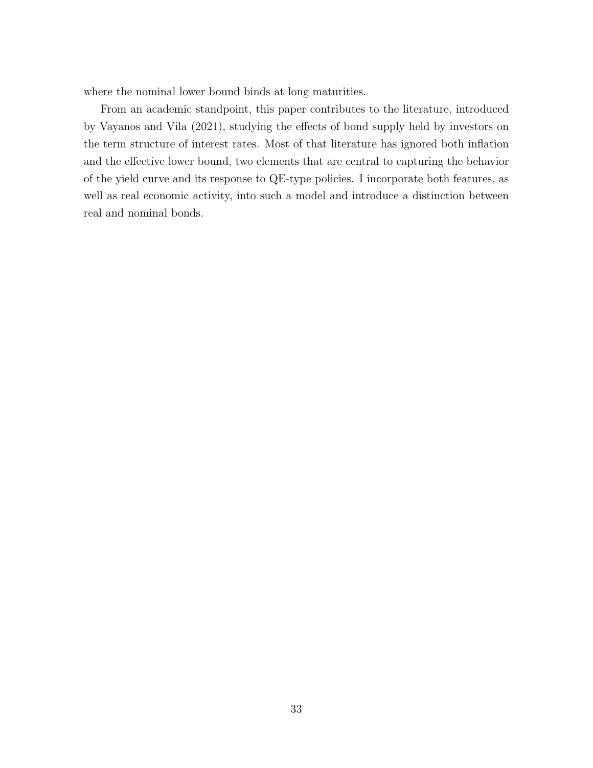where the nominal lower bound binds at long maturities.

From an academic standpoint, this paper contributes to the literature, introduced by Vayanos and Vila (2021), studying the effects of bond supply held by investors on the term structure of interest rates. Most of that literature has ignored both inflation and the effective lower bound, two elements that are central to capturing the behavior of the yield curve and its response to QE-type policies. I incorporate both features, as well as real economic activity, into such a model and introduce a distinction between real and nominal bonds.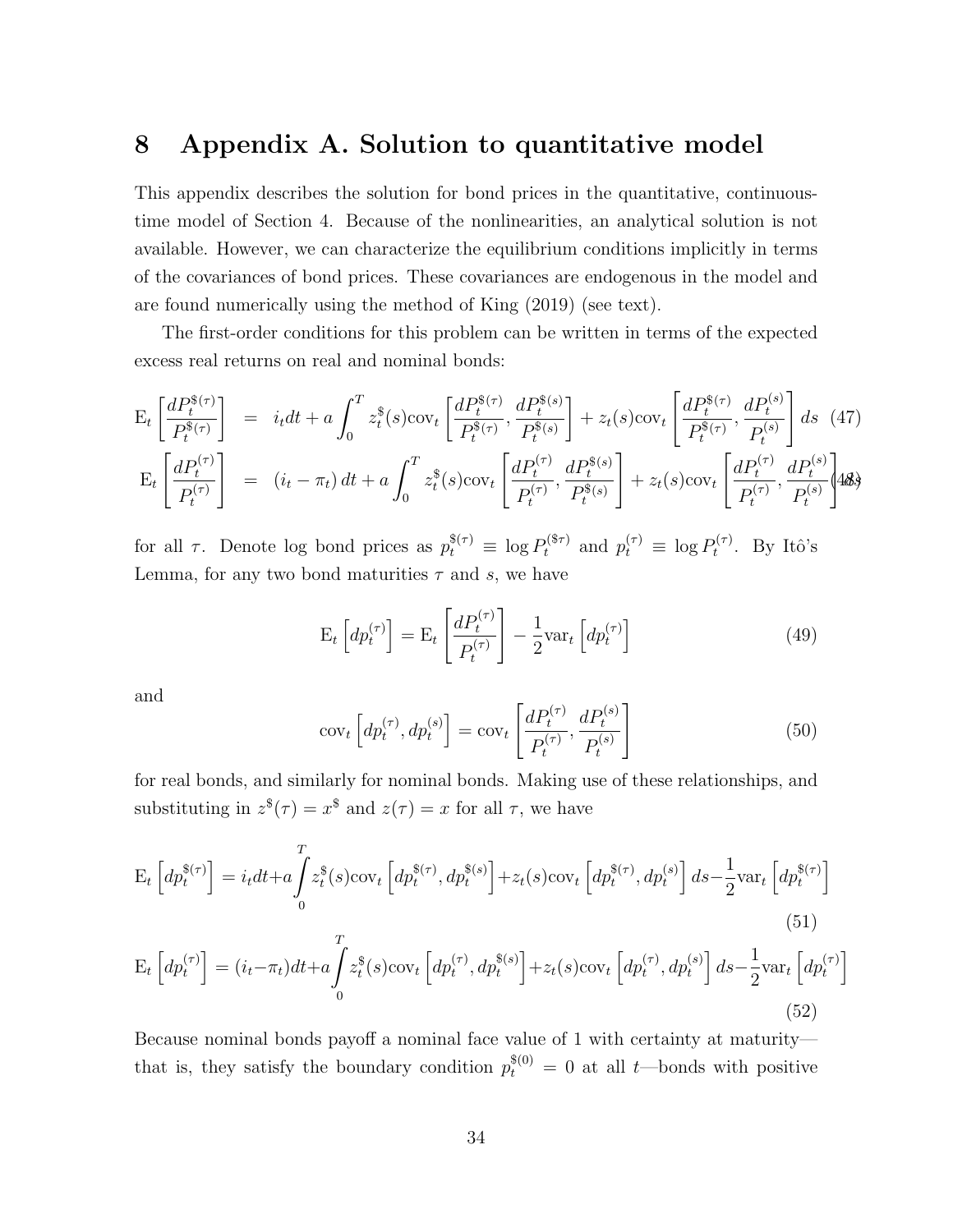# 8 Appendix A. Solution to quantitative model

This appendix describes the solution for bond prices in the quantitative, continuous-time model of Section 4. Because of the nonlinearities, an analytical solution is not available. However, we can characterize the equilibrium conditions implicitly in terms of the covariances of bond prices. These covariances are endogenous in the model and are found numerically using the method of King (2019) (see text).

The first-order conditions for this problem can be written in terms of the expected excess real returns on real and nominal bonds:

$$\mathrm{E}_t\left[\frac{dP_t^{\$(\tau)}}{P_t^{\$(\tau)}}\right] = i_t dt + a\int_0^T z_t^{\$}(s)\mathrm{cov}_t\left[\frac{dP_t^{\$(\tau)}}{P_t^{\$(\tau)}},\frac{dP_t^{\$(s)}}{P_t^{\$(s)}}\right] + z_t(s)\mathrm{cov}_t\left[\frac{dP_t^{\$(\tau)}}{P_t^{\$(\tau)}},\frac{dP_t^{(s)}}{P_t^{(s)}}\right] ds \quad (47)$$

$$\mathrm{E}_t\left[\frac{dP_t^{(\tau)}}{P_t^{(\tau)}}\right] = (i_t - \pi_t)\, dt + a\int_0^T z_t^{\$}(s)\mathrm{cov}_t\left[\frac{dP_t^{(\tau)}}{P_t^{(\tau)}},\frac{dP_t^{\$(s)}}{P_t^{\$(s)}}\right] + z_t(s)\mathrm{cov}_t\left[\frac{dP_t^{(\tau)}}{P_t^{(\tau)}},\frac{dP_t^{(s)}}{P_t^{(s)}}\right] ds \quad (48)$$

for all $\tau$. Denote log bond prices as $p_t^{\$(\tau)} \equiv \log P_t^{(\$\tau)}$ and $p_t^{(\tau)} \equiv \log P_t^{(\tau)}$. By Itô's Lemma, for any two bond maturities $\tau$ and $s$, we have

$$\mathrm{E}_t\left[dp_t^{(\tau)}\right] = \mathrm{E}_t\left[\frac{dP_t^{(\tau)}}{P_t^{(\tau)}}\right] - \frac{1}{2}\mathrm{var}_t\left[dp_t^{(\tau)}\right] \quad (49)$$

and

$$\mathrm{cov}_t\left[dp_t^{(\tau)}, dp_t^{(s)}\right] = \mathrm{cov}_t\left[\frac{dP_t^{(\tau)}}{P_t^{(\tau)}},\frac{dP_t^{(s)}}{P_t^{(s)}}\right] \quad (50)$$

for real bonds, and similarly for nominal bonds. Making use of these relationships, and substituting in $z^{\$}(\tau) = x^{\$}$ and $z(\tau) = x$ for all $\tau$, we have

$$\mathrm{E}_t\left[dp_t^{\$(\tau)}\right] = i_t dt + a\int_0^T z_t^{\$}(s)\mathrm{cov}_t\left[dp_t^{\$(\tau)}, dp_t^{\$(s)}\right] + z_t(s)\mathrm{cov}_t\left[dp_t^{\$(\tau)}, dp_t^{(s)}\right] ds - \frac{1}{2}\mathrm{var}_t\left[dp_t^{\$(\tau)}\right] \quad (51)$$

$$\mathrm{E}_t\left[dp_t^{(\tau)}\right] = (i_t - \pi_t)dt + a\int_0^T z_t^{\$}(s)\mathrm{cov}_t\left[dp_t^{(\tau)}, dp_t^{\$(s)}\right] + z_t(s)\mathrm{cov}_t\left[dp_t^{(\tau)}, dp_t^{(s)}\right] ds - \frac{1}{2}\mathrm{var}_t\left[dp_t^{(\tau)}\right] \quad (52)$$

Because nominal bonds payoff a nominal face value of 1 with certainty at maturity—that is, they satisfy the boundary condition $p_t^{\$(0)} = 0$ at all $t$—bonds with positive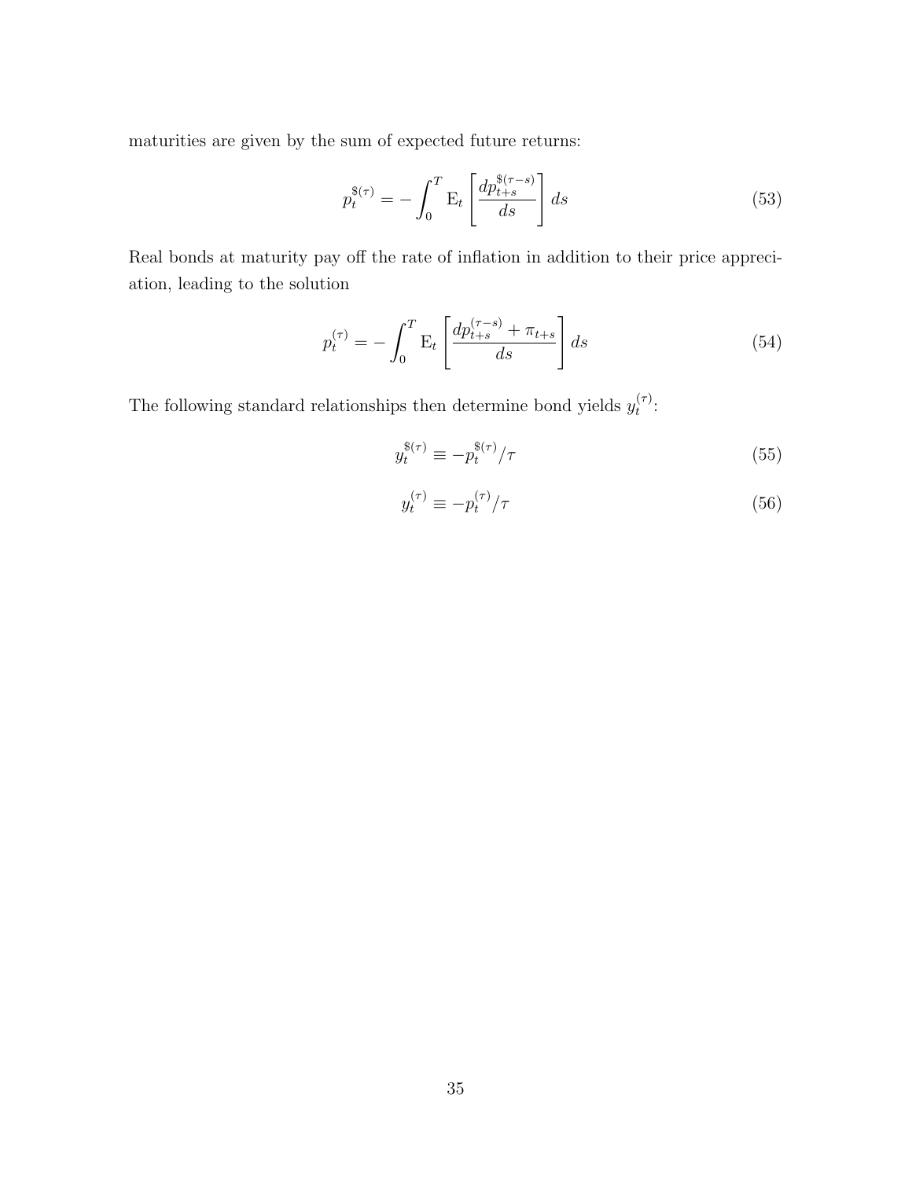maturities are given by the sum of expected future returns:

$$p_t^{\$(\tau)} = -\int_0^T \mathrm{E}_t \left[ \frac{dp_{t+s}^{\$(\tau-s)}}{ds} \right] ds \tag{53}$$

Real bonds at maturity pay off the rate of inflation in addition to their price appreciation, leading to the solution

$$p_t^{(\tau)} = -\int_0^T \mathrm{E}_t \left[ \frac{dp_{t+s}^{(\tau-s)} + \pi_{t+s}}{ds} \right] ds \tag{54}$$

The following standard relationships then determine bond yields $y_t^{(\tau)}$:

$$y_t^{\$(\tau)} \equiv -p_t^{\$(\tau)}/\tau \tag{55}$$

$$y_t^{(\tau)} \equiv -p_t^{(\tau)}/\tau \tag{56}$$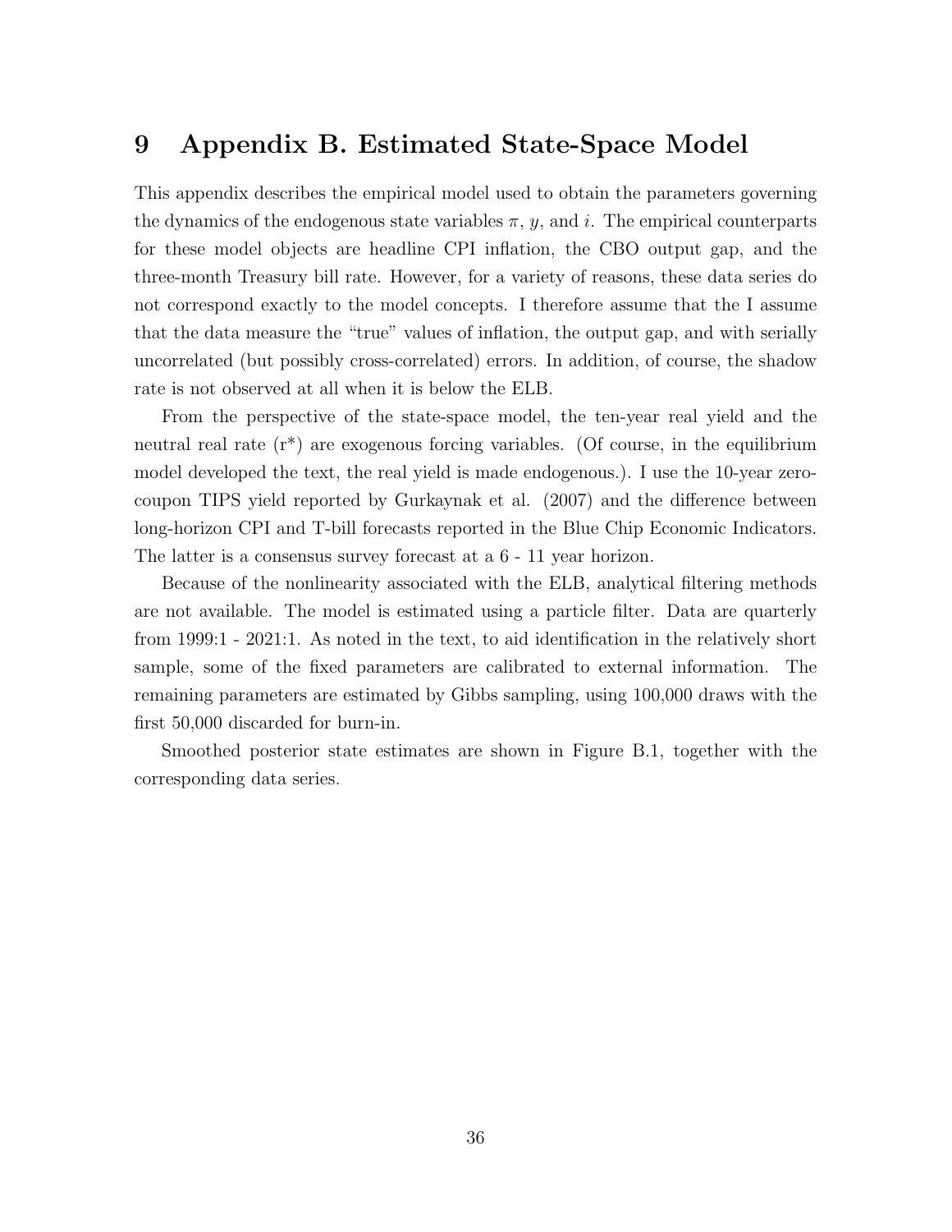# 9 Appendix B. Estimated State-Space Model

This appendix describes the empirical model used to obtain the parameters governing the dynamics of the endogenous state variables $\pi$, $y$, and $i$. The empirical counterparts for these model objects are headline CPI inflation, the CBO output gap, and the three-month Treasury bill rate. However, for a variety of reasons, these data series do not correspond exactly to the model concepts. I therefore assume that the I assume that the data measure the "true" values of inflation, the output gap, and with serially uncorrelated (but possibly cross-correlated) errors. In addition, of course, the shadow rate is not observed at all when it is below the ELB.

From the perspective of the state-space model, the ten-year real yield and the neutral real rate (r*) are exogenous forcing variables. (Of course, in the equilibrium model developed the text, the real yield is made endogenous.). I use the 10-year zero-coupon TIPS yield reported by Gurkaynak et al. (2007) and the difference between long-horizon CPI and T-bill forecasts reported in the Blue Chip Economic Indicators. The latter is a consensus survey forecast at a 6 - 11 year horizon.

Because of the nonlinearity associated with the ELB, analytical filtering methods are not available. The model is estimated using a particle filter. Data are quarterly from 1999:1 - 2021:1. As noted in the text, to aid identification in the relatively short sample, some of the fixed parameters are calibrated to external information. The remaining parameters are estimated by Gibbs sampling, using 100,000 draws with the first 50,000 discarded for burn-in.

Smoothed posterior state estimates are shown in Figure B.1, together with the corresponding data series.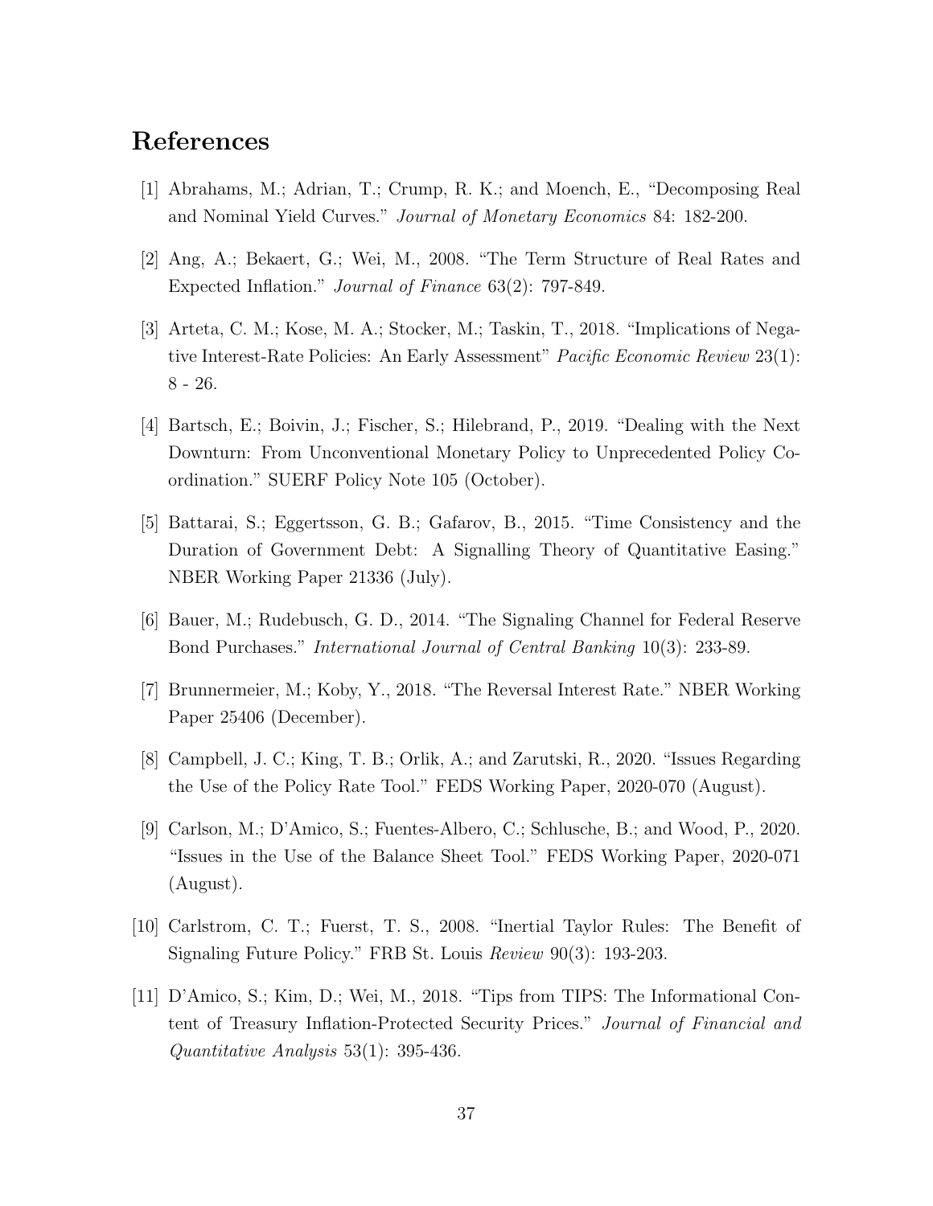# References

[1] Abrahams, M.; Adrian, T.; Crump, R. K.; and Moench, E., "Decomposing Real and Nominal Yield Curves." *Journal of Monetary Economics* 84: 182-200.

[2] Ang, A.; Bekaert, G.; Wei, M., 2008. "The Term Structure of Real Rates and Expected Inflation." *Journal of Finance* 63(2): 797-849.

[3] Arteta, C. M.; Kose, M. A.; Stocker, M.; Taskin, T., 2018. "Implications of Negative Interest-Rate Policies: An Early Assessment" *Pacific Economic Review* 23(1): 8 - 26.

[4] Bartsch, E.; Boivin, J.; Fischer, S.; Hilebrand, P., 2019. "Dealing with the Next Downturn: From Unconventional Monetary Policy to Unprecedented Policy Coordination." SUERF Policy Note 105 (October).

[5] Battarai, S.; Eggertsson, G. B.; Gafarov, B., 2015. "Time Consistency and the Duration of Government Debt: A Signalling Theory of Quantitative Easing." NBER Working Paper 21336 (July).

[6] Bauer, M.; Rudebusch, G. D., 2014. "The Signaling Channel for Federal Reserve Bond Purchases." *International Journal of Central Banking* 10(3): 233-89.

[7] Brunnermeier, M.; Koby, Y., 2018. "The Reversal Interest Rate." NBER Working Paper 25406 (December).

[8] Campbell, J. C.; King, T. B.; Orlik, A.; and Zarutski, R., 2020. "Issues Regarding the Use of the Policy Rate Tool." FEDS Working Paper, 2020-070 (August).

[9] Carlson, M.; D'Amico, S.; Fuentes-Albero, C.; Schlusche, B.; and Wood, P., 2020. "Issues in the Use of the Balance Sheet Tool." FEDS Working Paper, 2020-071 (August).

[10] Carlstrom, C. T.; Fuerst, T. S., 2008. "Inertial Taylor Rules: The Benefit of Signaling Future Policy." FRB St. Louis *Review* 90(3): 193-203.

[11] D'Amico, S.; Kim, D.; Wei, M., 2018. "Tips from TIPS: The Informational Content of Treasury Inflation-Protected Security Prices." *Journal of Financial and Quantitative Analysis* 53(1): 395-436.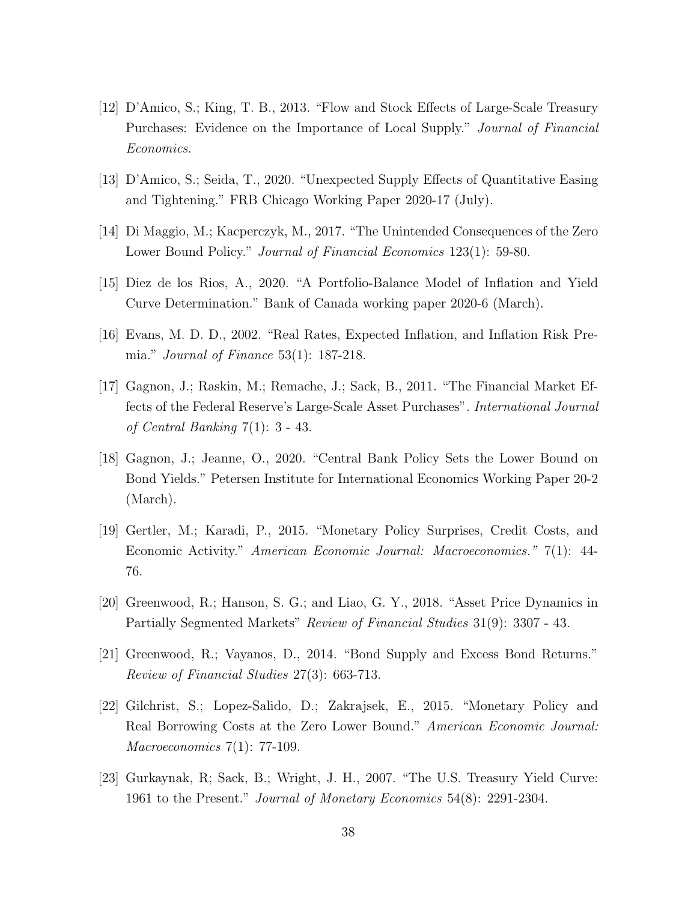[12] D'Amico, S.; King, T. B., 2013. "Flow and Stock Effects of Large-Scale Treasury Purchases: Evidence on the Importance of Local Supply." *Journal of Financial Economics*.

[13] D'Amico, S.; Seida, T., 2020. "Unexpected Supply Effects of Quantitative Easing and Tightening." FRB Chicago Working Paper 2020-17 (July).

[14] Di Maggio, M.; Kacperczyk, M., 2017. "The Unintended Consequences of the Zero Lower Bound Policy." *Journal of Financial Economics* 123(1): 59-80.

[15] Diez de los Rios, A., 2020. "A Portfolio-Balance Model of Inflation and Yield Curve Determination." Bank of Canada working paper 2020-6 (March).

[16] Evans, M. D. D., 2002. "Real Rates, Expected Inflation, and Inflation Risk Premia." *Journal of Finance* 53(1): 187-218.

[17] Gagnon, J.; Raskin, M.; Remache, J.; Sack, B., 2011. "The Financial Market Effects of the Federal Reserve's Large-Scale Asset Purchases". *International Journal of Central Banking* 7(1): 3 - 43.

[18] Gagnon, J.; Jeanne, O., 2020. "Central Bank Policy Sets the Lower Bound on Bond Yields." Petersen Institute for International Economics Working Paper 20-2 (March).

[19] Gertler, M.; Karadi, P., 2015. "Monetary Policy Surprises, Credit Costs, and Economic Activity." *American Economic Journal: Macroeconomics."* 7(1): 44-76.

[20] Greenwood, R.; Hanson, S. G.; and Liao, G. Y., 2018. "Asset Price Dynamics in Partially Segmented Markets" *Review of Financial Studies* 31(9): 3307 - 43.

[21] Greenwood, R.; Vayanos, D., 2014. "Bond Supply and Excess Bond Returns." *Review of Financial Studies* 27(3): 663-713.

[22] Gilchrist, S.; Lopez-Salido, D.; Zakrajsek, E., 2015. "Monetary Policy and Real Borrowing Costs at the Zero Lower Bound." *American Economic Journal: Macroeconomics* 7(1): 77-109.

[23] Gurkaynak, R; Sack, B.; Wright, J. H., 2007. "The U.S. Treasury Yield Curve: 1961 to the Present." *Journal of Monetary Economics* 54(8): 2291-2304.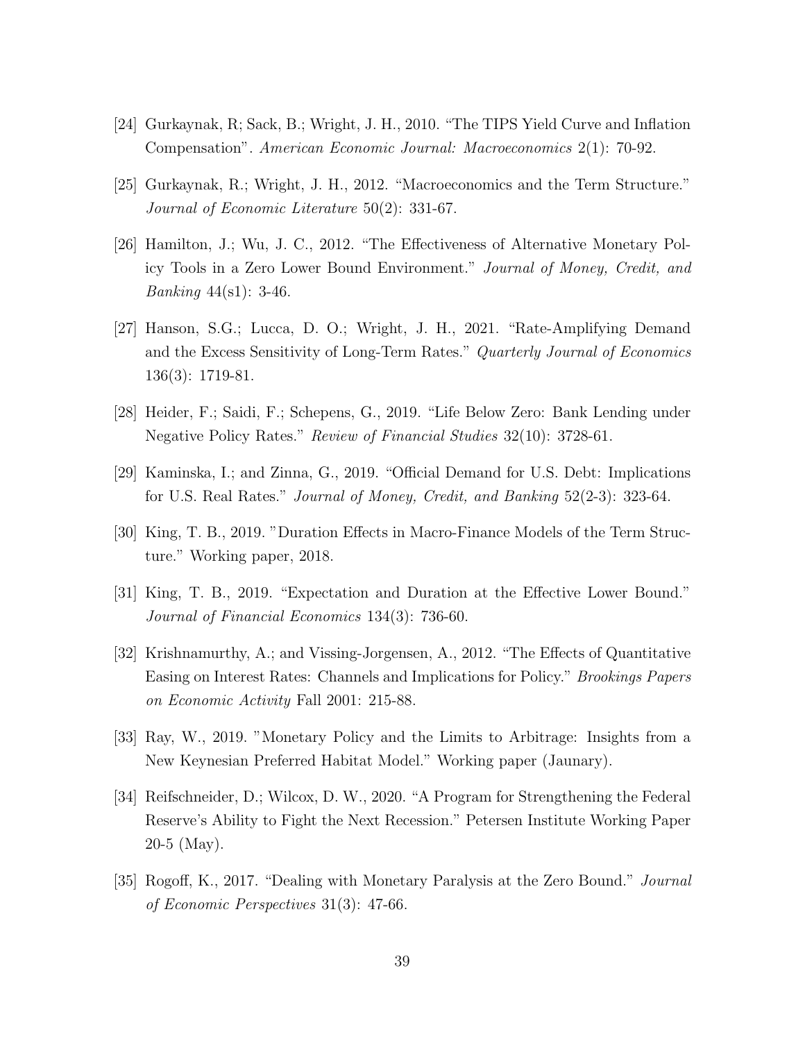[24] Gurkaynak, R; Sack, B.; Wright, J. H., 2010. "The TIPS Yield Curve and Inflation Compensation". *American Economic Journal: Macroeconomics* 2(1): 70-92.

[25] Gurkaynak, R.; Wright, J. H., 2012. "Macroeconomics and the Term Structure." *Journal of Economic Literature* 50(2): 331-67.

[26] Hamilton, J.; Wu, J. C., 2012. "The Effectiveness of Alternative Monetary Policy Tools in a Zero Lower Bound Environment." *Journal of Money, Credit, and Banking* 44(s1): 3-46.

[27] Hanson, S.G.; Lucca, D. O.; Wright, J. H., 2021. "Rate-Amplifying Demand and the Excess Sensitivity of Long-Term Rates." *Quarterly Journal of Economics* 136(3): 1719-81.

[28] Heider, F.; Saidi, F.; Schepens, G., 2019. "Life Below Zero: Bank Lending under Negative Policy Rates." *Review of Financial Studies* 32(10): 3728-61.

[29] Kaminska, I.; and Zinna, G., 2019. "Official Demand for U.S. Debt: Implications for U.S. Real Rates." *Journal of Money, Credit, and Banking* 52(2-3): 323-64.

[30] King, T. B., 2019. "Duration Effects in Macro-Finance Models of the Term Structure." Working paper, 2018.

[31] King, T. B., 2019. "Expectation and Duration at the Effective Lower Bound." *Journal of Financial Economics* 134(3): 736-60.

[32] Krishnamurthy, A.; and Vissing-Jorgensen, A., 2012. "The Effects of Quantitative Easing on Interest Rates: Channels and Implications for Policy." *Brookings Papers on Economic Activity* Fall 2001: 215-88.

[33] Ray, W., 2019. "Monetary Policy and the Limits to Arbitrage: Insights from a New Keynesian Preferred Habitat Model." Working paper (Jaunary).

[34] Reifschneider, D.; Wilcox, D. W., 2020. "A Program for Strengthening the Federal Reserve's Ability to Fight the Next Recession." Petersen Institute Working Paper 20-5 (May).

[35] Rogoff, K., 2017. "Dealing with Monetary Paralysis at the Zero Bound." *Journal of Economic Perspectives* 31(3): 47-66.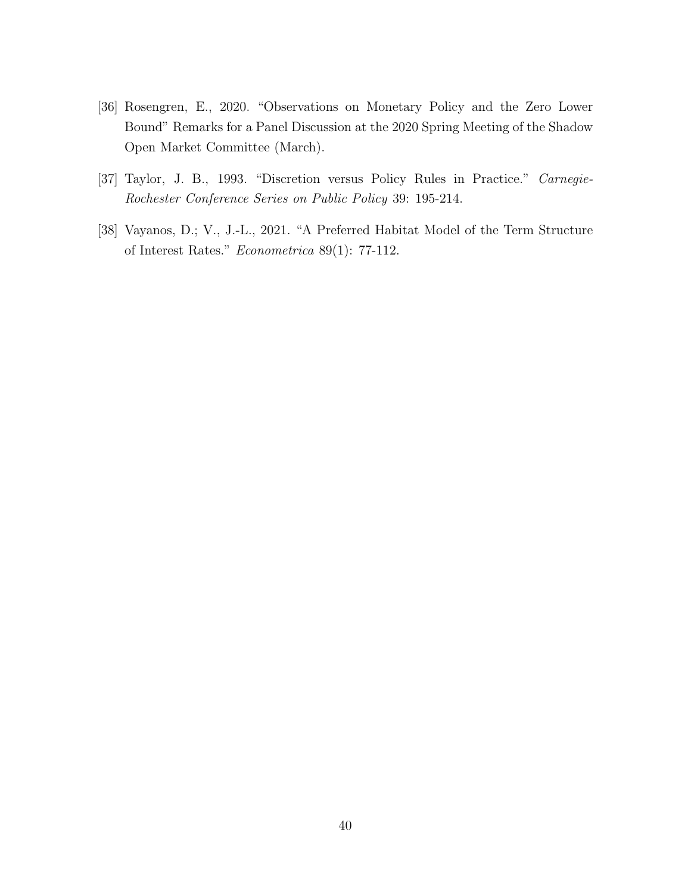[36] Rosengren, E., 2020. "Observations on Monetary Policy and the Zero Lower Bound" Remarks for a Panel Discussion at the 2020 Spring Meeting of the Shadow Open Market Committee (March).

[37] Taylor, J. B., 1993. "Discretion versus Policy Rules in Practice." *Carnegie-Rochester Conference Series on Public Policy* 39: 195-214.

[38] Vayanos, D.; V., J.-L., 2021. "A Preferred Habitat Model of the Term Structure of Interest Rates." *Econometrica* 89(1): 77-112.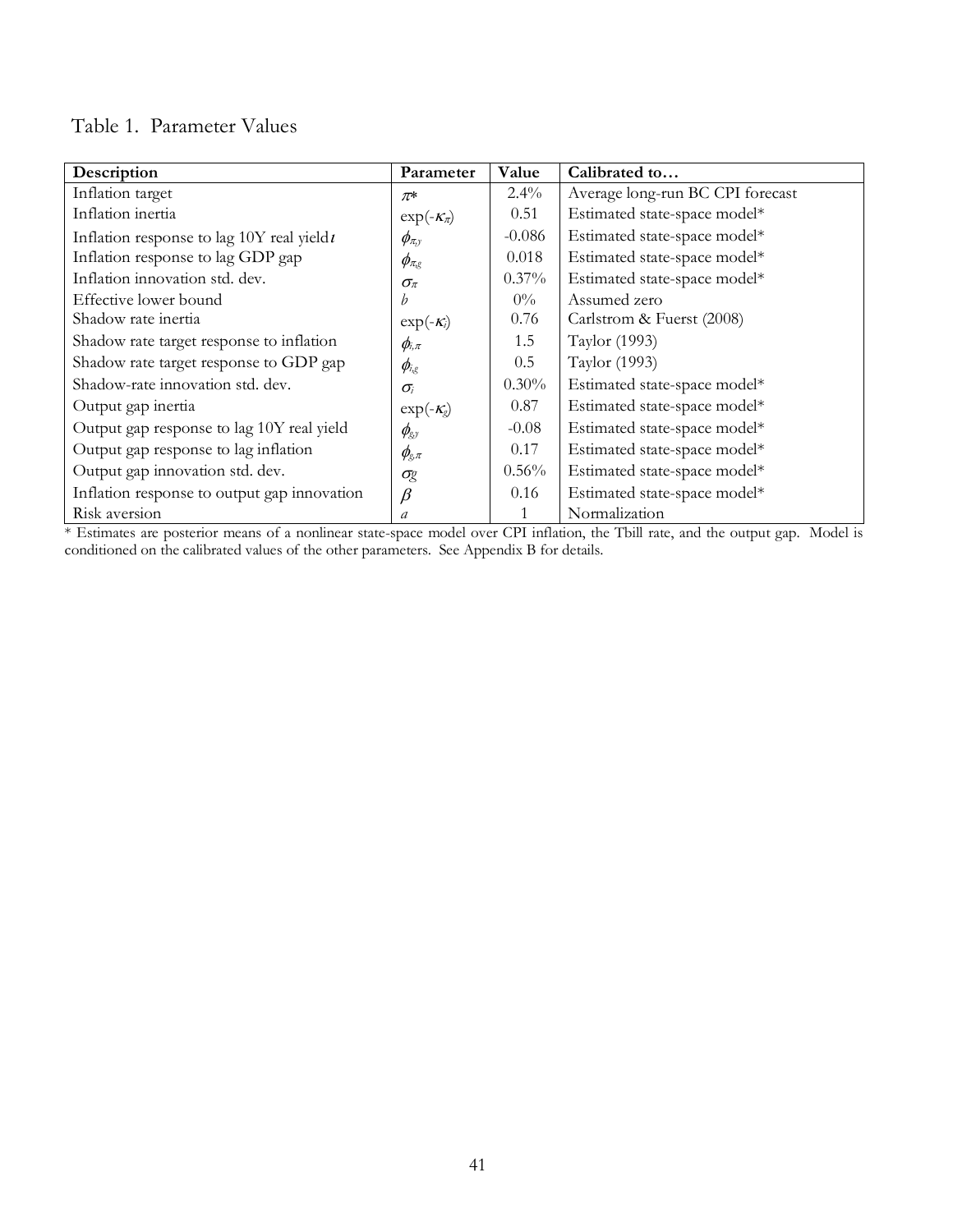Table 1. Parameter Values

| Description | Parameter | Value | Calibrated to… |
|---|---|---|---|
| Inflation target | $\pi^*$ | 2.4% | Average long-run BC CPI forecast |
| Inflation inertia | $\exp(-\kappa_\pi)$ | 0.51 | Estimated state-space model* |
| Inflation response to lag 10Y real yield $\iota$ | $\phi_{\pi,y}$ | -0.086 | Estimated state-space model* |
| Inflation response to lag GDP gap | $\phi_{\pi,g}$ | 0.018 | Estimated state-space model* |
| Inflation innovation std. dev. | $\sigma_\pi$ | 0.37% | Estimated state-space model* |
| Effective lower bound | $b$ | 0% | Assumed zero |
| Shadow rate inertia | $\exp(-\kappa_i)$ | 0.76 | Carlstrom & Fuerst (2008) |
| Shadow rate target response to inflation | $\phi_{i,\pi}$ | 1.5 | Taylor (1993) |
| Shadow rate target response to GDP gap | $\phi_{i,g}$ | 0.5 | Taylor (1993) |
| Shadow-rate innovation std. dev. | $\sigma_i$ | 0.30% | Estimated state-space model* |
| Output gap inertia | $\exp(-\kappa_g)$ | 0.87 | Estimated state-space model* |
| Output gap response to lag 10Y real yield | $\phi_{g,y}$ | -0.08 | Estimated state-space model* |
| Output gap response to lag inflation | $\phi_{g,\pi}$ | 0.17 | Estimated state-space model* |
| Output gap innovation std. dev. | $\sigma_g$ | 0.56% | Estimated state-space model* |
| Inflation response to output gap innovation | $\beta$ | 0.16 | Estimated state-space model* |
| Risk aversion | $a$ | 1 | Normalization |

* Estimates are posterior means of a nonlinear state-space model over CPI inflation, the Tbill rate, and the output gap. Model is conditioned on the calibrated values of the other parameters. See Appendix B for details.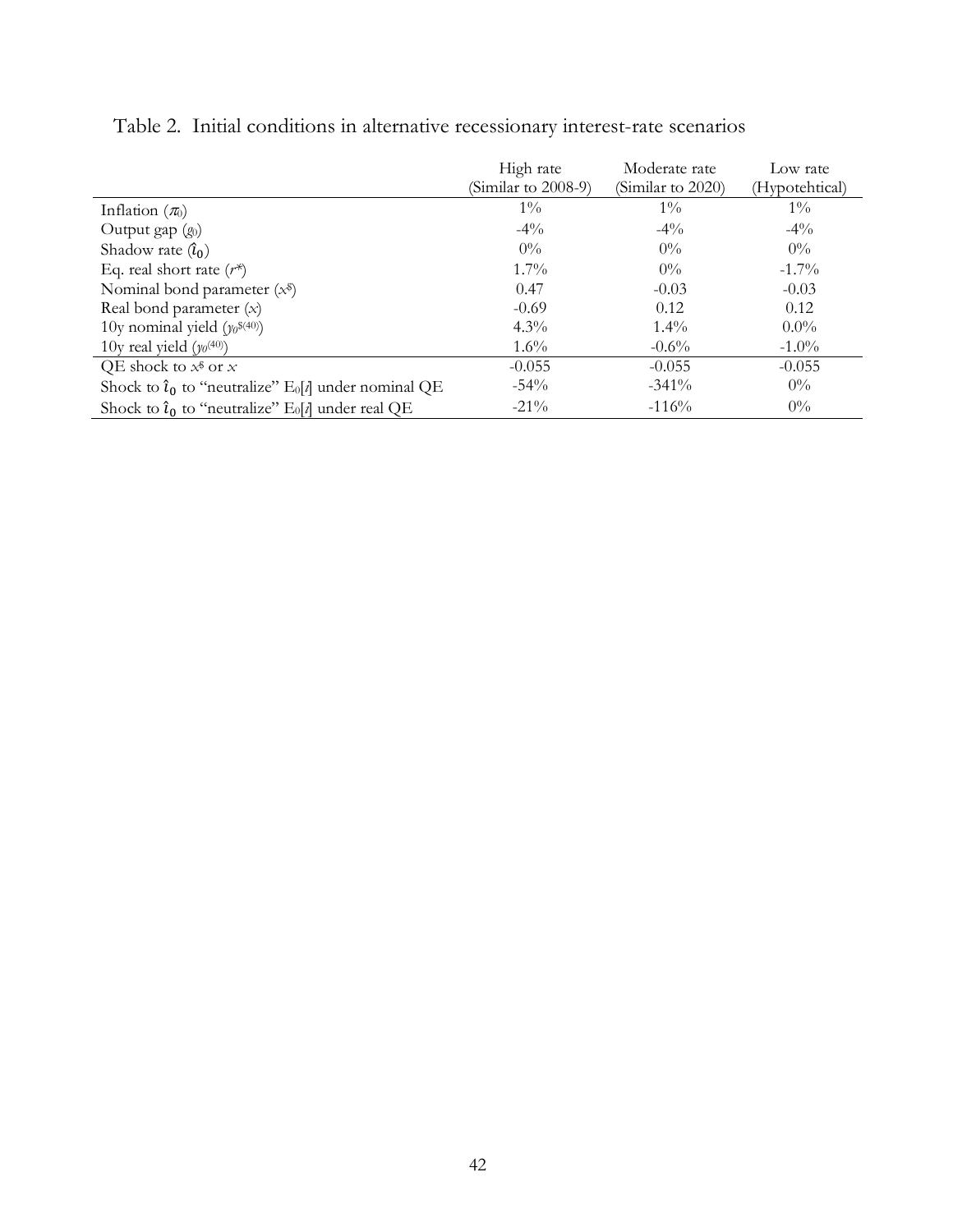Table 2. Initial conditions in alternative recessionary interest-rate scenarios

| | High rate (Similar to 2008-9) | Moderate rate (Similar to 2020) | Low rate (Hypotehtical) |
|---|---|---|---|
| Inflation ($\pi_0$) | 1% | 1% | 1% |
| Output gap ($g_0$) | -4% | -4% | -4% |
| Shadow rate ($\hat{\imath}_0$) | 0% | 0% | 0% |
| Eq. real short rate ($r^*$) | 1.7% | 0% | -1.7% |
| Nominal bond parameter ($x^{\$}$) | 0.47 | -0.03 | -0.03 |
| Real bond parameter ($x$) | -0.69 | 0.12 | 0.12 |
| 10y nominal yield ($y_0^{\$(40)}$) | 4.3% | 1.4% | 0.0% |
| 10y real yield ($y_0^{(40)}$) | 1.6% | -0.6% | -1.0% |
| QE shock to $x^{\$}$ or $x$ | -0.055 | -0.055 | -0.055 |
| Shock to $\hat{\imath}_0$ to "neutralize" $E_0[i]$ under nominal QE | -54% | -341% | 0% |
| Shock to $\hat{\imath}_0$ to "neutralize" $E_0[i]$ under real QE | -21% | -116% | 0% |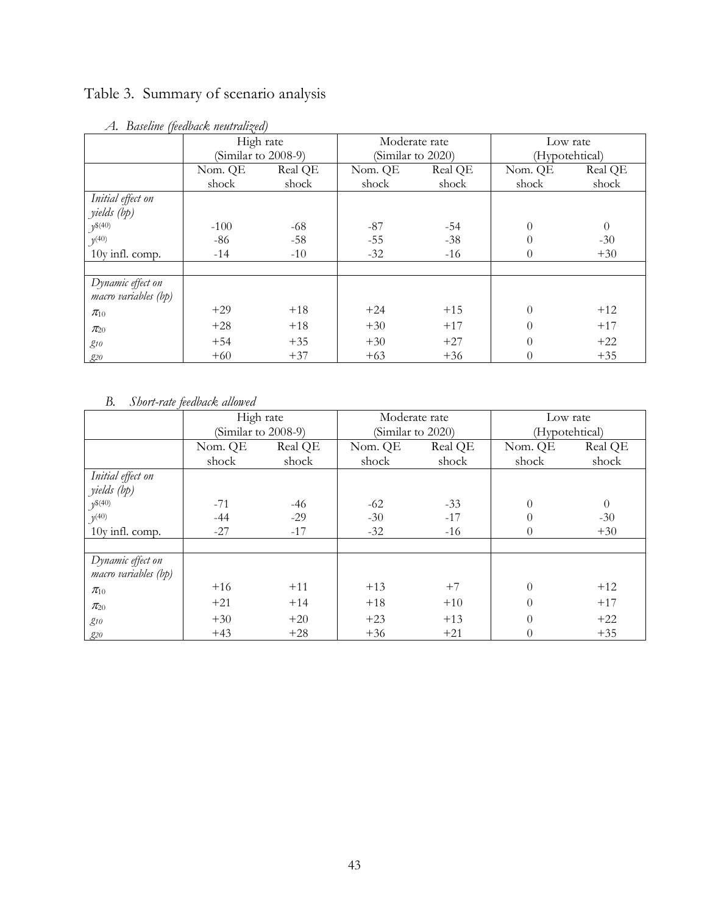# Table 3. Summary of scenario analysis

*A. Baseline (feedback neutralized)*

| | High rate (Similar to 2008-9) | | Moderate rate (Similar to 2020) | | Low rate (Hypotehtical) | |
|---|---|---|---|---|---|---|
| | Nom. QE shock | Real QE shock | Nom. QE shock | Real QE shock | Nom. QE shock | Real QE shock |
| *Initial effect on yields (bp)* | | | | | | |
| $y^{\$(40)}$ | -100 | -68 | -87 | -54 | 0 | 0 |
| $y^{(40)}$ | -86 | -58 | -55 | -38 | 0 | -30 |
| 10y infl. comp. | -14 | -10 | -32 | -16 | 0 | +30 |
| | | | | | | |
| *Dynamic effect on macro variables (bp)* | | | | | | |
| $\pi_{10}$ | +29 | +18 | +24 | +15 | 0 | +12 |
| $\pi_{20}$ | +28 | +18 | +30 | +17 | 0 | +17 |
| $g_{10}$ | +54 | +35 | +30 | +27 | 0 | +22 |
| $g_{20}$ | +60 | +37 | +63 | +36 | 0 | +35 |

*B. Short-rate feedback allowed*

| | High rate (Similar to 2008-9) | | Moderate rate (Similar to 2020) | | Low rate (Hypotehtical) | |
|---|---|---|---|---|---|---|
| | Nom. QE shock | Real QE shock | Nom. QE shock | Real QE shock | Nom. QE shock | Real QE shock |
| *Initial effect on yields (bp)* | | | | | | |
| $y^{\$(40)}$ | -71 | -46 | -62 | -33 | 0 | 0 |
| $y^{(40)}$ | -44 | -29 | -30 | -17 | 0 | -30 |
| 10y infl. comp. | -27 | -17 | -32 | -16 | 0 | +30 |
| | | | | | | |
| *Dynamic effect on macro variables (bp)* | | | | | | |
| $\pi_{10}$ | +16 | +11 | +13 | +7 | 0 | +12 |
| $\pi_{20}$ | +21 | +14 | +18 | +10 | 0 | +17 |
| $g_{10}$ | +30 | +20 | +23 | +13 | 0 | +22 |
| $g_{20}$ | +43 | +28 | +36 | +21 | 0 | +35 |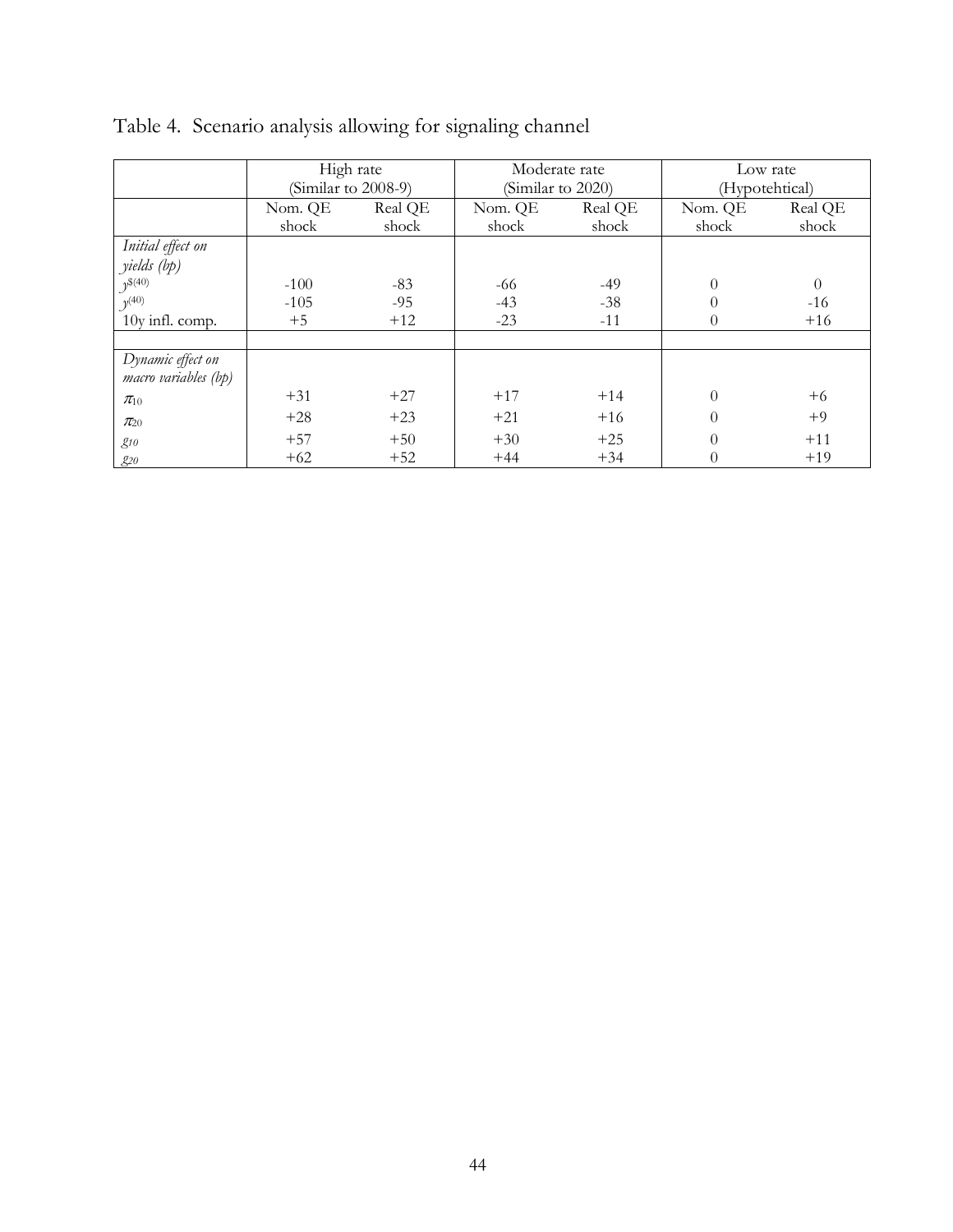Table 4. Scenario analysis allowing for signaling channel

| | High rate (Similar to 2008-9) | | Moderate rate (Similar to 2020) | | Low rate (Hypotehtical) | |
|---|---|---|---|---|---|---|
| | Nom. QE shock | Real QE shock | Nom. QE shock | Real QE shock | Nom. QE shock | Real QE shock |
| *Initial effect on yields (bp)* | | | | | | |
| $y^{\$(40)}$ | -100 | -83 | -66 | -49 | 0 | 0 |
| $y^{(40)}$ | -105 | -95 | -43 | -38 | 0 | -16 |
| 10y infl. comp. | +5 | +12 | -23 | -11 | 0 | +16 |
| | | | | | | |
| *Dynamic effect on macro variables (bp)* | | | | | | |
| $\pi_{10}$ | +31 | +27 | +17 | +14 | 0 | +6 |
| $\pi_{20}$ | +28 | +23 | +21 | +16 | 0 | +9 |
| $g_{10}$ | +57 | +50 | +30 | +25 | 0 | +11 |
| $g_{20}$ | +62 | +52 | +44 | +34 | 0 | +19 |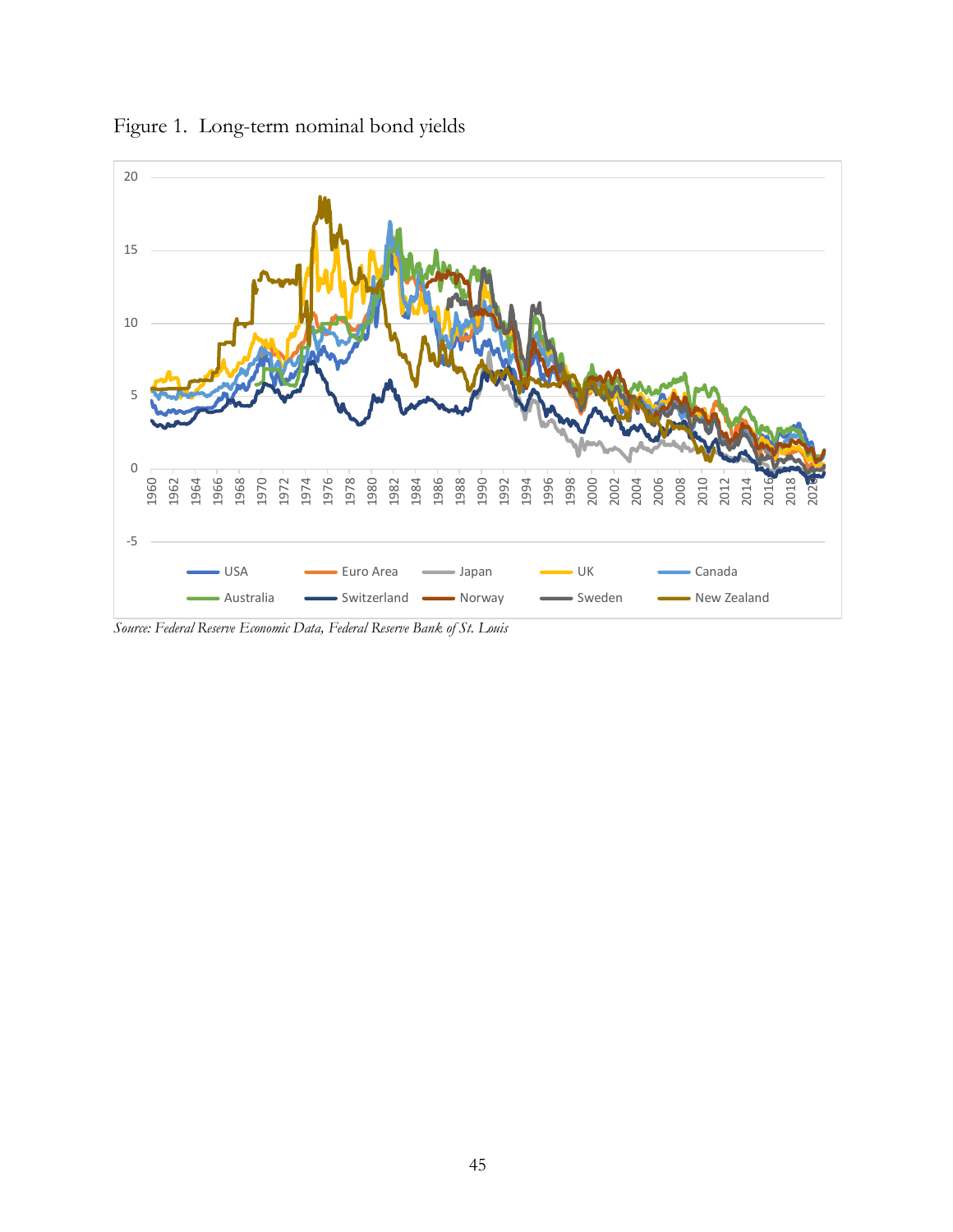Figure 1. Long-term nominal bond yields

*Source: Federal Reserve Economic Data, Federal Reserve Bank of St. Louis*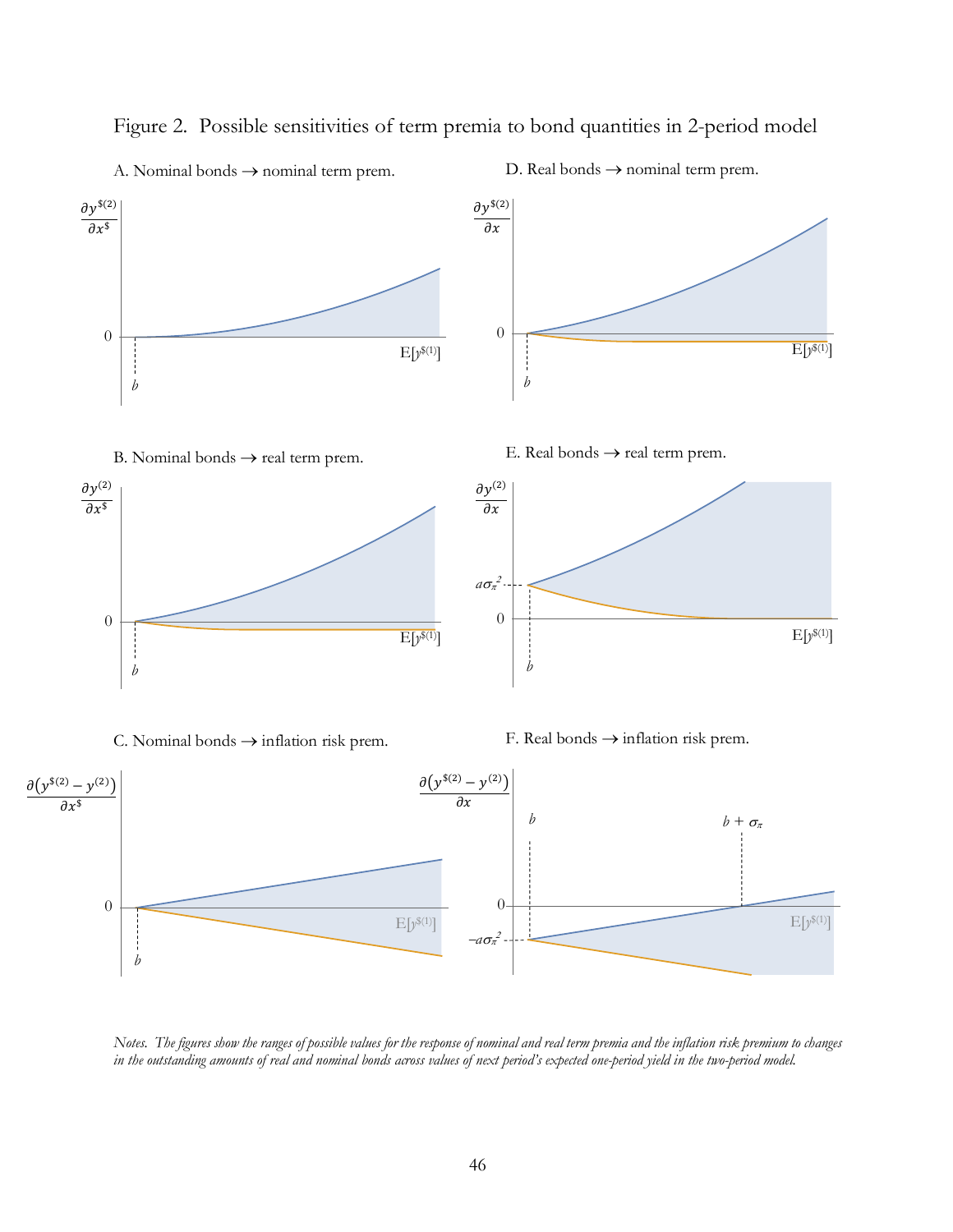Figure 2. Possible sensitivities of term premia to bond quantities in 2-period model

A. Nominal bonds → nominal term prem.

$\frac{\partial y^{\$(2)}}{\partial x^{\$}}$

0

$b$

$E[y^{\$(1)}]$

D. Real bonds → nominal term prem.

$\frac{\partial y^{\$(2)}}{\partial x}$

0

$b$

$E[y^{\$(1)}]$

B. Nominal bonds → real term prem.

$\frac{\partial y^{(2)}}{\partial x^{\$}}$

0

$b$

$E[y^{\$(1)}]$

E. Real bonds → real term prem.

$\frac{\partial y^{(2)}}{\partial x}$

$a\sigma_\pi^2$

0

$b$

$E[y^{\$(1)}]$

C. Nominal bonds → inflation risk prem.

$\frac{\partial (y^{\$(2)} - y^{(2)})}{\partial x^{\$}}$

0

$b$

$E[y^{\$(1)}]$

F. Real bonds → inflation risk prem.

$\frac{\partial (y^{\$(2)} - y^{(2)})}{\partial x}$

$b$

$b + \sigma_\pi$

0

$-a\sigma_\pi^2$

$E[y^{\$(1)}]$

*Notes. The figures show the ranges of possible values for the response of nominal and real term premia and the inflation risk premium to changes in the outstanding amounts of real and nominal bonds across values of next period's expected one-period yield in the two-period model.*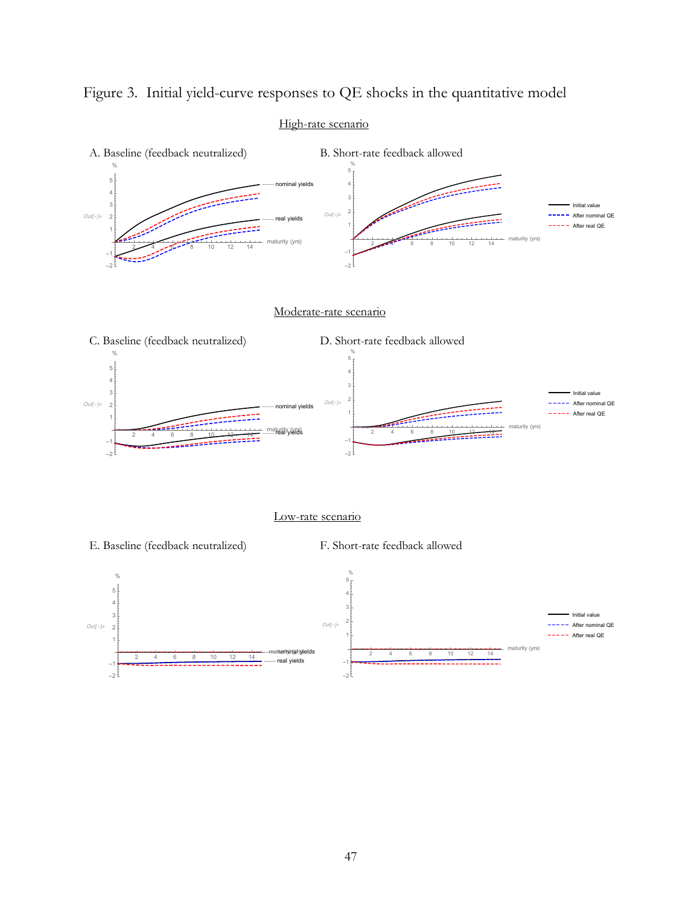# Figure 3. Initial yield-curve responses to QE shocks in the quantitative model

## High-rate scenario

A. Baseline (feedback neutralized)

B. Short-rate feedback allowed

## Moderate-rate scenario

C. Baseline (feedback neutralized)

D. Short-rate feedback allowed

## Low-rate scenario

E. Baseline (feedback neutralized)

F. Short-rate feedback allowed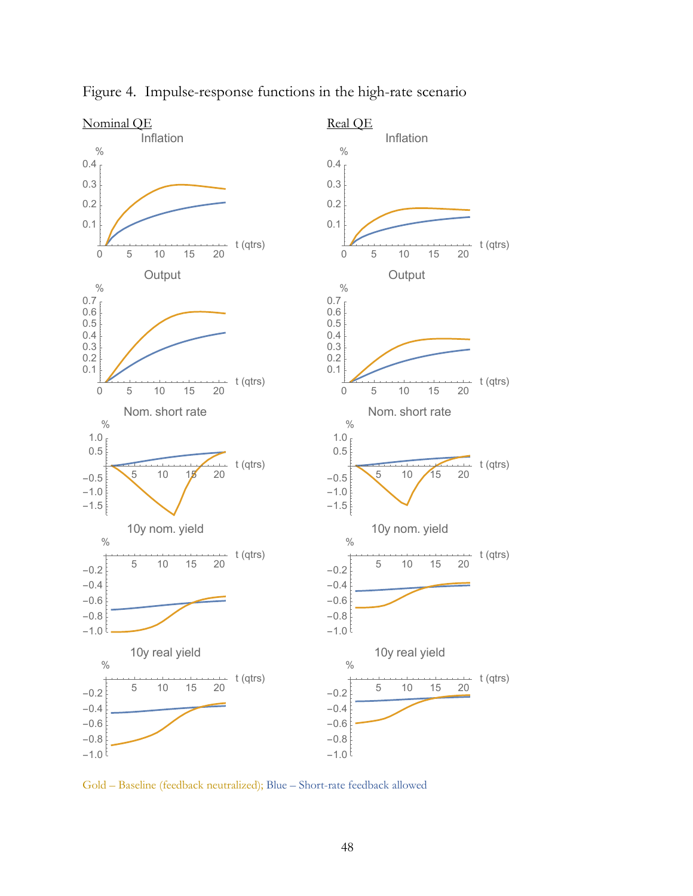Figure 4. Impulse-response functions in the high-rate scenario

Nominal QE

Real QE

Gold – Baseline (feedback neutralized); Blue – Short-rate feedback allowed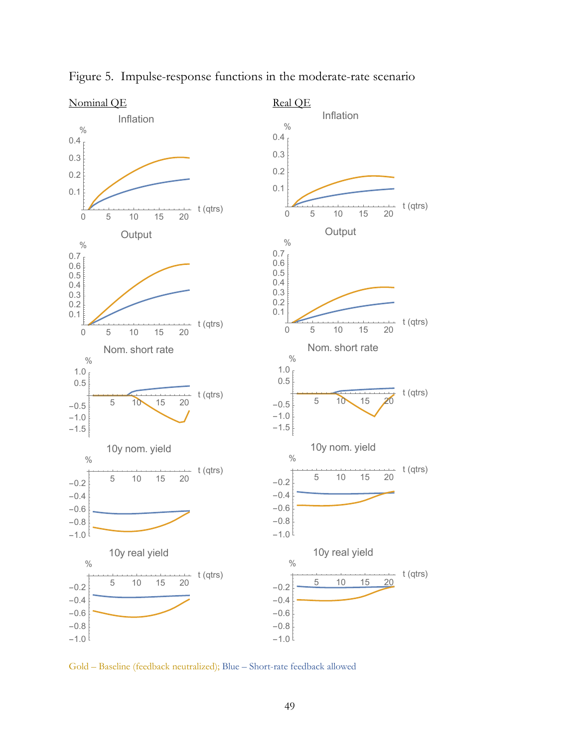Figure 5. Impulse-response functions in the moderate-rate scenario

Nominal QE

Real QE

Gold – Baseline (feedback neutralized); Blue – Short-rate feedback allowed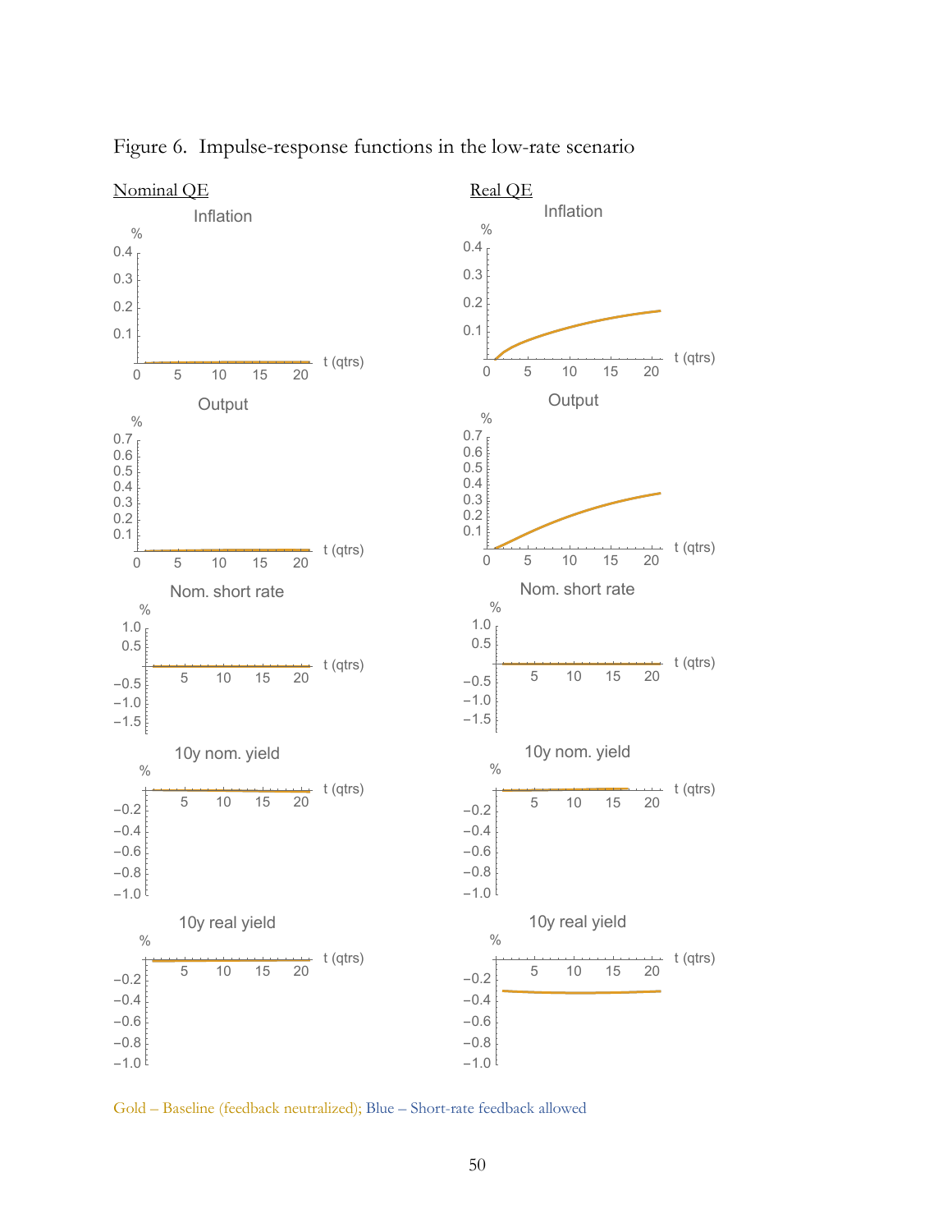Figure 6. Impulse-response functions in the low-rate scenario

Nominal QE

Real QE

Gold – Baseline (feedback neutralized); Blue – Short-rate feedback allowed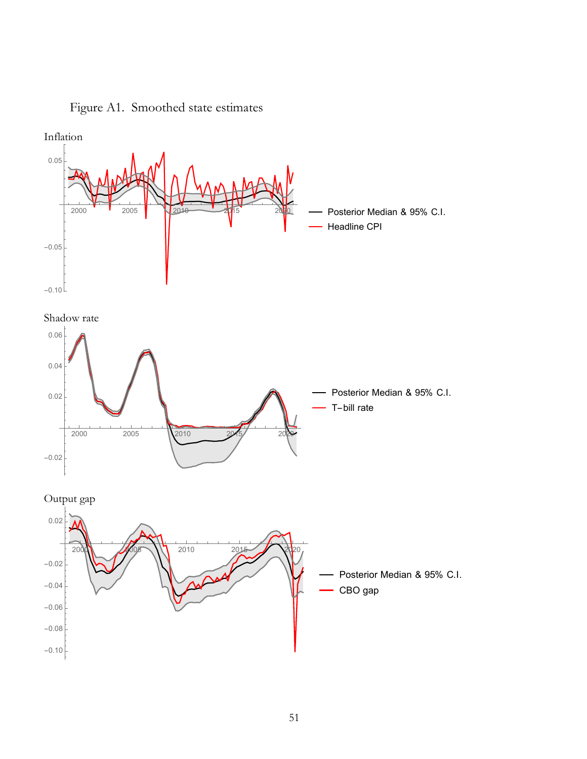Figure A1. Smoothed state estimates

Inflation

0.05
2000
2005
2010
2015
2020
−0.05
−0.10

Posterior Median & 95% C.I.
Headline CPI

Shadow rate

0.06
0.04
0.02
2000
2005
2010
2015
2020
−0.02

Posterior Median & 95% C.I.
T−bill rate

Output gap

0.02
2000
2005
2010
2015
2020
−0.02
−0.04
−0.06
−0.08
−0.10

Posterior Median & 95% C.I.
CBO gap